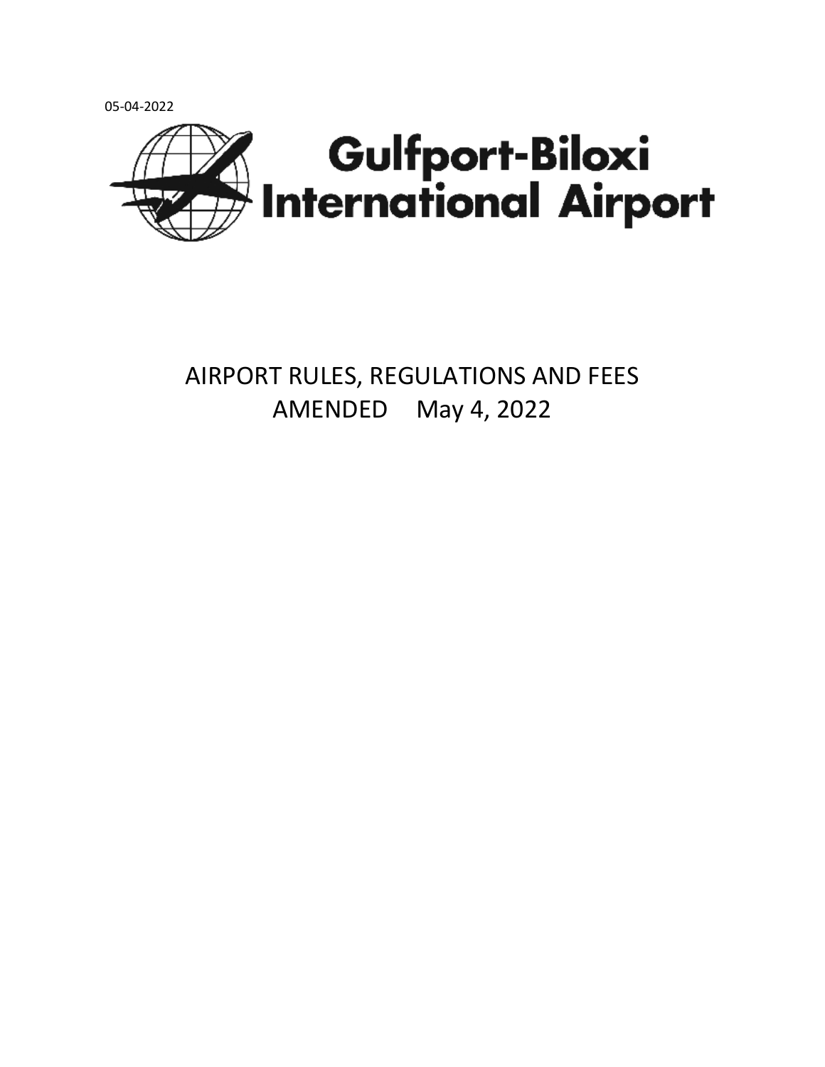05-04-2022

# Gulfport-Biloxi International Airport

## AIRPORT RULES, REGULATIONS AND FEES
## AMENDED May 4, 2022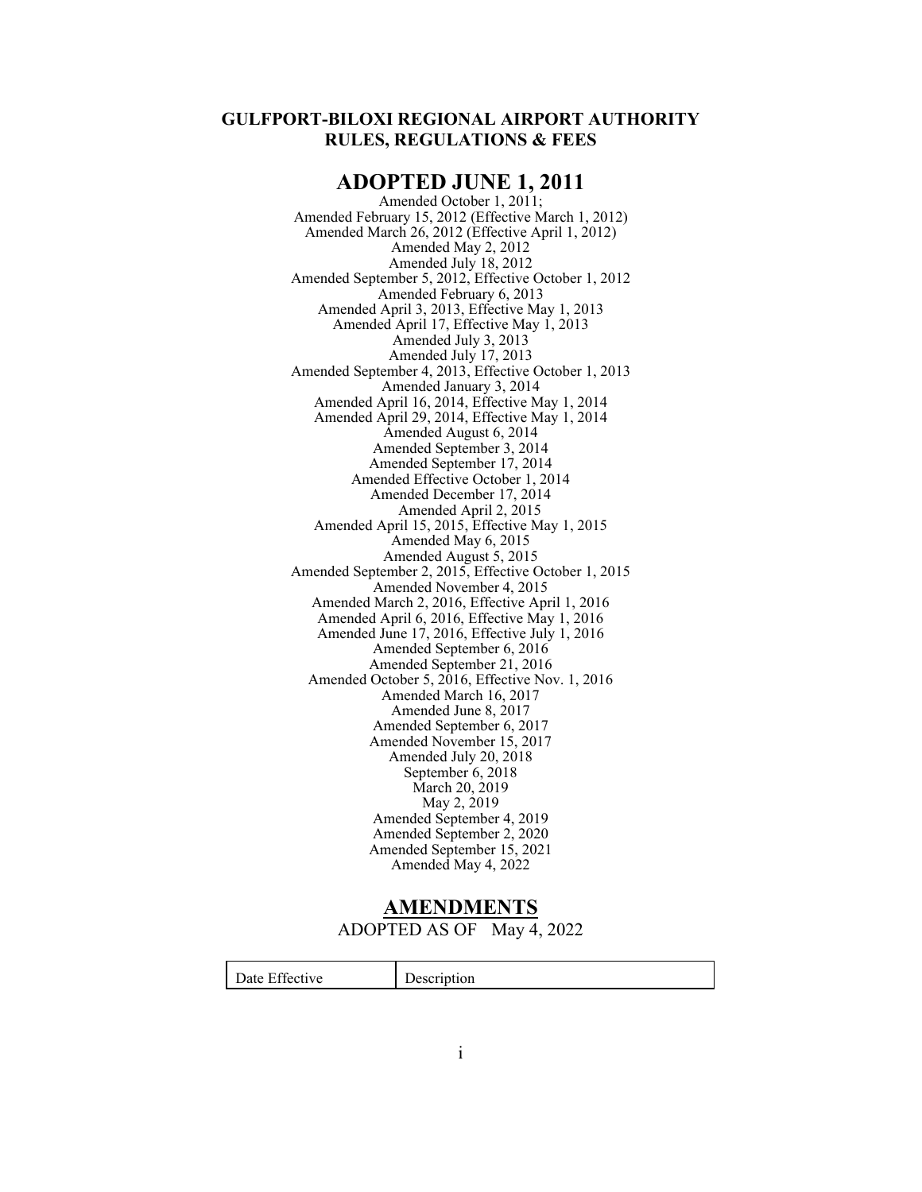**GULFPORT-BILOXI REGIONAL AIRPORT AUTHORITY**
**RULES, REGULATIONS & FEES**

# ADOPTED JUNE 1, 2011

Amended October 1, 2011;
Amended February 15, 2012 (Effective March 1, 2012)
Amended March 26, 2012 (Effective April 1, 2012)
Amended May 2, 2012
Amended July 18, 2012
Amended September 5, 2012, Effective October 1, 2012
Amended February 6, 2013
Amended April 3, 2013, Effective May 1, 2013
Amended April 17, Effective May 1, 2013
Amended July 3, 2013
Amended July 17, 2013
Amended September 4, 2013, Effective October 1, 2013
Amended January 3, 2014
Amended April 16, 2014, Effective May 1, 2014
Amended April 29, 2014, Effective May 1, 2014
Amended August 6, 2014
Amended September 3, 2014
Amended September 17, 2014
Amended Effective October 1, 2014
Amended December 17, 2014
Amended April 2, 2015
Amended April 15, 2015, Effective May 1, 2015
Amended May 6, 2015
Amended August 5, 2015
Amended September 2, 2015, Effective October 1, 2015
Amended November 4, 2015
Amended March 2, 2016, Effective April 1, 2016
Amended April 6, 2016, Effective May 1, 2016
Amended June 17, 2016, Effective July 1, 2016
Amended September 6, 2016
Amended September 21, 2016
Amended October 5, 2016, Effective Nov. 1, 2016
Amended March 16, 2017
Amended June 8, 2017
Amended September 6, 2017
Amended November 15, 2017
Amended July 20, 2018
September 6, 2018
March 20, 2019
May 2, 2019
Amended September 4, 2019
Amended September 2, 2020
Amended September 15, 2021
Amended May 4, 2022

## AMENDMENTS

ADOPTED AS OF May 4, 2022

| Date Effective | Description |
|---|---|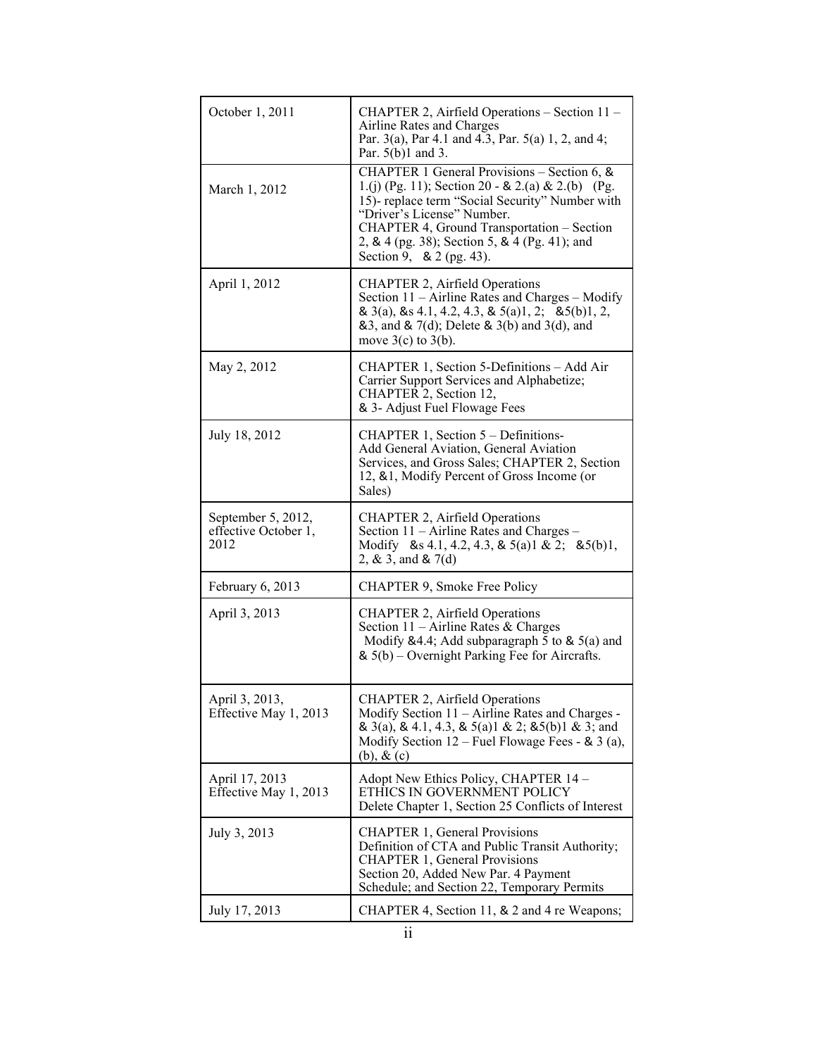| | |
|---|---|
| October 1, 2011 | CHAPTER 2, Airfield Operations – Section 11 – Airline Rates and Charges Par. 3(a), Par 4.1 and 4.3, Par. 5(a) 1, 2, and 4; Par. 5(b)1 and 3. |
| March 1, 2012 | CHAPTER 1 General Provisions – Section 6, & 1.(j) (Pg. 11); Section 20 - & 2.(a) & 2.(b) (Pg. 15)- replace term "Social Security" Number with "Driver's License" Number. CHAPTER 4, Ground Transportation – Section 2, & 4 (pg. 38); Section 5, & 4 (Pg. 41); and Section 9, & 2 (pg. 43). |
| April 1, 2012 | CHAPTER 2, Airfield Operations Section 11 – Airline Rates and Charges – Modify & 3(a), &s 4.1, 4.2, 4.3, & 5(a)1, 2; &5(b)1, 2, &3, and & 7(d); Delete & 3(b) and 3(d), and move 3(c) to 3(b). |
| May 2, 2012 | CHAPTER 1, Section 5-Definitions – Add Air Carrier Support Services and Alphabetize; CHAPTER 2, Section 12, & 3- Adjust Fuel Flowage Fees |
| July 18, 2012 | CHAPTER 1, Section 5 – Definitions- Add General Aviation, General Aviation Services, and Gross Sales; CHAPTER 2, Section 12, &1, Modify Percent of Gross Income (or Sales) |
| September 5, 2012, effective October 1, 2012 | CHAPTER 2, Airfield Operations Section 11 – Airline Rates and Charges – Modify &s 4.1, 4.2, 4.3, & 5(a)1 & 2; &5(b)1, 2, & 3, and & 7(d) |
| February 6, 2013 | CHAPTER 9, Smoke Free Policy |
| April 3, 2013 | CHAPTER 2, Airfield Operations Section 11 – Airline Rates & Charges Modify &4.4; Add subparagraph 5 to & 5(a) and & 5(b) – Overnight Parking Fee for Aircrafts. |
| April 3, 2013, Effective May 1, 2013 | CHAPTER 2, Airfield Operations Modify Section 11 – Airline Rates and Charges - & 3(a), & 4.1, 4.3, & 5(a)1 & 2; &5(b)1 & 3; and Modify Section 12 – Fuel Flowage Fees - & 3 (a), (b), & (c) |
| April 17, 2013 Effective May 1, 2013 | Adopt New Ethics Policy, CHAPTER 14 – ETHICS IN GOVERNMENT POLICY Delete Chapter 1, Section 25 Conflicts of Interest |
| July 3, 2013 | CHAPTER 1, General Provisions Definition of CTA and Public Transit Authority; CHAPTER 1, General Provisions Section 20, Added New Par. 4 Payment Schedule; and Section 22, Temporary Permits |
| July 17, 2013 | CHAPTER 4, Section 11, & 2 and 4 re Weapons; |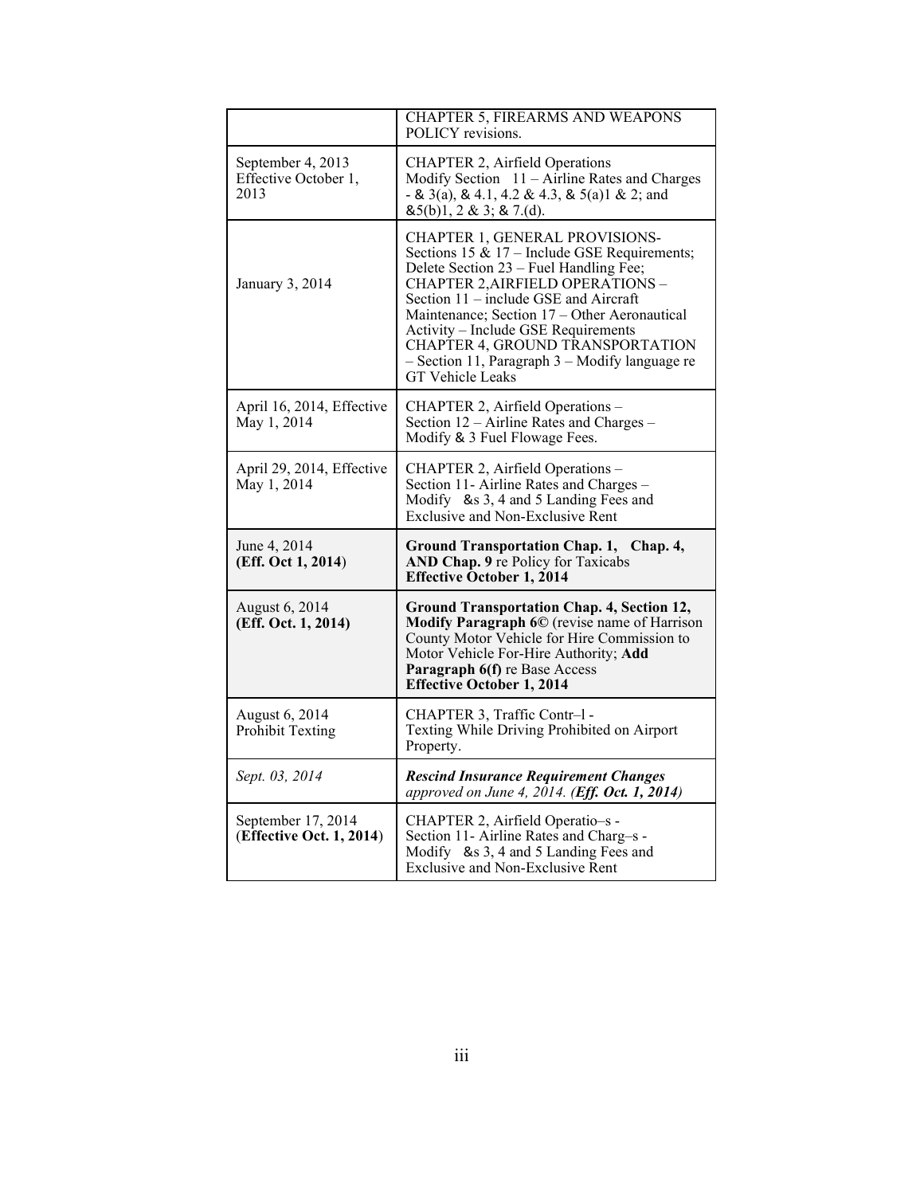| | |
|---|---|
| | CHAPTER 5, FIREARMS AND WEAPONS POLICY revisions. |
| September 4, 2013 Effective October 1, 2013 | CHAPTER 2, Airfield Operations Modify Section 11 – Airline Rates and Charges - & 3(a), & 4.1, 4.2 & 4.3, & 5(a)1 & 2; and &5(b)1, 2 & 3; & 7.(d). |
| January 3, 2014 | CHAPTER 1, GENERAL PROVISIONS- Sections 15 & 17 – Include GSE Requirements; Delete Section 23 – Fuel Handling Fee; CHAPTER 2,AIRFIELD OPERATIONS – Section 11 – include GSE and Aircraft Maintenance; Section 17 – Other Aeronautical Activity – Include GSE Requirements CHAPTER 4, GROUND TRANSPORTATION – Section 11, Paragraph 3 – Modify language re GT Vehicle Leaks |
| April 16, 2014, Effective May 1, 2014 | CHAPTER 2, Airfield Operations – Section 12 – Airline Rates and Charges – Modify & 3 Fuel Flowage Fees. |
| April 29, 2014, Effective May 1, 2014 | CHAPTER 2, Airfield Operations – Section 11- Airline Rates and Charges – Modify &s 3, 4 and 5 Landing Fees and Exclusive and Non-Exclusive Rent |
| June 4, 2014 **(Eff. Oct 1, 2014**) | **Ground Transportation Chap. 1, Chap. 4, AND Chap. 9** re Policy for Taxicabs **Effective October 1, 2014** |
| August 6, 2014 **(Eff. Oct. 1, 2014)** | **Ground Transportation Chap. 4, Section 12, Modify Paragraph 6©** (revise name of Harrison County Motor Vehicle for Hire Commission to Motor Vehicle For-Hire Authority; **Add Paragraph 6(f)** re Base Access **Effective October 1, 2014** |
| August 6, 2014 Prohibit Texting | CHAPTER 3, Traffic Contr–l - Texting While Driving Prohibited on Airport Property. |
| *Sept. 03, 2014* | ***Rescind Insurance Requirement Changes*** *approved on June 4, 2014. (**Eff. Oct. 1, 2014**)* |
| September 17, 2014 (**Effective Oct. 1, 2014**) | CHAPTER 2, Airfield Operatio–s - Section 11- Airline Rates and Charg–s - Modify &s 3, 4 and 5 Landing Fees and Exclusive and Non-Exclusive Rent |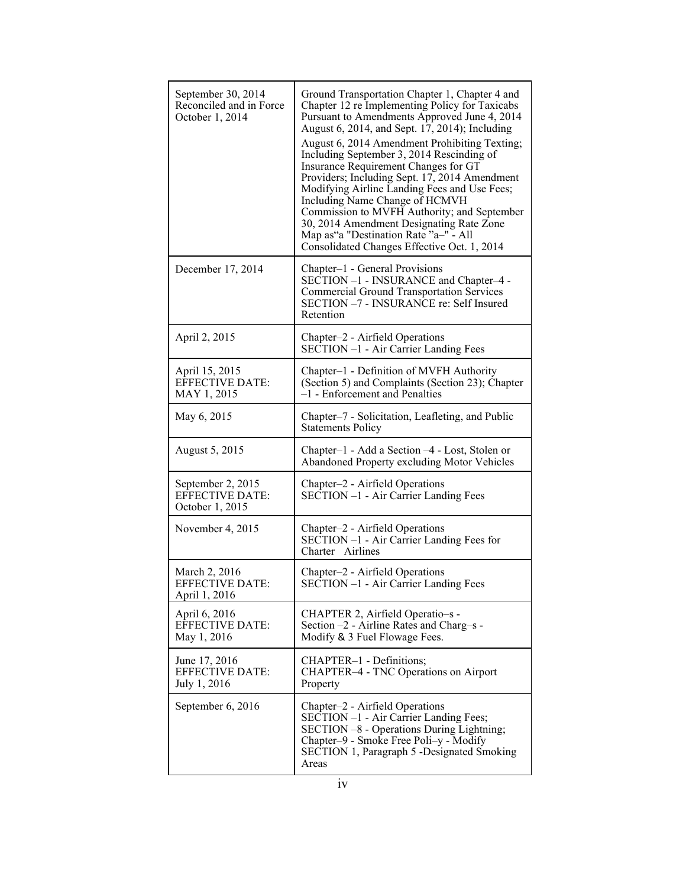| | |
|---|---|
| September 30, 2014 Reconciled and in Force October 1, 2014 | Ground Transportation Chapter 1, Chapter 4 and Chapter 12 re Implementing Policy for Taxicabs Pursuant to Amendments Approved June 4, 2014 August 6, 2014, and Sept. 17, 2014); Including August 6, 2014 Amendment Prohibiting Texting; Including September 3, 2014 Rescinding of Insurance Requirement Changes for GT Providers; Including Sept. 17, 2014 Amendment Modifying Airline Landing Fees and Use Fees; Including Name Change of HCMVH Commission to MVFH Authority; and September 30, 2014 Amendment Designating Rate Zone Map as"a "Destination Rate "a–" - All Consolidated Changes Effective Oct. 1, 2014 |
| December 17, 2014 | Chapter–1 - General Provisions SECTION –1 - INSURANCE and Chapter–4 - Commercial Ground Transportation Services SECTION –7 - INSURANCE re: Self Insured Retention |
| April 2, 2015 | Chapter–2 - Airfield Operations SECTION –1 - Air Carrier Landing Fees |
| April 15, 2015 EFFECTIVE DATE: MAY 1, 2015 | Chapter–1 - Definition of MVFH Authority (Section 5) and Complaints (Section 23); Chapter –1 - Enforcement and Penalties |
| May 6, 2015 | Chapter–7 - Solicitation, Leafleting, and Public Statements Policy |
| August 5, 2015 | Chapter–1 - Add a Section –4 - Lost, Stolen or Abandoned Property excluding Motor Vehicles |
| September 2, 2015 EFFECTIVE DATE: October 1, 2015 | Chapter–2 - Airfield Operations SECTION –1 - Air Carrier Landing Fees |
| November 4, 2015 | Chapter–2 - Airfield Operations SECTION –1 - Air Carrier Landing Fees for Charter Airlines |
| March 2, 2016 EFFECTIVE DATE: April 1, 2016 | Chapter–2 - Airfield Operations SECTION –1 - Air Carrier Landing Fees |
| April 6, 2016 EFFECTIVE DATE: May 1, 2016 | CHAPTER 2, Airfield Operatio–s - Section –2 - Airline Rates and Charg–s - Modify & 3 Fuel Flowage Fees. |
| June 17, 2016 EFFECTIVE DATE: July 1, 2016 | CHAPTER–1 - Definitions; CHAPTER–4 - TNC Operations on Airport Property |
| September 6, 2016 | Chapter–2 - Airfield Operations SECTION –1 - Air Carrier Landing Fees; SECTION –8 - Operations During Lightning; Chapter–9 - Smoke Free Poli–y - Modify SECTION 1, Paragraph 5 -Designated Smoking Areas |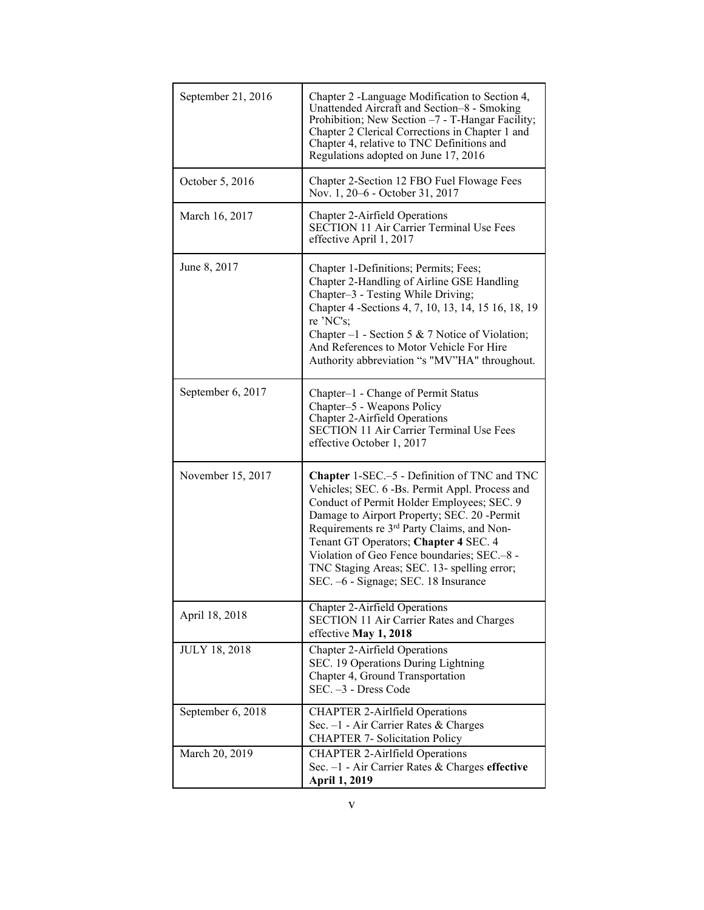| | |
|---|---|
| September 21, 2016 | Chapter 2 -Language Modification to Section 4, Unattended Aircraft and Section–8 - Smoking Prohibition; New Section –7 - T-Hangar Facility; Chapter 2 Clerical Corrections in Chapter 1 and Chapter 4, relative to TNC Definitions and Regulations adopted on June 17, 2016 |
| October 5, 2016 | Chapter 2-Section 12 FBO Fuel Flowage Fees Nov. 1, 20–6 - October 31, 2017 |
| March 16, 2017 | Chapter 2-Airfield Operations<br>SECTION 11 Air Carrier Terminal Use Fees effective April 1, 2017 |
| June 8, 2017 | Chapter 1-Definitions; Permits; Fees;<br>Chapter 2-Handling of Airline GSE Handling<br>Chapter–3 - Testing While Driving;<br>Chapter 4 -Sections 4, 7, 10, 13, 14, 15 16, 18, 19 re ’NC's;<br>Chapter –1 - Section 5 & 7 Notice of Violation; And References to Motor Vehicle For Hire Authority abbreviation “s "MV”HA" throughout. |
| September 6, 2017 | Chapter–1 - Change of Permit Status<br>Chapter–5 - Weapons Policy<br>Chapter 2-Airfield Operations<br>SECTION 11 Air Carrier Terminal Use Fees effective October 1, 2017 |
| November 15, 2017 | **Chapter** 1-SEC.–5 - Definition of TNC and TNC Vehicles; SEC. 6 -Bs. Permit Appl. Process and Conduct of Permit Holder Employees; SEC. 9 Damage to Airport Property; SEC. 20 -Permit Requirements re 3rd Party Claims, and Non-Tenant GT Operators; **Chapter 4** SEC. 4 Violation of Geo Fence boundaries; SEC.–8 - TNC Staging Areas; SEC. 13- spelling error; SEC. –6 - Signage; SEC. 18 Insurance |
| April 18, 2018 | Chapter 2-Airfield Operations<br>SECTION 11 Air Carrier Rates and Charges effective **May 1, 2018** |
| JULY 18, 2018 | Chapter 2-Airfield Operations<br>SEC. 19 Operations During Lightning<br>Chapter 4, Ground Transportation<br>SEC. –3 - Dress Code |
| September 6, 2018 | CHAPTER 2-Airlfield Operations<br>Sec. –1 - Air Carrier Rates & Charges<br>CHAPTER 7- Solicitation Policy |
| March 20, 2019 | CHAPTER 2-Airlfield Operations<br>Sec. –1 - Air Carrier Rates & Charges **effective April 1, 2019** |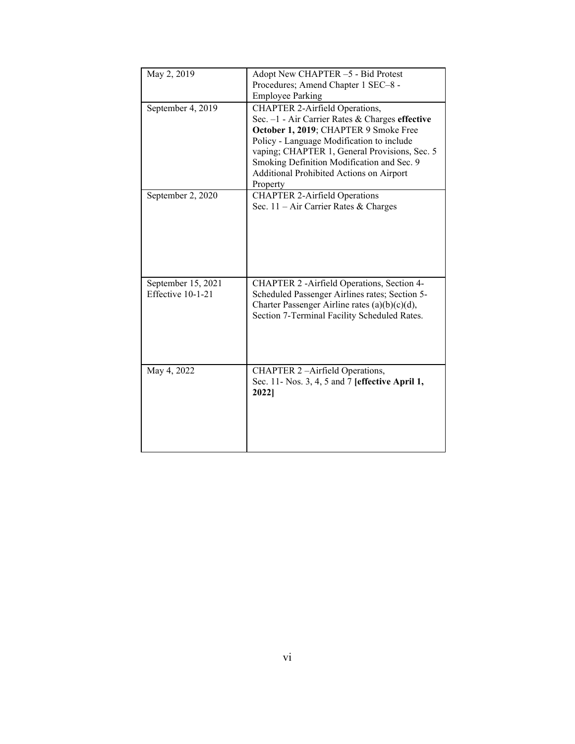| | |
|---|---|
| May 2, 2019 | Adopt New CHAPTER –5 - Bid Protest Procedures; Amend Chapter 1 SEC–8 - Employee Parking |
| September 4, 2019 | CHAPTER 2-Airfield Operations, Sec. –1 - Air Carrier Rates & Charges **effective October 1, 2019**; CHAPTER 9 Smoke Free Policy - Language Modification to include vaping; CHAPTER 1, General Provisions, Sec. 5 Smoking Definition Modification and Sec. 9 Additional Prohibited Actions on Airport Property |
| September 2, 2020 | CHAPTER 2-Airfield Operations Sec. 11 – Air Carrier Rates & Charges |
| September 15, 2021 Effective 10-1-21 | CHAPTER 2 -Airfield Operations, Section 4-Scheduled Passenger Airlines rates; Section 5-Charter Passenger Airline rates (a)(b)(c)(d), Section 7-Terminal Facility Scheduled Rates. |
| May 4, 2022 | CHAPTER 2 –Airfield Operations, Sec. 11- Nos. 3, 4, 5 and 7 **[effective April 1, 2022]** |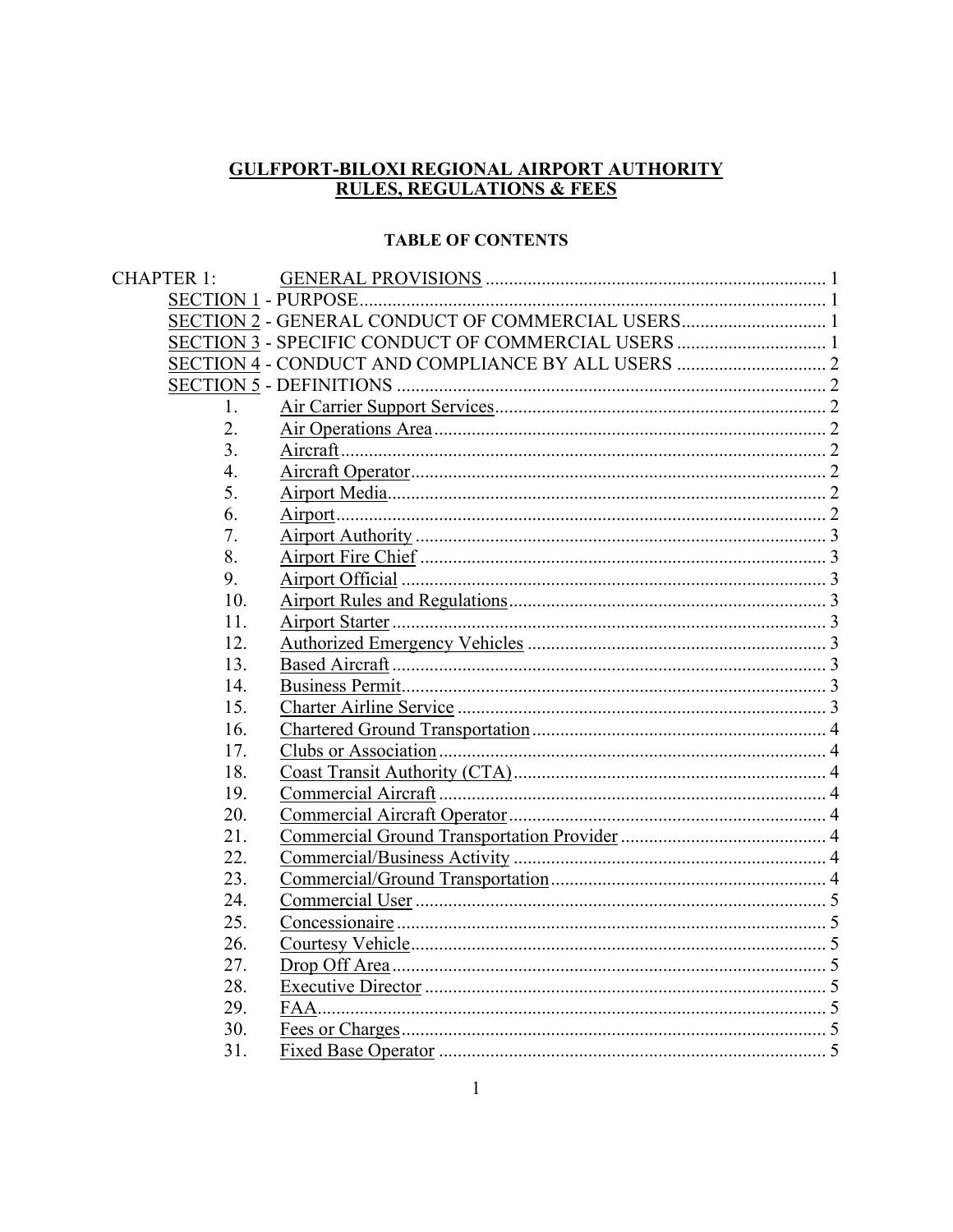# GULFPORT-BILOXI REGIONAL AIRPORT AUTHORITY
# RULES, REGULATIONS & FEES

## TABLE OF CONTENTS

CHAPTER 1: GENERAL PROVISIONS ........................................................................ 1

- SECTION 1 - PURPOSE ........................................................................................ 1
- SECTION 2 - GENERAL CONDUCT OF COMMERCIAL USERS ............................... 1
- SECTION 3 - SPECIFIC CONDUCT OF COMMERCIAL USERS ................................ 1
- SECTION 4 - CONDUCT AND COMPLIANCE BY ALL USERS ................................ 2
- SECTION 5 - DEFINITIONS ................................................................................... 2
  1. Air Carrier Support Services ........................................................................ 2
  2. Air Operations Area ...................................................................................... 2
  3. Aircraft ........................................................................................................ 2
  4. Aircraft Operator .......................................................................................... 2
  5. Airport Media ............................................................................................... 2
  6. Airport ......................................................................................................... 2
  7. Airport Authority .......................................................................................... 3
  8. Airport Fire Chief ......................................................................................... 3
  9. Airport Official ............................................................................................. 3
  10. Airport Rules and Regulations ...................................................................... 3
  11. Airport Starter .............................................................................................. 3
  12. Authorized Emergency Vehicles ................................................................... 3
  13. Based Aircraft ............................................................................................... 3
  14. Business Permit ............................................................................................ 3
  15. Charter Airline Service ................................................................................. 3
  16. Chartered Ground Transportation ................................................................. 4
  17. Clubs or Association ..................................................................................... 4
  18. Coast Transit Authority (CTA) ...................................................................... 4
  19. Commercial Aircraft ..................................................................................... 4
  20. Commercial Aircraft Operator ....................................................................... 4
  21. Commercial Ground Transportation Provider ................................................ 4
  22. Commercial/Business Activity ...................................................................... 4
  23. Commercial/Ground Transportation .............................................................. 4
  24. Commercial User .......................................................................................... 5
  25. Concessionaire ............................................................................................. 5
  26. Courtesy Vehicle ........................................................................................... 5
  27. Drop Off Area ............................................................................................... 5
  28. Executive Director ........................................................................................ 5
  29. FAA .............................................................................................................. 5
  30. Fees or Charges ............................................................................................ 5
  31. Fixed Base Operator ..................................................................................... 5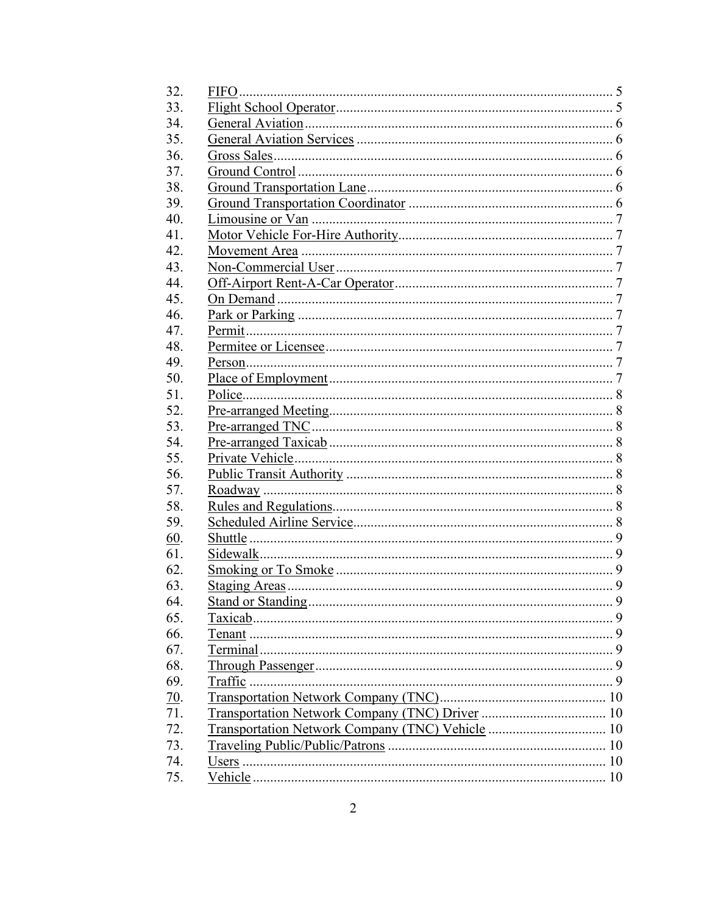32. FIFO ..... 5
33. Flight School Operator ..... 5
34. General Aviation ..... 6
35. General Aviation Services ..... 6
36. Gross Sales ..... 6
37. Ground Control ..... 6
38. Ground Transportation Lane ..... 6
39. Ground Transportation Coordinator ..... 6
40. Limousine or Van ..... 7
41. Motor Vehicle For-Hire Authority ..... 7
42. Movement Area ..... 7
43. Non-Commercial User ..... 7
44. Off-Airport Rent-A-Car Operator ..... 7
45. On Demand ..... 7
46. Park or Parking ..... 7
47. Permit ..... 7
48. Permitee or Licensee ..... 7
49. Person ..... 7
50. Place of Employment ..... 7
51. Police ..... 8
52. Pre-arranged Meeting ..... 8
53. Pre-arranged TNC ..... 8
54. Pre-arranged Taxicab ..... 8
55. Private Vehicle ..... 8
56. Public Transit Authority ..... 8
57. Roadway ..... 8
58. Rules and Regulations ..... 8
59. Scheduled Airline Service ..... 8
60. Shuttle ..... 9
61. Sidewalk ..... 9
62. Smoking or To Smoke ..... 9
63. Staging Areas ..... 9
64. Stand or Standing ..... 9
65. Taxicab ..... 9
66. Tenant ..... 9
67. Terminal ..... 9
68. Through Passenger ..... 9
69. Traffic ..... 9
70. Transportation Network Company (TNC) ..... 10
71. Transportation Network Company (TNC) Driver ..... 10
72. Transportation Network Company (TNC) Vehicle ..... 10
73. Traveling Public/Public/Patrons ..... 10
74. Users ..... 10
75. Vehicle ..... 10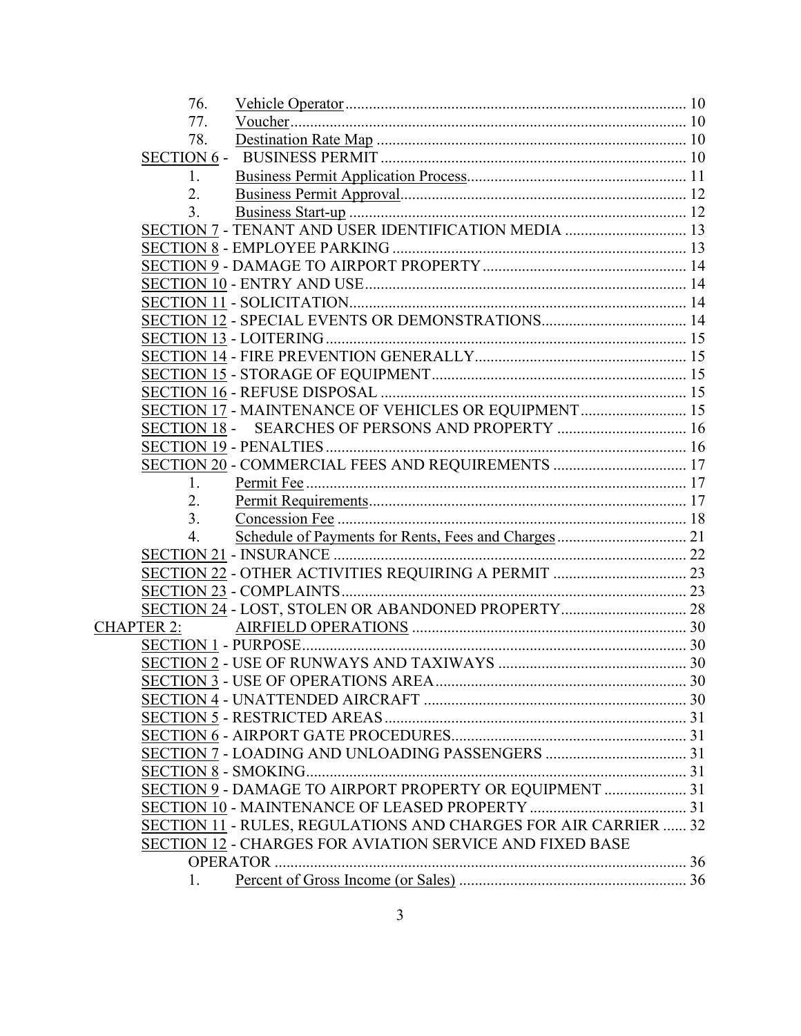76. Vehicle Operator ... 10
77. Voucher ... 10
78. Destination Rate Map ... 10

SECTION 6 - BUSINESS PERMIT ... 10
1. Business Permit Application Process ... 11
2. Business Permit Approval ... 12
3. Business Start-up ... 12

SECTION 7 - TENANT AND USER IDENTIFICATION MEDIA ... 13
SECTION 8 - EMPLOYEE PARKING ... 13
SECTION 9 - DAMAGE TO AIRPORT PROPERTY ... 14
SECTION 10 - ENTRY AND USE ... 14
SECTION 11 - SOLICITATION ... 14
SECTION 12 - SPECIAL EVENTS OR DEMONSTRATIONS ... 14
SECTION 13 - LOITERING ... 15
SECTION 14 - FIRE PREVENTION GENERALLY ... 15
SECTION 15 - STORAGE OF EQUIPMENT ... 15
SECTION 16 - REFUSE DISPOSAL ... 15
SECTION 17 - MAINTENANCE OF VEHICLES OR EQUIPMENT ... 15
SECTION 18 - SEARCHES OF PERSONS AND PROPERTY ... 16
SECTION 19 - PENALTIES ... 16
SECTION 20 - COMMERCIAL FEES AND REQUIREMENTS ... 17
1. Permit Fee ... 17
2. Permit Requirements ... 17
3. Concession Fee ... 18
4. Schedule of Payments for Rents, Fees and Charges ... 21

SECTION 21 - INSURANCE ... 22
SECTION 22 - OTHER ACTIVITIES REQUIRING A PERMIT ... 23
SECTION 23 - COMPLAINTS ... 23
SECTION 24 - LOST, STOLEN OR ABANDONED PROPERTY ... 28

CHAPTER 2: AIRFIELD OPERATIONS ... 30

SECTION 1 - PURPOSE ... 30
SECTION 2 - USE OF RUNWAYS AND TAXIWAYS ... 30
SECTION 3 - USE OF OPERATIONS AREA ... 30
SECTION 4 - UNATTENDED AIRCRAFT ... 30
SECTION 5 - RESTRICTED AREAS ... 31
SECTION 6 - AIRPORT GATE PROCEDURES ... 31
SECTION 7 - LOADING AND UNLOADING PASSENGERS ... 31
SECTION 8 - SMOKING ... 31
SECTION 9 - DAMAGE TO AIRPORT PROPERTY OR EQUIPMENT ... 31
SECTION 10 - MAINTENANCE OF LEASED PROPERTY ... 31
SECTION 11 - RULES, REGULATIONS AND CHARGES FOR AIR CARRIER ... 32
SECTION 12 - CHARGES FOR AVIATION SERVICE AND FIXED BASE OPERATOR ... 36
1. Percent of Gross Income (or Sales) ... 36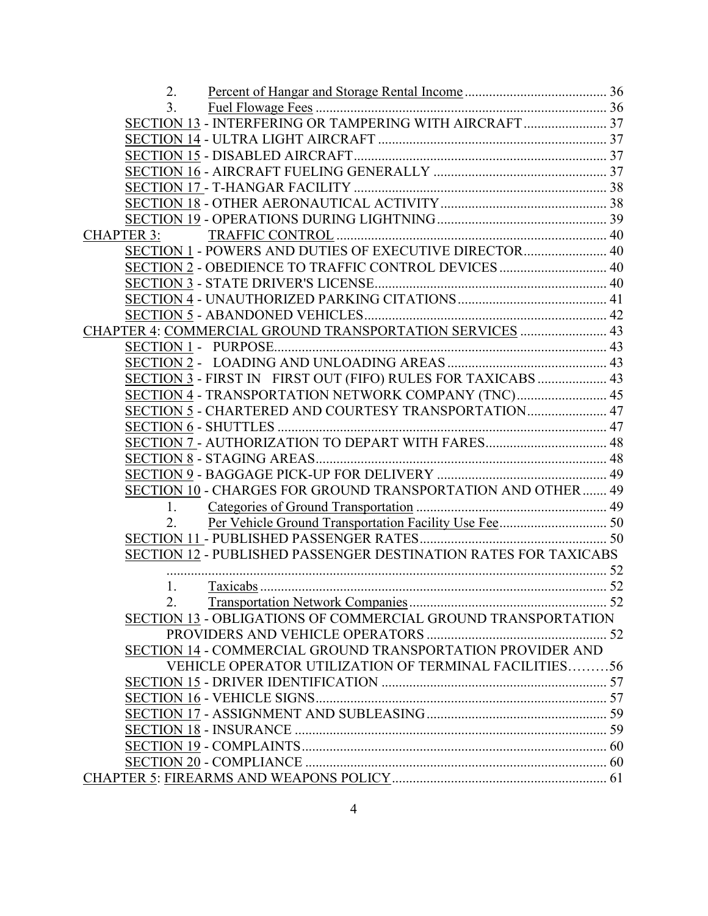2. Percent of Hangar and Storage Rental Income ........................................ 36
3. Fuel Flowage Fees ........................................................................ 36

SECTION 13 - INTERFERING OR TAMPERING WITH AIRCRAFT ........................ 37
SECTION 14 - ULTRA LIGHT AIRCRAFT ................................................... 37
SECTION 15 - DISABLED AIRCRAFT ....................................................... 37
SECTION 16 - AIRCRAFT FUELING GENERALLY ........................................ 37
SECTION 17 - T-HANGAR FACILITY ....................................................... 38
SECTION 18 - OTHER AERONAUTICAL ACTIVITY ....................................... 38
SECTION 19 - OPERATIONS DURING LIGHTNING ........................................ 39

CHAPTER 3: TRAFFIC CONTROL ............................................................. 40

SECTION 1 - POWERS AND DUTIES OF EXECUTIVE DIRECTOR ........................ 40
SECTION 2 - OBEDIENCE TO TRAFFIC CONTROL DEVICES .............................. 40
SECTION 3 - STATE DRIVER'S LICENSE .................................................. 40
SECTION 4 - UNAUTHORIZED PARKING CITATIONS ...................................... 41
SECTION 5 - ABANDONED VEHICLES ..................................................... 42

CHAPTER 4: COMMERCIAL GROUND TRANSPORTATION SERVICES ......................... 43

SECTION 1 - PURPOSE ....................................................................... 43
SECTION 2 - LOADING AND UNLOADING AREAS ......................................... 43
SECTION 3 - FIRST IN FIRST OUT (FIFO) RULES FOR TAXICABS ...................... 43
SECTION 4 - TRANSPORTATION NETWORK COMPANY (TNC) .......................... 45
SECTION 5 - CHARTERED AND COURTESY TRANSPORTATION ........................ 47
SECTION 6 - SHUTTLES ..................................................................... 47
SECTION 7 - AUTHORIZATION TO DEPART WITH FARES ............................... 48
SECTION 8 - STAGING AREAS .............................................................. 48
SECTION 9 - BAGGAGE PICK-UP FOR DELIVERY ........................................ 49
SECTION 10 - CHARGES FOR GROUND TRANSPORTATION AND OTHER ............... 49

1. Categories of Ground Transportation ................................................ 49
2. Per Vehicle Ground Transportation Facility Use Fee ............................... 50

SECTION 11 - PUBLISHED PASSENGER RATES ............................................ 50
SECTION 12 - PUBLISHED PASSENGER DESTINATION RATES FOR TAXICABS ........................................................................................................ 52

1. Taxicabs ..................................................................................... 52
2. Transportation Network Companies ................................................... 52

SECTION 13 - OBLIGATIONS OF COMMERCIAL GROUND TRANSPORTATION PROVIDERS AND VEHICLE OPERATORS .............................................. 52
SECTION 14 - COMMERCIAL GROUND TRANSPORTATION PROVIDER AND VEHICLE OPERATOR UTILIZATION OF TERMINAL FACILITIES .........56
SECTION 15 - DRIVER IDENTIFICATION ................................................. 57
SECTION 16 - VEHICLE SIGNS ............................................................. 57
SECTION 17 - ASSIGNMENT AND SUBLEASING ......................................... 59
SECTION 18 - INSURANCE ................................................................. 59
SECTION 19 - COMPLAINTS ................................................................ 60
SECTION 20 - COMPLIANCE ............................................................... 60

CHAPTER 5: FIREARMS AND WEAPONS POLICY ............................................ 61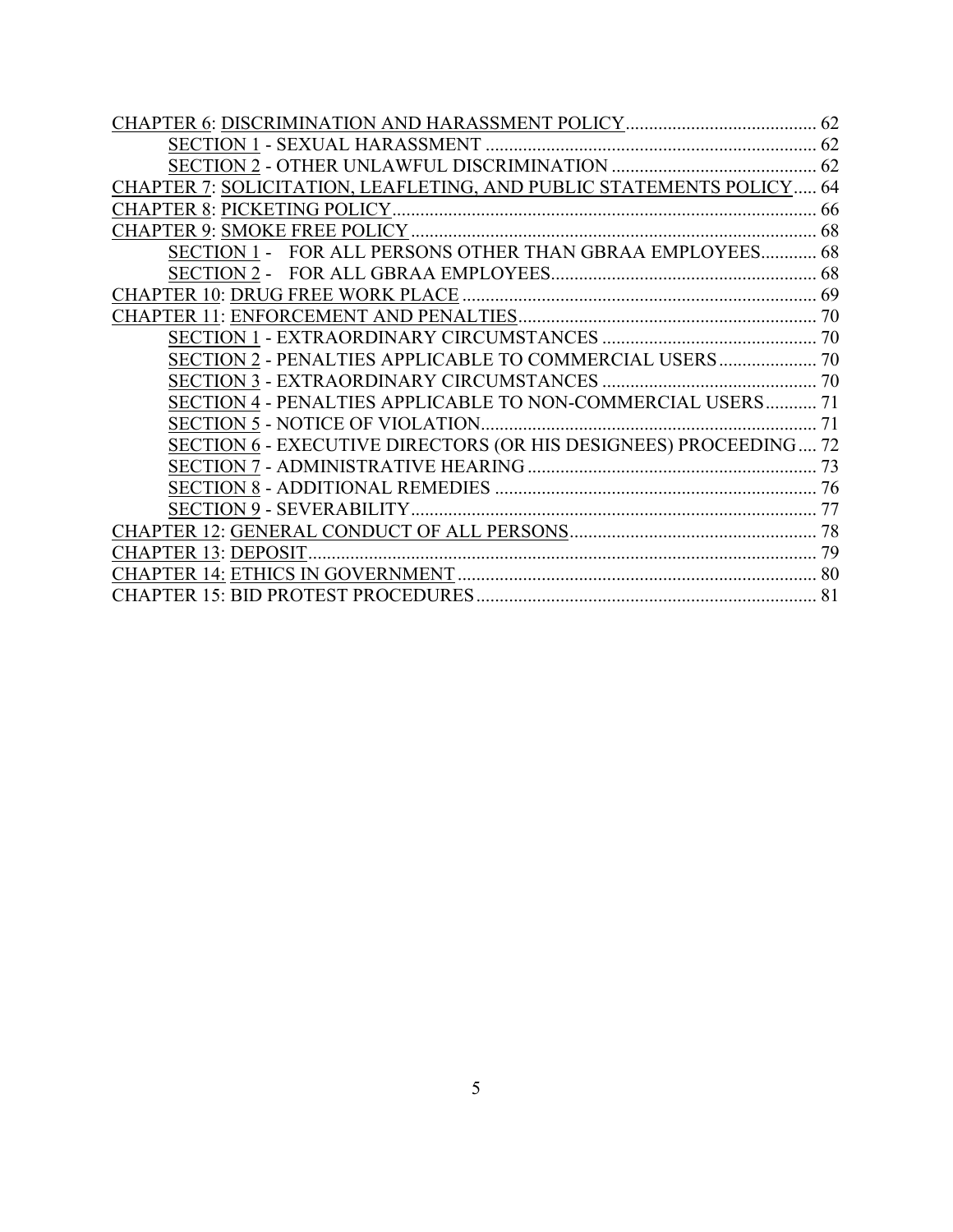CHAPTER 6: DISCRIMINATION AND HARASSMENT POLICY ........................................ 62

SECTION 1 - SEXUAL HARASSMENT ........................................................................ 62

SECTION 2 - OTHER UNLAWFUL DISCRIMINATION ............................................ 62

CHAPTER 7: SOLICITATION, LEAFLETING, AND PUBLIC STATEMENTS POLICY ..... 64

CHAPTER 8: PICKETING POLICY ........................................................................................ 66

CHAPTER 9: SMOKE FREE POLICY ...................................................................................... 68

SECTION 1 - FOR ALL PERSONS OTHER THAN GBRAA EMPLOYEES ............ 68

SECTION 2 - FOR ALL GBRAA EMPLOYEES ......................................................... 68

CHAPTER 10: DRUG FREE WORK PLACE ............................................................................ 69

CHAPTER 11: ENFORCEMENT AND PENALTIES ................................................................ 70

SECTION 1 - EXTRAORDINARY CIRCUMSTANCES .............................................. 70

SECTION 2 - PENALTIES APPLICABLE TO COMMERCIAL USERS ..................... 70

SECTION 3 - EXTRAORDINARY CIRCUMSTANCES .............................................. 70

SECTION 4 - PENALTIES APPLICABLE TO NON-COMMERCIAL USERS ........... 71

SECTION 5 - NOTICE OF VIOLATION ........................................................................ 71

SECTION 6 - EXECUTIVE DIRECTORS (OR HIS DESIGNEES) PROCEEDING .... 72

SECTION 7 - ADMINISTRATIVE HEARING .............................................................. 73

SECTION 8 - ADDITIONAL REMEDIES ..................................................................... 76

SECTION 9 - SEVERABILITY ....................................................................................... 77

CHAPTER 12: GENERAL CONDUCT OF ALL PERSONS ..................................................... 78

CHAPTER 13: DEPOSIT ............................................................................................................. 79

CHAPTER 14: ETHICS IN GOVERNMENT ............................................................................. 80

CHAPTER 15: BID PROTEST PROCEDURES ......................................................................... 81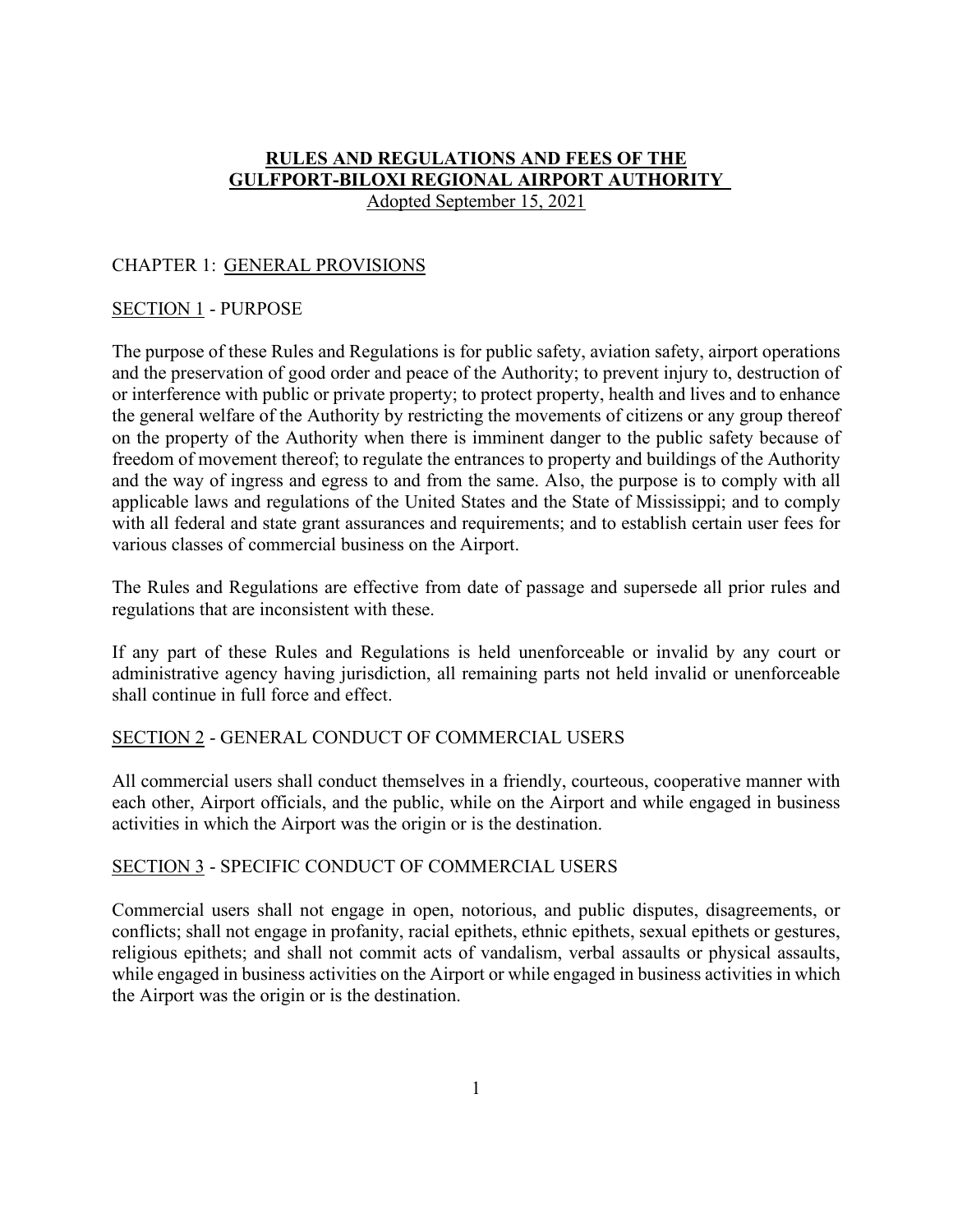# RULES AND REGULATIONS AND FEES OF THE GULFPORT-BILOXI REGIONAL AIRPORT AUTHORITY

Adopted September 15, 2021

## CHAPTER 1: GENERAL PROVISIONS

### SECTION 1 - PURPOSE

The purpose of these Rules and Regulations is for public safety, aviation safety, airport operations and the preservation of good order and peace of the Authority; to prevent injury to, destruction of or interference with public or private property; to protect property, health and lives and to enhance the general welfare of the Authority by restricting the movements of citizens or any group thereof on the property of the Authority when there is imminent danger to the public safety because of freedom of movement thereof; to regulate the entrances to property and buildings of the Authority and the way of ingress and egress to and from the same. Also, the purpose is to comply with all applicable laws and regulations of the United States and the State of Mississippi; and to comply with all federal and state grant assurances and requirements; and to establish certain user fees for various classes of commercial business on the Airport.

The Rules and Regulations are effective from date of passage and supersede all prior rules and regulations that are inconsistent with these.

If any part of these Rules and Regulations is held unenforceable or invalid by any court or administrative agency having jurisdiction, all remaining parts not held invalid or unenforceable shall continue in full force and effect.

### SECTION 2 - GENERAL CONDUCT OF COMMERCIAL USERS

All commercial users shall conduct themselves in a friendly, courteous, cooperative manner with each other, Airport officials, and the public, while on the Airport and while engaged in business activities in which the Airport was the origin or is the destination.

### SECTION 3 - SPECIFIC CONDUCT OF COMMERCIAL USERS

Commercial users shall not engage in open, notorious, and public disputes, disagreements, or conflicts; shall not engage in profanity, racial epithets, ethnic epithets, sexual epithets or gestures, religious epithets; and shall not commit acts of vandalism, verbal assaults or physical assaults, while engaged in business activities on the Airport or while engaged in business activities in which the Airport was the origin or is the destination.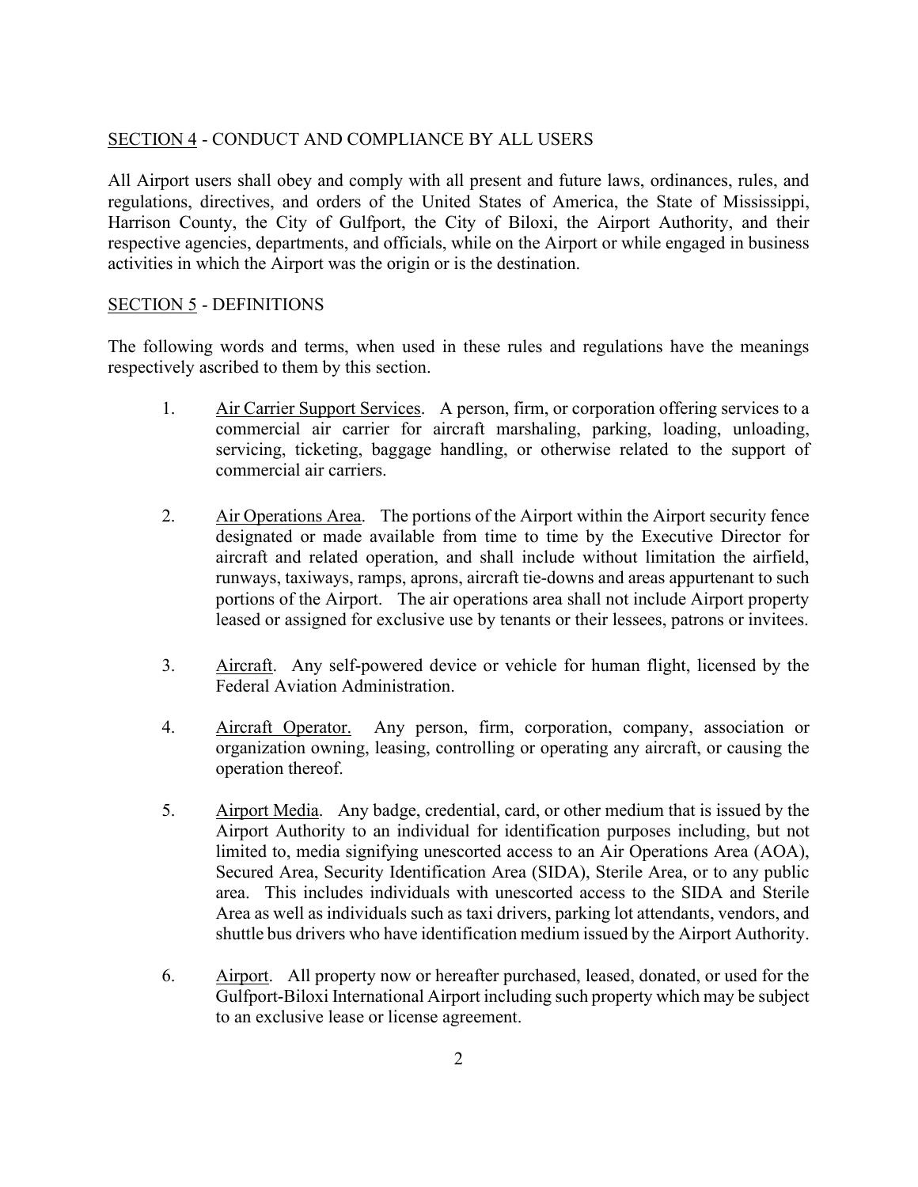## SECTION 4 - CONDUCT AND COMPLIANCE BY ALL USERS

All Airport users shall obey and comply with all present and future laws, ordinances, rules, and regulations, directives, and orders of the United States of America, the State of Mississippi, Harrison County, the City of Gulfport, the City of Biloxi, the Airport Authority, and their respective agencies, departments, and officials, while on the Airport or while engaged in business activities in which the Airport was the origin or is the destination.

## SECTION 5 - DEFINITIONS

The following words and terms, when used in these rules and regulations have the meanings respectively ascribed to them by this section.

1. Air Carrier Support Services. A person, firm, or corporation offering services to a commercial air carrier for aircraft marshaling, parking, loading, unloading, servicing, ticketing, baggage handling, or otherwise related to the support of commercial air carriers.

2. Air Operations Area. The portions of the Airport within the Airport security fence designated or made available from time to time by the Executive Director for aircraft and related operation, and shall include without limitation the airfield, runways, taxiways, ramps, aprons, aircraft tie-downs and areas appurtenant to such portions of the Airport. The air operations area shall not include Airport property leased or assigned for exclusive use by tenants or their lessees, patrons or invitees.

3. Aircraft. Any self-powered device or vehicle for human flight, licensed by the Federal Aviation Administration.

4. Aircraft Operator. Any person, firm, corporation, company, association or organization owning, leasing, controlling or operating any aircraft, or causing the operation thereof.

5. Airport Media. Any badge, credential, card, or other medium that is issued by the Airport Authority to an individual for identification purposes including, but not limited to, media signifying unescorted access to an Air Operations Area (AOA), Secured Area, Security Identification Area (SIDA), Sterile Area, or to any public area. This includes individuals with unescorted access to the SIDA and Sterile Area as well as individuals such as taxi drivers, parking lot attendants, vendors, and shuttle bus drivers who have identification medium issued by the Airport Authority.

6. Airport. All property now or hereafter purchased, leased, donated, or used for the Gulfport-Biloxi International Airport including such property which may be subject to an exclusive lease or license agreement.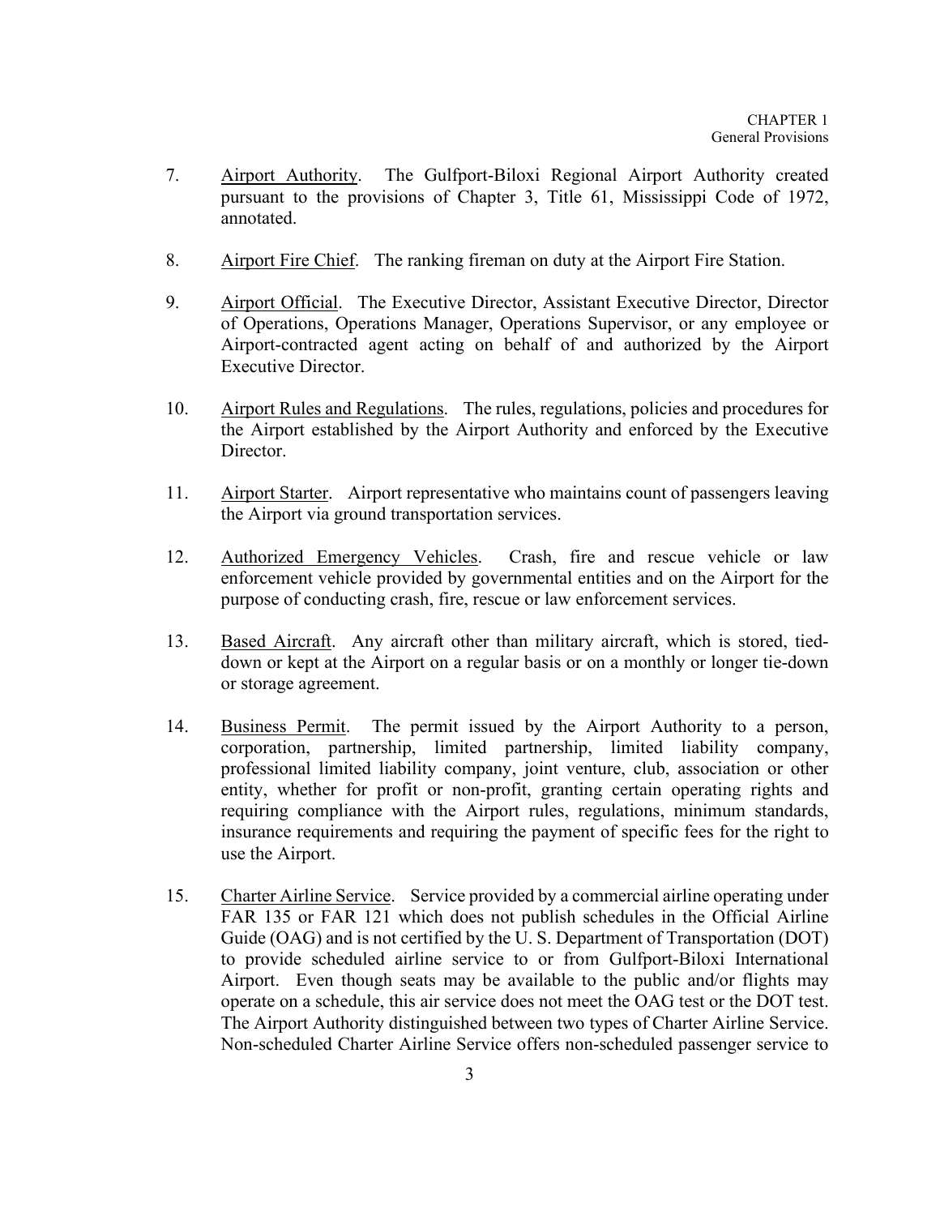7. <u>Airport Authority</u>. The Gulfport-Biloxi Regional Airport Authority created pursuant to the provisions of Chapter 3, Title 61, Mississippi Code of 1972, annotated.

8. <u>Airport Fire Chief</u>. The ranking fireman on duty at the Airport Fire Station.

9. <u>Airport Official</u>. The Executive Director, Assistant Executive Director, Director of Operations, Operations Manager, Operations Supervisor, or any employee or Airport-contracted agent acting on behalf of and authorized by the Airport Executive Director.

10. <u>Airport Rules and Regulations</u>. The rules, regulations, policies and procedures for the Airport established by the Airport Authority and enforced by the Executive Director.

11. <u>Airport Starter</u>. Airport representative who maintains count of passengers leaving the Airport via ground transportation services.

12. <u>Authorized Emergency Vehicles</u>. Crash, fire and rescue vehicle or law enforcement vehicle provided by governmental entities and on the Airport for the purpose of conducting crash, fire, rescue or law enforcement services.

13. <u>Based Aircraft</u>. Any aircraft other than military aircraft, which is stored, tied-down or kept at the Airport on a regular basis or on a monthly or longer tie-down or storage agreement.

14. <u>Business Permit</u>. The permit issued by the Airport Authority to a person, corporation, partnership, limited partnership, limited liability company, professional limited liability company, joint venture, club, association or other entity, whether for profit or non-profit, granting certain operating rights and requiring compliance with the Airport rules, regulations, minimum standards, insurance requirements and requiring the payment of specific fees for the right to use the Airport.

15. <u>Charter Airline Service</u>. Service provided by a commercial airline operating under FAR 135 or FAR 121 which does not publish schedules in the Official Airline Guide (OAG) and is not certified by the U. S. Department of Transportation (DOT) to provide scheduled airline service to or from Gulfport-Biloxi International Airport. Even though seats may be available to the public and/or flights may operate on a schedule, this air service does not meet the OAG test or the DOT test. The Airport Authority distinguished between two types of Charter Airline Service. Non-scheduled Charter Airline Service offers non-scheduled passenger service to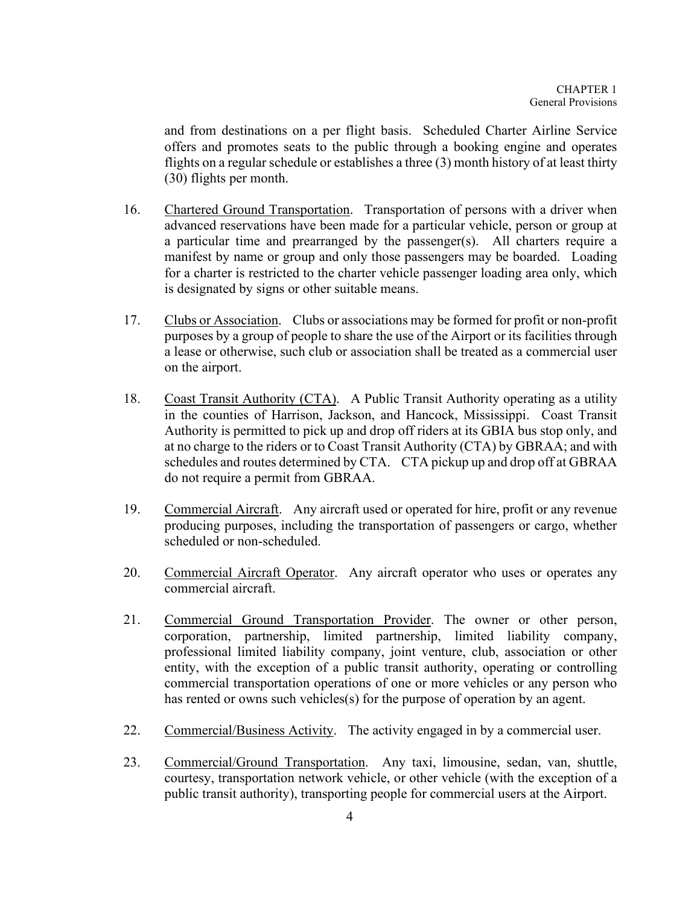and from destinations on a per flight basis. Scheduled Charter Airline Service offers and promotes seats to the public through a booking engine and operates flights on a regular schedule or establishes a three (3) month history of at least thirty (30) flights per month.

16. Chartered Ground Transportation. Transportation of persons with a driver when advanced reservations have been made for a particular vehicle, person or group at a particular time and prearranged by the passenger(s). All charters require a manifest by name or group and only those passengers may be boarded. Loading for a charter is restricted to the charter vehicle passenger loading area only, which is designated by signs or other suitable means.

17. Clubs or Association. Clubs or associations may be formed for profit or non-profit purposes by a group of people to share the use of the Airport or its facilities through a lease or otherwise, such club or association shall be treated as a commercial user on the airport.

18. Coast Transit Authority (CTA). A Public Transit Authority operating as a utility in the counties of Harrison, Jackson, and Hancock, Mississippi. Coast Transit Authority is permitted to pick up and drop off riders at its GBIA bus stop only, and at no charge to the riders or to Coast Transit Authority (CTA) by GBRAA; and with schedules and routes determined by CTA. CTA pickup up and drop off at GBRAA do not require a permit from GBRAA.

19. Commercial Aircraft. Any aircraft used or operated for hire, profit or any revenue producing purposes, including the transportation of passengers or cargo, whether scheduled or non-scheduled.

20. Commercial Aircraft Operator. Any aircraft operator who uses or operates any commercial aircraft.

21. Commercial Ground Transportation Provider. The owner or other person, corporation, partnership, limited partnership, limited liability company, professional limited liability company, joint venture, club, association or other entity, with the exception of a public transit authority, operating or controlling commercial transportation operations of one or more vehicles or any person who has rented or owns such vehicles(s) for the purpose of operation by an agent.

22. Commercial/Business Activity. The activity engaged in by a commercial user.

23. Commercial/Ground Transportation. Any taxi, limousine, sedan, van, shuttle, courtesy, transportation network vehicle, or other vehicle (with the exception of a public transit authority), transporting people for commercial users at the Airport.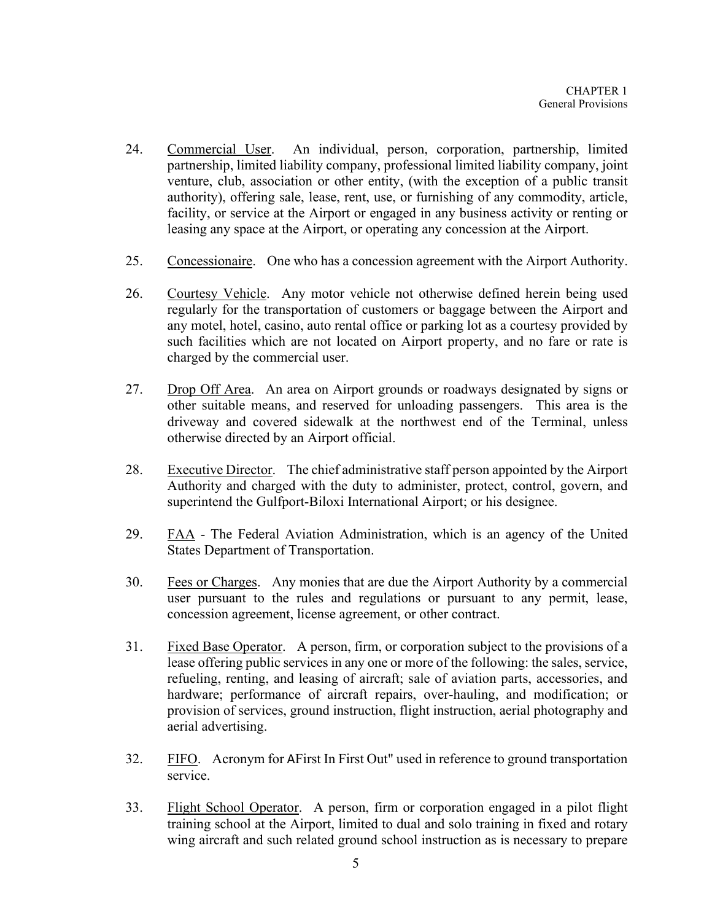24. Commercial User. An individual, person, corporation, partnership, limited partnership, limited liability company, professional limited liability company, joint venture, club, association or other entity, (with the exception of a public transit authority), offering sale, lease, rent, use, or furnishing of any commodity, article, facility, or service at the Airport or engaged in any business activity or renting or leasing any space at the Airport, or operating any concession at the Airport.

25. Concessionaire. One who has a concession agreement with the Airport Authority.

26. Courtesy Vehicle. Any motor vehicle not otherwise defined herein being used regularly for the transportation of customers or baggage between the Airport and any motel, hotel, casino, auto rental office or parking lot as a courtesy provided by such facilities which are not located on Airport property, and no fare or rate is charged by the commercial user.

27. Drop Off Area. An area on Airport grounds or roadways designated by signs or other suitable means, and reserved for unloading passengers. This area is the driveway and covered sidewalk at the northwest end of the Terminal, unless otherwise directed by an Airport official.

28. Executive Director. The chief administrative staff person appointed by the Airport Authority and charged with the duty to administer, protect, control, govern, and superintend the Gulfport-Biloxi International Airport; or his designee.

29. FAA - The Federal Aviation Administration, which is an agency of the United States Department of Transportation.

30. Fees or Charges. Any monies that are due the Airport Authority by a commercial user pursuant to the rules and regulations or pursuant to any permit, lease, concession agreement, license agreement, or other contract.

31. Fixed Base Operator. A person, firm, or corporation subject to the provisions of a lease offering public services in any one or more of the following: the sales, service, refueling, renting, and leasing of aircraft; sale of aviation parts, accessories, and hardware; performance of aircraft repairs, over-hauling, and modification; or provision of services, ground instruction, flight instruction, aerial photography and aerial advertising.

32. FIFO. Acronym for AFirst In First Out" used in reference to ground transportation service.

33. Flight School Operator. A person, firm or corporation engaged in a pilot flight training school at the Airport, limited to dual and solo training in fixed and rotary wing aircraft and such related ground school instruction as is necessary to prepare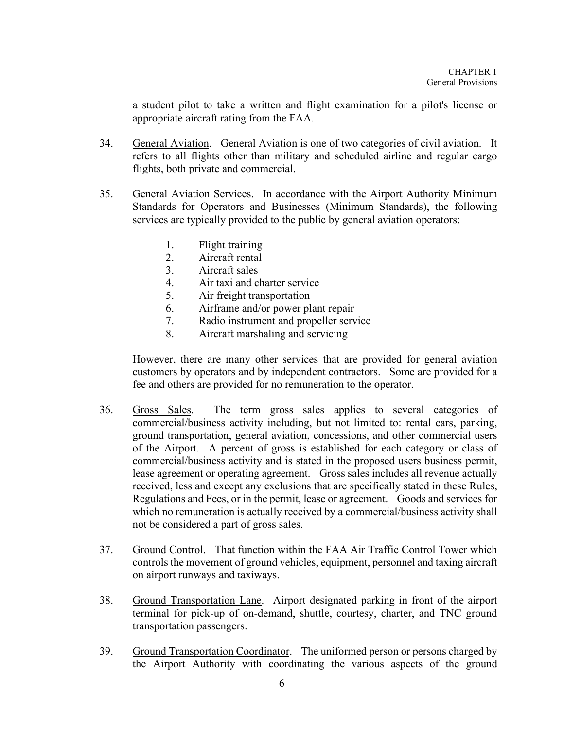a student pilot to take a written and flight examination for a pilot's license or appropriate aircraft rating from the FAA.

34. General Aviation. General Aviation is one of two categories of civil aviation. It refers to all flights other than military and scheduled airline and regular cargo flights, both private and commercial.

35. General Aviation Services. In accordance with the Airport Authority Minimum Standards for Operators and Businesses (Minimum Standards), the following services are typically provided to the public by general aviation operators:

    1. Flight training
    2. Aircraft rental
    3. Aircraft sales
    4. Air taxi and charter service
    5. Air freight transportation
    6. Airframe and/or power plant repair
    7. Radio instrument and propeller service
    8. Aircraft marshaling and servicing

    However, there are many other services that are provided for general aviation customers by operators and by independent contractors. Some are provided for a fee and others are provided for no remuneration to the operator.

36. Gross Sales. The term gross sales applies to several categories of commercial/business activity including, but not limited to: rental cars, parking, ground transportation, general aviation, concessions, and other commercial users of the Airport. A percent of gross is established for each category or class of commercial/business activity and is stated in the proposed users business permit, lease agreement or operating agreement. Gross sales includes all revenue actually received, less and except any exclusions that are specifically stated in these Rules, Regulations and Fees, or in the permit, lease or agreement. Goods and services for which no remuneration is actually received by a commercial/business activity shall not be considered a part of gross sales.

37. Ground Control. That function within the FAA Air Traffic Control Tower which controls the movement of ground vehicles, equipment, personnel and taxing aircraft on airport runways and taxiways.

38. Ground Transportation Lane. Airport designated parking in front of the airport terminal for pick-up of on-demand, shuttle, courtesy, charter, and TNC ground transportation passengers.

39. Ground Transportation Coordinator. The uniformed person or persons charged by the Airport Authority with coordinating the various aspects of the ground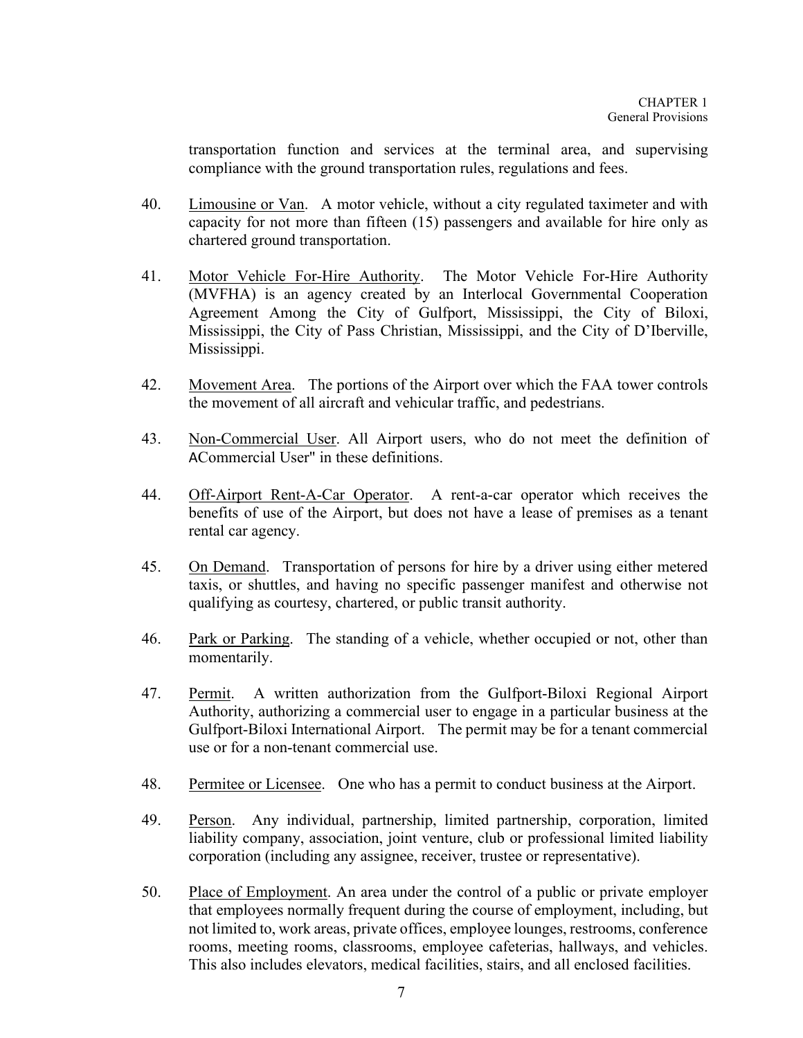transportation function and services at the terminal area, and supervising compliance with the ground transportation rules, regulations and fees.

40. Limousine or Van. A motor vehicle, without a city regulated taximeter and with capacity for not more than fifteen (15) passengers and available for hire only as chartered ground transportation.

41. Motor Vehicle For-Hire Authority. The Motor Vehicle For-Hire Authority (MVFHA) is an agency created by an Interlocal Governmental Cooperation Agreement Among the City of Gulfport, Mississippi, the City of Biloxi, Mississippi, the City of Pass Christian, Mississippi, and the City of D'Iberville, Mississippi.

42. Movement Area. The portions of the Airport over which the FAA tower controls the movement of all aircraft and vehicular traffic, and pedestrians.

43. Non-Commercial User. All Airport users, who do not meet the definition of ACommercial User" in these definitions.

44. Off-Airport Rent-A-Car Operator. A rent-a-car operator which receives the benefits of use of the Airport, but does not have a lease of premises as a tenant rental car agency.

45. On Demand. Transportation of persons for hire by a driver using either metered taxis, or shuttles, and having no specific passenger manifest and otherwise not qualifying as courtesy, chartered, or public transit authority.

46. Park or Parking. The standing of a vehicle, whether occupied or not, other than momentarily.

47. Permit. A written authorization from the Gulfport-Biloxi Regional Airport Authority, authorizing a commercial user to engage in a particular business at the Gulfport-Biloxi International Airport. The permit may be for a tenant commercial use or for a non-tenant commercial use.

48. Permitee or Licensee. One who has a permit to conduct business at the Airport.

49. Person. Any individual, partnership, limited partnership, corporation, limited liability company, association, joint venture, club or professional limited liability corporation (including any assignee, receiver, trustee or representative).

50. Place of Employment. An area under the control of a public or private employer that employees normally frequent during the course of employment, including, but not limited to, work areas, private offices, employee lounges, restrooms, conference rooms, meeting rooms, classrooms, employee cafeterias, hallways, and vehicles. This also includes elevators, medical facilities, stairs, and all enclosed facilities.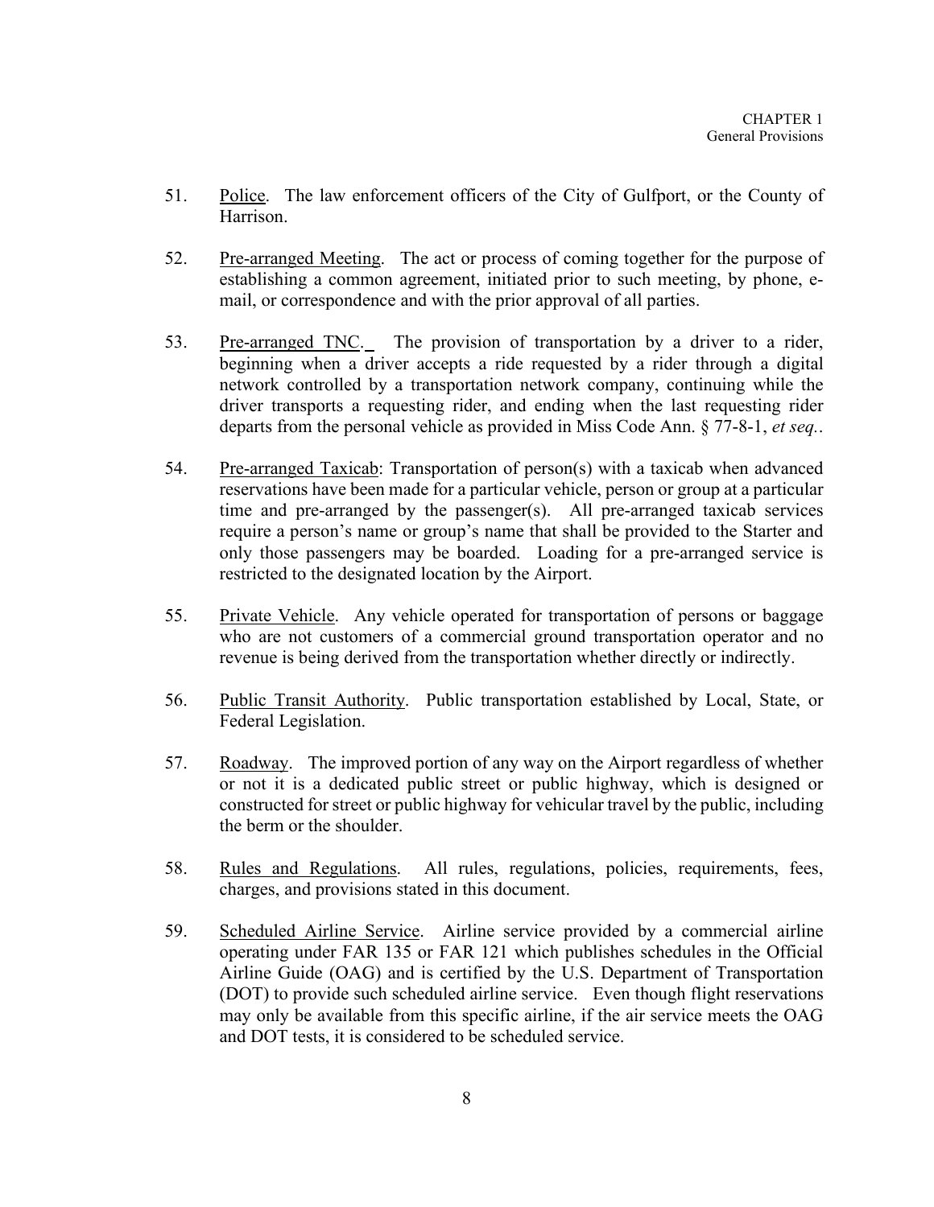51. Police. The law enforcement officers of the City of Gulfport, or the County of Harrison.

52. Pre-arranged Meeting. The act or process of coming together for the purpose of establishing a common agreement, initiated prior to such meeting, by phone, e-mail, or correspondence and with the prior approval of all parties.

53. Pre-arranged TNC. The provision of transportation by a driver to a rider, beginning when a driver accepts a ride requested by a rider through a digital network controlled by a transportation network company, continuing while the driver transports a requesting rider, and ending when the last requesting rider departs from the personal vehicle as provided in Miss Code Ann. § 77-8-1, *et seq.*.

54. Pre-arranged Taxicab: Transportation of person(s) with a taxicab when advanced reservations have been made for a particular vehicle, person or group at a particular time and pre-arranged by the passenger(s). All pre-arranged taxicab services require a person's name or group's name that shall be provided to the Starter and only those passengers may be boarded. Loading for a pre-arranged service is restricted to the designated location by the Airport.

55. Private Vehicle. Any vehicle operated for transportation of persons or baggage who are not customers of a commercial ground transportation operator and no revenue is being derived from the transportation whether directly or indirectly.

56. Public Transit Authority. Public transportation established by Local, State, or Federal Legislation.

57. Roadway. The improved portion of any way on the Airport regardless of whether or not it is a dedicated public street or public highway, which is designed or constructed for street or public highway for vehicular travel by the public, including the berm or the shoulder.

58. Rules and Regulations. All rules, regulations, policies, requirements, fees, charges, and provisions stated in this document.

59. Scheduled Airline Service. Airline service provided by a commercial airline operating under FAR 135 or FAR 121 which publishes schedules in the Official Airline Guide (OAG) and is certified by the U.S. Department of Transportation (DOT) to provide such scheduled airline service. Even though flight reservations may only be available from this specific airline, if the air service meets the OAG and DOT tests, it is considered to be scheduled service.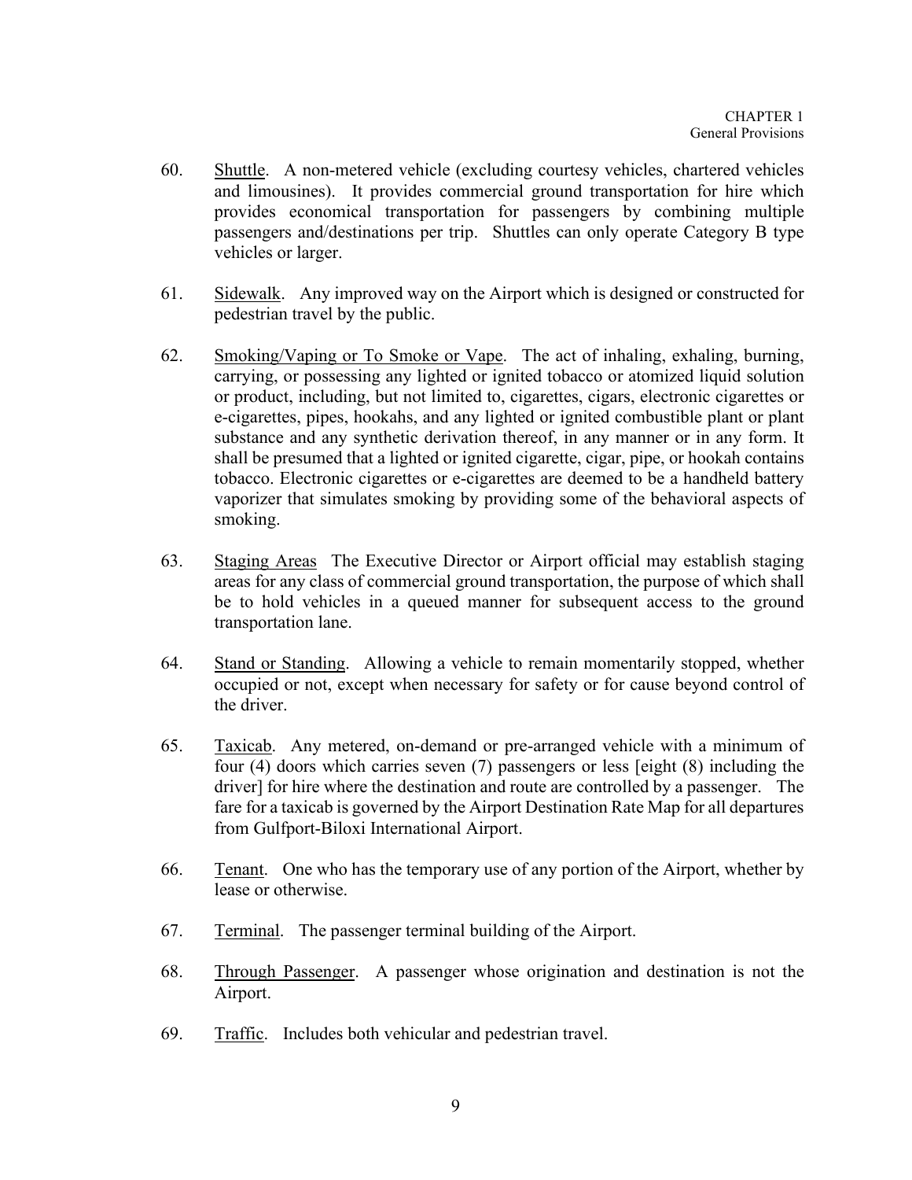60. Shuttle. A non-metered vehicle (excluding courtesy vehicles, chartered vehicles and limousines). It provides commercial ground transportation for hire which provides economical transportation for passengers by combining multiple passengers and/destinations per trip. Shuttles can only operate Category B type vehicles or larger.

61. Sidewalk. Any improved way on the Airport which is designed or constructed for pedestrian travel by the public.

62. Smoking/Vaping or To Smoke or Vape. The act of inhaling, exhaling, burning, carrying, or possessing any lighted or ignited tobacco or atomized liquid solution or product, including, but not limited to, cigarettes, cigars, electronic cigarettes or e-cigarettes, pipes, hookahs, and any lighted or ignited combustible plant or plant substance and any synthetic derivation thereof, in any manner or in any form. It shall be presumed that a lighted or ignited cigarette, cigar, pipe, or hookah contains tobacco. Electronic cigarettes or e-cigarettes are deemed to be a handheld battery vaporizer that simulates smoking by providing some of the behavioral aspects of smoking.

63. Staging Areas The Executive Director or Airport official may establish staging areas for any class of commercial ground transportation, the purpose of which shall be to hold vehicles in a queued manner for subsequent access to the ground transportation lane.

64. Stand or Standing. Allowing a vehicle to remain momentarily stopped, whether occupied or not, except when necessary for safety or for cause beyond control of the driver.

65. Taxicab. Any metered, on-demand or pre-arranged vehicle with a minimum of four (4) doors which carries seven (7) passengers or less [eight (8) including the driver] for hire where the destination and route are controlled by a passenger. The fare for a taxicab is governed by the Airport Destination Rate Map for all departures from Gulfport-Biloxi International Airport.

66. Tenant. One who has the temporary use of any portion of the Airport, whether by lease or otherwise.

67. Terminal. The passenger terminal building of the Airport.

68. Through Passenger. A passenger whose origination and destination is not the Airport.

69. Traffic. Includes both vehicular and pedestrian travel.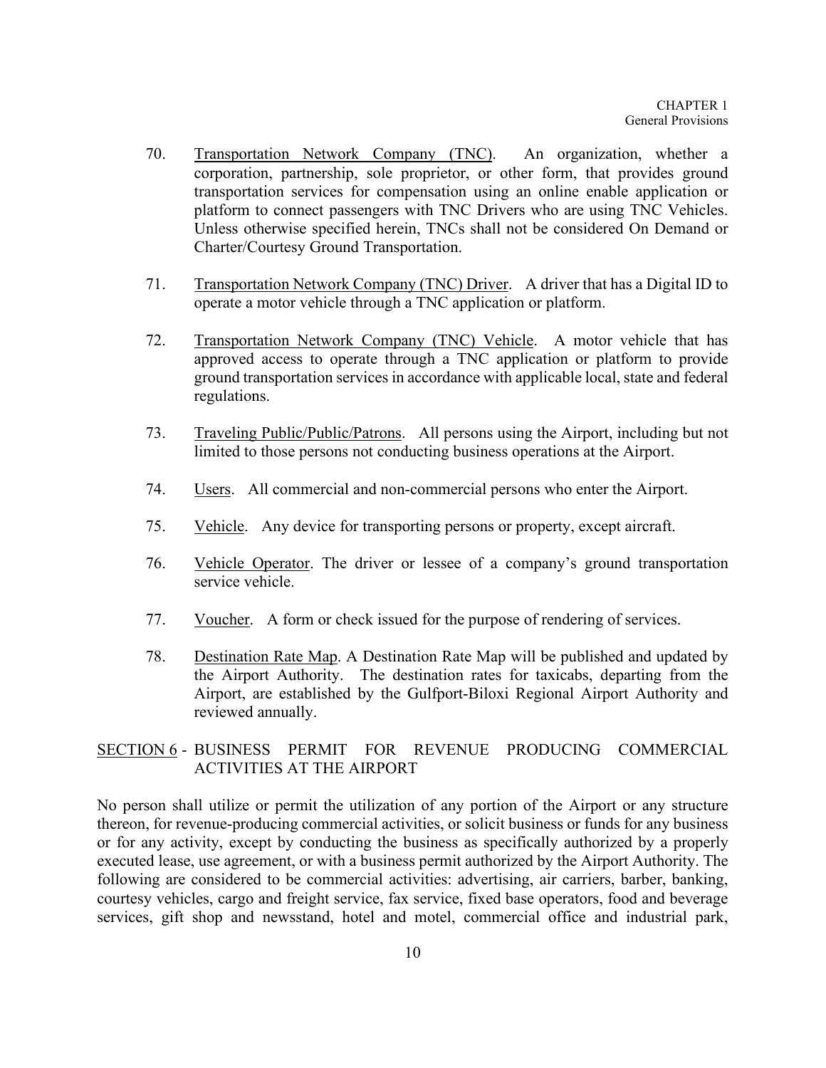70. Transportation Network Company (TNC). An organization, whether a corporation, partnership, sole proprietor, or other form, that provides ground transportation services for compensation using an online enable application or platform to connect passengers with TNC Drivers who are using TNC Vehicles. Unless otherwise specified herein, TNCs shall not be considered On Demand or Charter/Courtesy Ground Transportation.

71. Transportation Network Company (TNC) Driver. A driver that has a Digital ID to operate a motor vehicle through a TNC application or platform.

72. Transportation Network Company (TNC) Vehicle. A motor vehicle that has approved access to operate through a TNC application or platform to provide ground transportation services in accordance with applicable local, state and federal regulations.

73. Traveling Public/Public/Patrons. All persons using the Airport, including but not limited to those persons not conducting business operations at the Airport.

74. Users. All commercial and non-commercial persons who enter the Airport.

75. Vehicle. Any device for transporting persons or property, except aircraft.

76. Vehicle Operator. The driver or lessee of a company's ground transportation service vehicle.

77. Voucher. A form or check issued for the purpose of rendering of services.

78. Destination Rate Map. A Destination Rate Map will be published and updated by the Airport Authority. The destination rates for taxicabs, departing from the Airport, are established by the Gulfport-Biloxi Regional Airport Authority and reviewed annually.

## SECTION 6 - BUSINESS PERMIT FOR REVENUE PRODUCING COMMERCIAL ACTIVITIES AT THE AIRPORT

No person shall utilize or permit the utilization of any portion of the Airport or any structure thereon, for revenue-producing commercial activities, or solicit business or funds for any business or for any activity, except by conducting the business as specifically authorized by a properly executed lease, use agreement, or with a business permit authorized by the Airport Authority. The following are considered to be commercial activities: advertising, air carriers, barber, banking, courtesy vehicles, cargo and freight service, fax service, fixed base operators, food and beverage services, gift shop and newsstand, hotel and motel, commercial office and industrial park,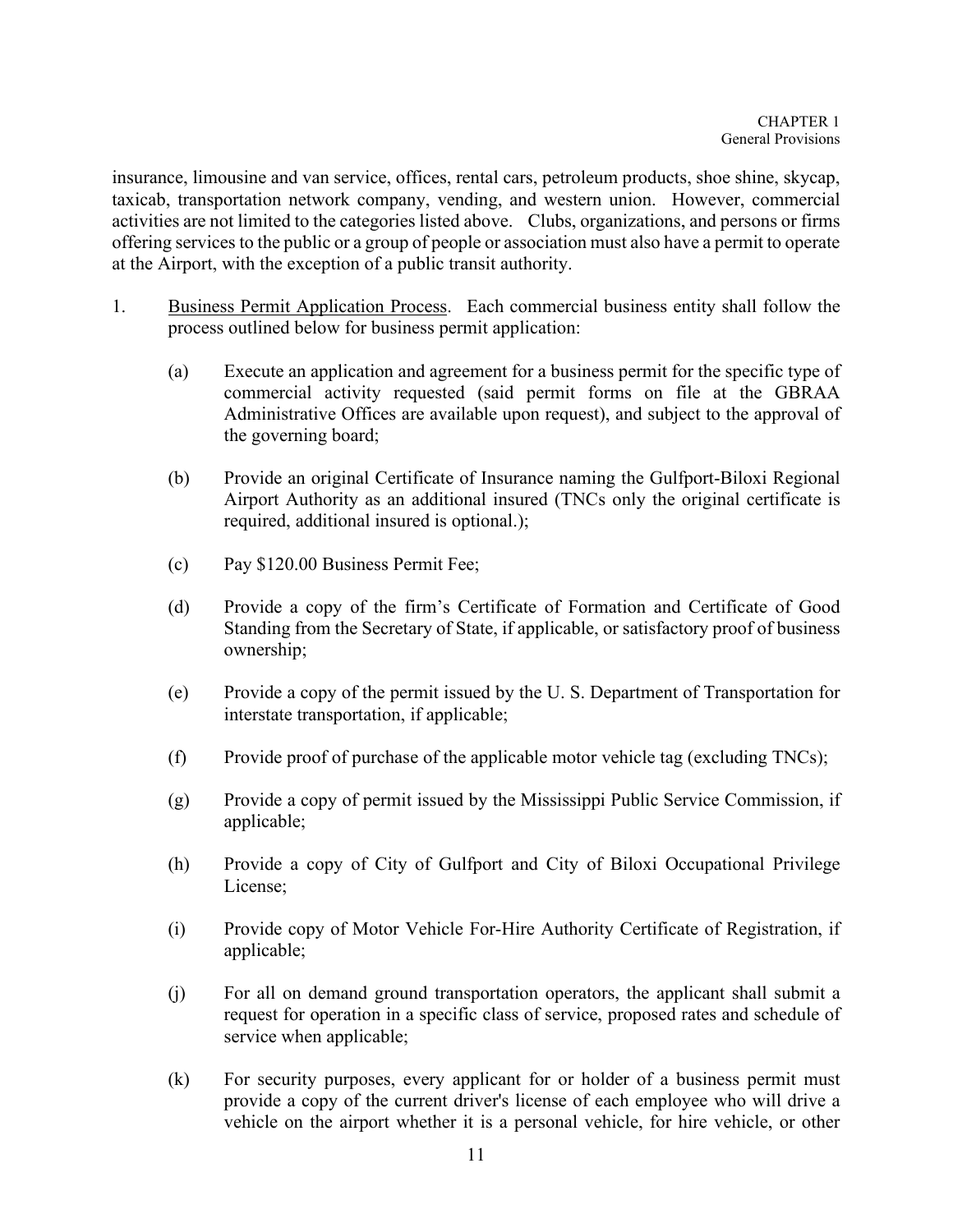insurance, limousine and van service, offices, rental cars, petroleum products, shoe shine, skycap, taxicab, transportation network company, vending, and western union. However, commercial activities are not limited to the categories listed above. Clubs, organizations, and persons or firms offering services to the public or a group of people or association must also have a permit to operate at the Airport, with the exception of a public transit authority.

1. Business Permit Application Process. Each commercial business entity shall follow the process outlined below for business permit application:

   (a) Execute an application and agreement for a business permit for the specific type of commercial activity requested (said permit forms on file at the GBRAA Administrative Offices are available upon request), and subject to the approval of the governing board;

   (b) Provide an original Certificate of Insurance naming the Gulfport-Biloxi Regional Airport Authority as an additional insured (TNCs only the original certificate is required, additional insured is optional.);

   (c) Pay $120.00 Business Permit Fee;

   (d) Provide a copy of the firm's Certificate of Formation and Certificate of Good Standing from the Secretary of State, if applicable, or satisfactory proof of business ownership;

   (e) Provide a copy of the permit issued by the U. S. Department of Transportation for interstate transportation, if applicable;

   (f) Provide proof of purchase of the applicable motor vehicle tag (excluding TNCs);

   (g) Provide a copy of permit issued by the Mississippi Public Service Commission, if applicable;

   (h) Provide a copy of City of Gulfport and City of Biloxi Occupational Privilege License;

   (i) Provide copy of Motor Vehicle For-Hire Authority Certificate of Registration, if applicable;

   (j) For all on demand ground transportation operators, the applicant shall submit a request for operation in a specific class of service, proposed rates and schedule of service when applicable;

   (k) For security purposes, every applicant for or holder of a business permit must provide a copy of the current driver's license of each employee who will drive a vehicle on the airport whether it is a personal vehicle, for hire vehicle, or other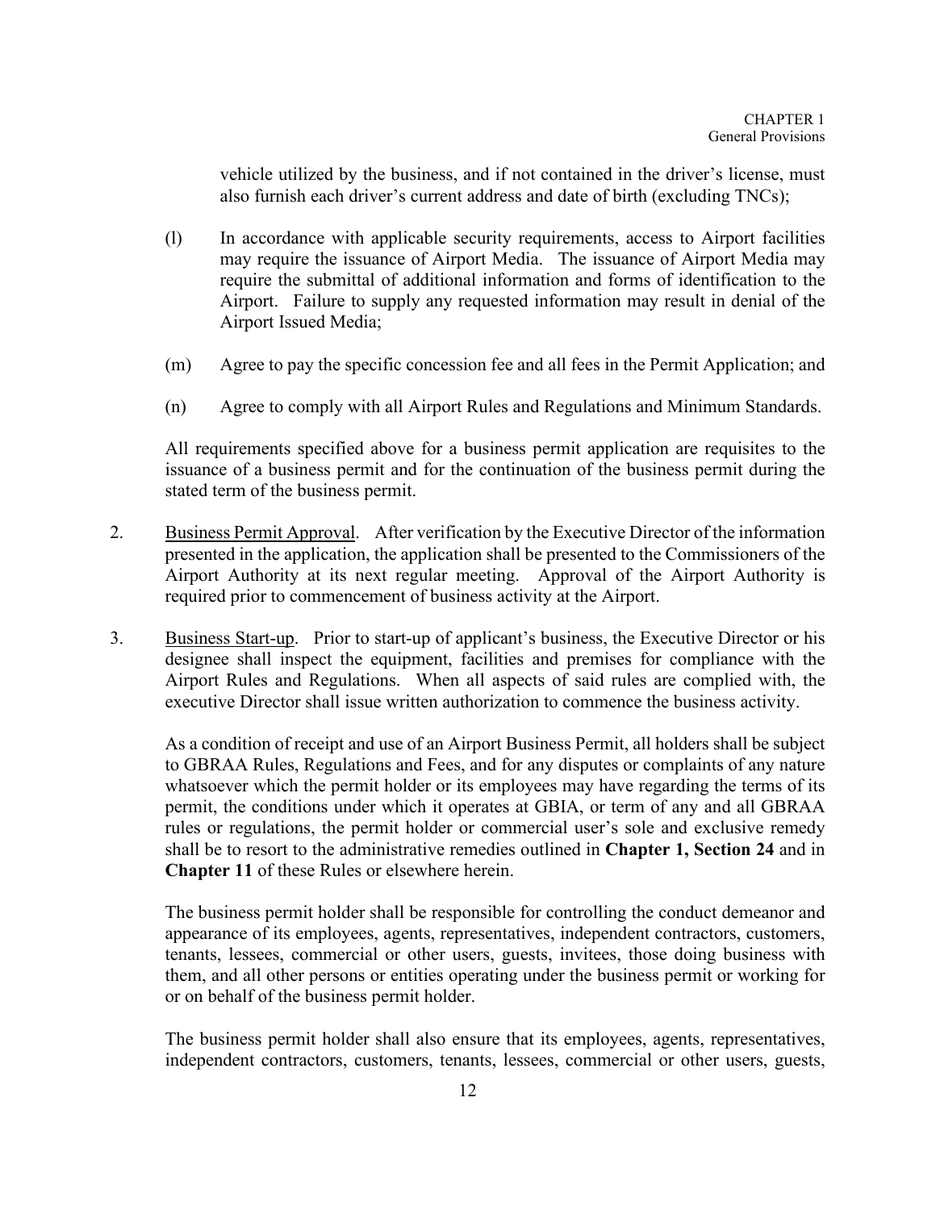vehicle utilized by the business, and if not contained in the driver's license, must also furnish each driver's current address and date of birth (excluding TNCs);

(l) In accordance with applicable security requirements, access to Airport facilities may require the issuance of Airport Media. The issuance of Airport Media may require the submittal of additional information and forms of identification to the Airport. Failure to supply any requested information may result in denial of the Airport Issued Media;

(m) Agree to pay the specific concession fee and all fees in the Permit Application; and

(n) Agree to comply with all Airport Rules and Regulations and Minimum Standards.

All requirements specified above for a business permit application are requisites to the issuance of a business permit and for the continuation of the business permit during the stated term of the business permit.

2. Business Permit Approval. After verification by the Executive Director of the information presented in the application, the application shall be presented to the Commissioners of the Airport Authority at its next regular meeting. Approval of the Airport Authority is required prior to commencement of business activity at the Airport.

3. Business Start-up. Prior to start-up of applicant's business, the Executive Director or his designee shall inspect the equipment, facilities and premises for compliance with the Airport Rules and Regulations. When all aspects of said rules are complied with, the executive Director shall issue written authorization to commence the business activity.

As a condition of receipt and use of an Airport Business Permit, all holders shall be subject to GBRAA Rules, Regulations and Fees, and for any disputes or complaints of any nature whatsoever which the permit holder or its employees may have regarding the terms of its permit, the conditions under which it operates at GBIA, or term of any and all GBRAA rules or regulations, the permit holder or commercial user's sole and exclusive remedy shall be to resort to the administrative remedies outlined in **Chapter 1, Section 24** and in **Chapter 11** of these Rules or elsewhere herein.

The business permit holder shall be responsible for controlling the conduct demeanor and appearance of its employees, agents, representatives, independent contractors, customers, tenants, lessees, commercial or other users, guests, invitees, those doing business with them, and all other persons or entities operating under the business permit or working for or on behalf of the business permit holder.

The business permit holder shall also ensure that its employees, agents, representatives, independent contractors, customers, tenants, lessees, commercial or other users, guests,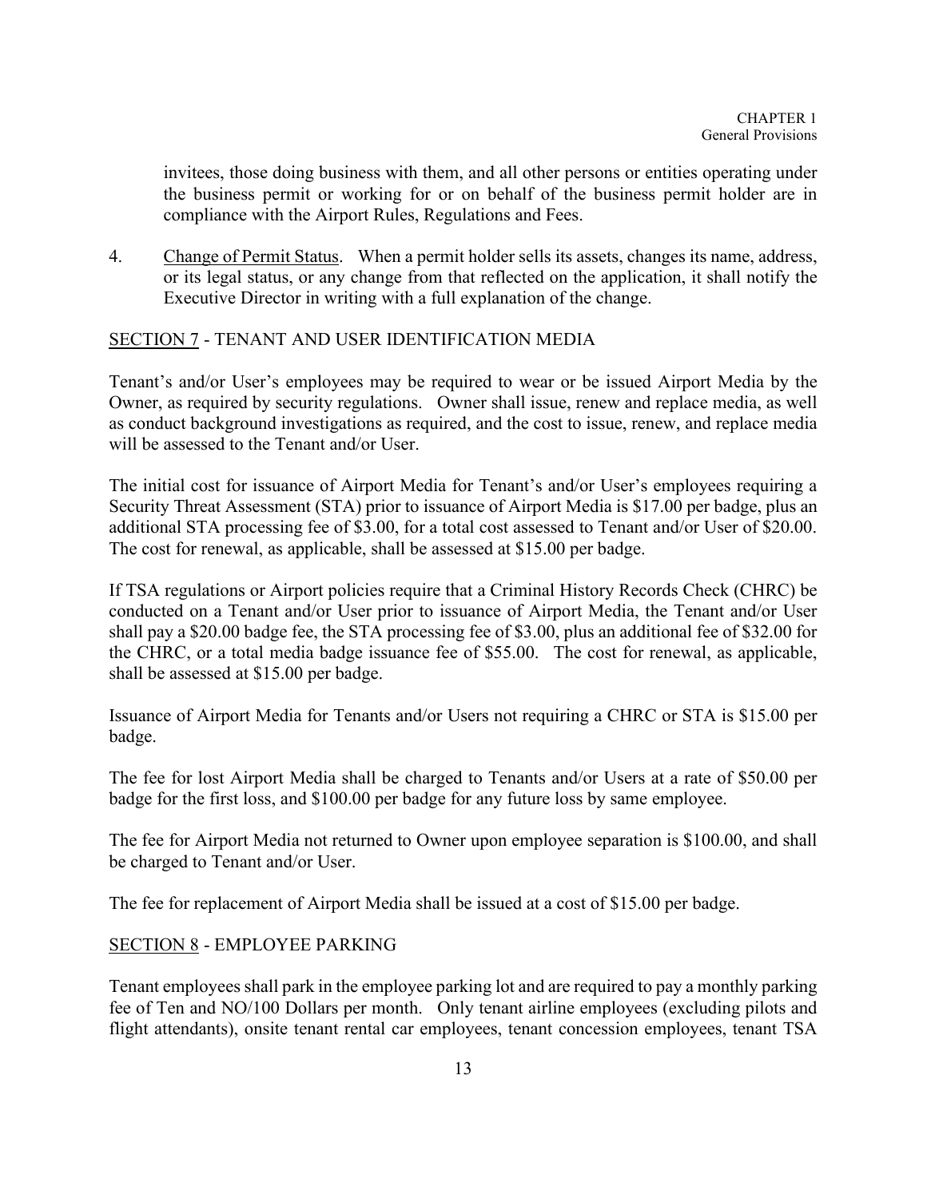invitees, those doing business with them, and all other persons or entities operating under the business permit or working for or on behalf of the business permit holder are in compliance with the Airport Rules, Regulations and Fees.

4. Change of Permit Status. When a permit holder sells its assets, changes its name, address, or its legal status, or any change from that reflected on the application, it shall notify the Executive Director in writing with a full explanation of the change.

## SECTION 7 - TENANT AND USER IDENTIFICATION MEDIA

Tenant's and/or User's employees may be required to wear or be issued Airport Media by the Owner, as required by security regulations. Owner shall issue, renew and replace media, as well as conduct background investigations as required, and the cost to issue, renew, and replace media will be assessed to the Tenant and/or User.

The initial cost for issuance of Airport Media for Tenant's and/or User's employees requiring a Security Threat Assessment (STA) prior to issuance of Airport Media is $17.00 per badge, plus an additional STA processing fee of $3.00, for a total cost assessed to Tenant and/or User of $20.00. The cost for renewal, as applicable, shall be assessed at $15.00 per badge.

If TSA regulations or Airport policies require that a Criminal History Records Check (CHRC) be conducted on a Tenant and/or User prior to issuance of Airport Media, the Tenant and/or User shall pay a $20.00 badge fee, the STA processing fee of $3.00, plus an additional fee of $32.00 for the CHRC, or a total media badge issuance fee of $55.00. The cost for renewal, as applicable, shall be assessed at $15.00 per badge.

Issuance of Airport Media for Tenants and/or Users not requiring a CHRC or STA is $15.00 per badge.

The fee for lost Airport Media shall be charged to Tenants and/or Users at a rate of $50.00 per badge for the first loss, and $100.00 per badge for any future loss by same employee.

The fee for Airport Media not returned to Owner upon employee separation is $100.00, and shall be charged to Tenant and/or User.

The fee for replacement of Airport Media shall be issued at a cost of $15.00 per badge.

## SECTION 8 - EMPLOYEE PARKING

Tenant employees shall park in the employee parking lot and are required to pay a monthly parking fee of Ten and NO/100 Dollars per month. Only tenant airline employees (excluding pilots and flight attendants), onsite tenant rental car employees, tenant concession employees, tenant TSA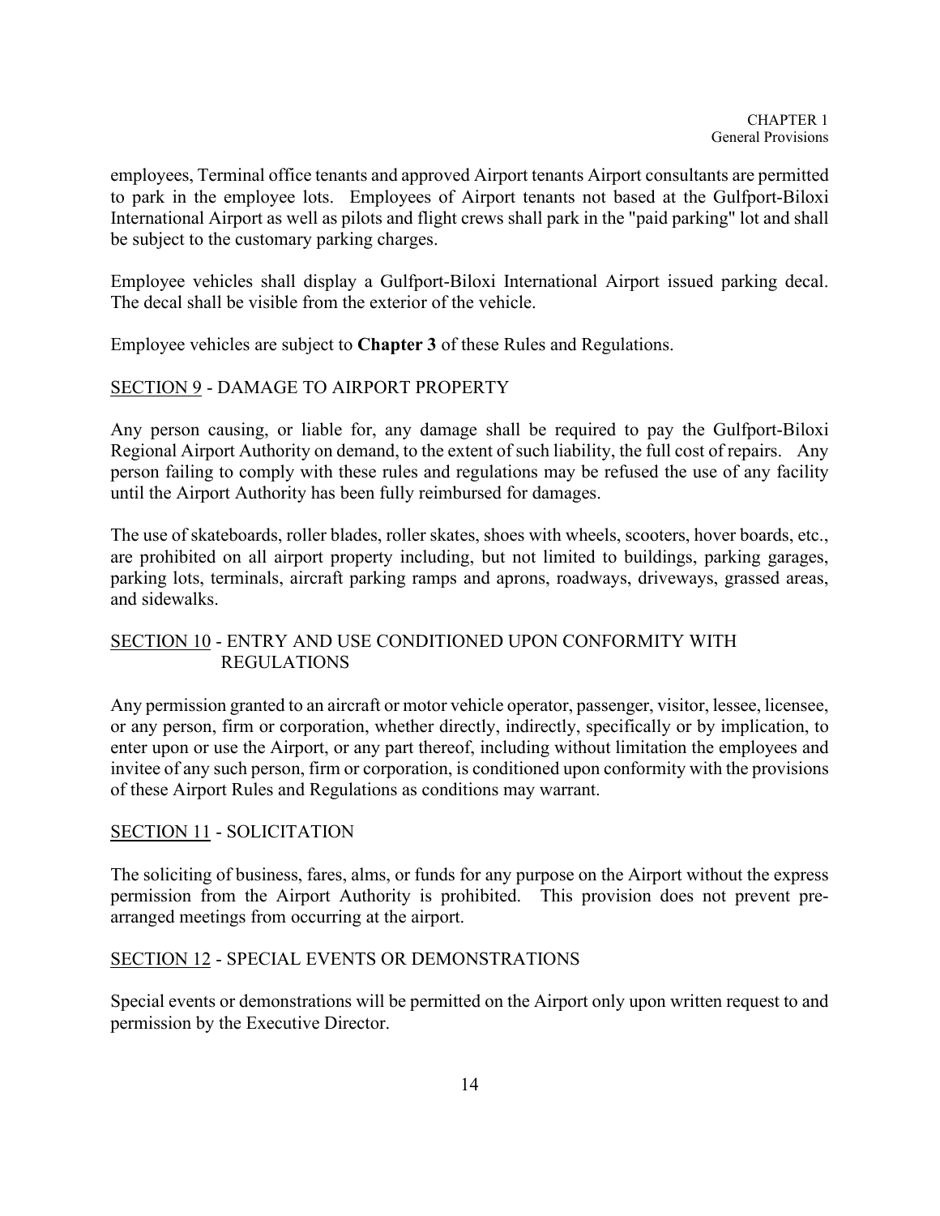employees, Terminal office tenants and approved Airport tenants Airport consultants are permitted to park in the employee lots. Employees of Airport tenants not based at the Gulfport-Biloxi International Airport as well as pilots and flight crews shall park in the "paid parking" lot and shall be subject to the customary parking charges.

Employee vehicles shall display a Gulfport-Biloxi International Airport issued parking decal. The decal shall be visible from the exterior of the vehicle.

Employee vehicles are subject to **Chapter 3** of these Rules and Regulations.

## SECTION 9 - DAMAGE TO AIRPORT PROPERTY

Any person causing, or liable for, any damage shall be required to pay the Gulfport-Biloxi Regional Airport Authority on demand, to the extent of such liability, the full cost of repairs. Any person failing to comply with these rules and regulations may be refused the use of any facility until the Airport Authority has been fully reimbursed for damages.

The use of skateboards, roller blades, roller skates, shoes with wheels, scooters, hover boards, etc., are prohibited on all airport property including, but not limited to buildings, parking garages, parking lots, terminals, aircraft parking ramps and aprons, roadways, driveways, grassed areas, and sidewalks.

## SECTION 10 - ENTRY AND USE CONDITIONED UPON CONFORMITY WITH REGULATIONS

Any permission granted to an aircraft or motor vehicle operator, passenger, visitor, lessee, licensee, or any person, firm or corporation, whether directly, indirectly, specifically or by implication, to enter upon or use the Airport, or any part thereof, including without limitation the employees and invitee of any such person, firm or corporation, is conditioned upon conformity with the provisions of these Airport Rules and Regulations as conditions may warrant.

## SECTION 11 - SOLICITATION

The soliciting of business, fares, alms, or funds for any purpose on the Airport without the express permission from the Airport Authority is prohibited. This provision does not prevent pre-arranged meetings from occurring at the airport.

## SECTION 12 - SPECIAL EVENTS OR DEMONSTRATIONS

Special events or demonstrations will be permitted on the Airport only upon written request to and permission by the Executive Director.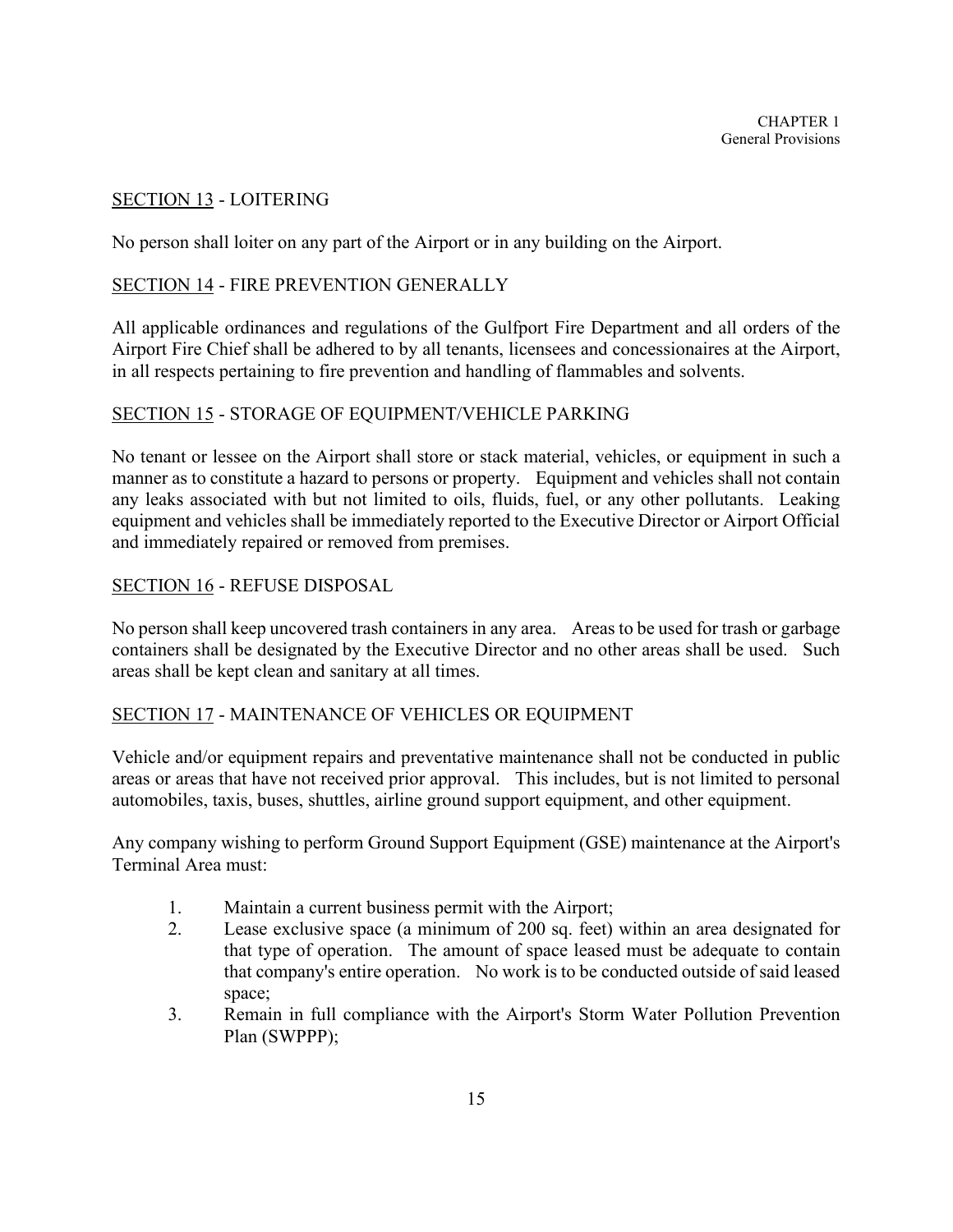## SECTION 13 - LOITERING

No person shall loiter on any part of the Airport or in any building on the Airport.

## SECTION 14 - FIRE PREVENTION GENERALLY

All applicable ordinances and regulations of the Gulfport Fire Department and all orders of the Airport Fire Chief shall be adhered to by all tenants, licensees and concessionaires at the Airport, in all respects pertaining to fire prevention and handling of flammables and solvents.

## SECTION 15 - STORAGE OF EQUIPMENT/VEHICLE PARKING

No tenant or lessee on the Airport shall store or stack material, vehicles, or equipment in such a manner as to constitute a hazard to persons or property. Equipment and vehicles shall not contain any leaks associated with but not limited to oils, fluids, fuel, or any other pollutants. Leaking equipment and vehicles shall be immediately reported to the Executive Director or Airport Official and immediately repaired or removed from premises.

## SECTION 16 - REFUSE DISPOSAL

No person shall keep uncovered trash containers in any area. Areas to be used for trash or garbage containers shall be designated by the Executive Director and no other areas shall be used. Such areas shall be kept clean and sanitary at all times.

## SECTION 17 - MAINTENANCE OF VEHICLES OR EQUIPMENT

Vehicle and/or equipment repairs and preventative maintenance shall not be conducted in public areas or areas that have not received prior approval. This includes, but is not limited to personal automobiles, taxis, buses, shuttles, airline ground support equipment, and other equipment.

Any company wishing to perform Ground Support Equipment (GSE) maintenance at the Airport's Terminal Area must:

1. Maintain a current business permit with the Airport;
2. Lease exclusive space (a minimum of 200 sq. feet) within an area designated for that type of operation. The amount of space leased must be adequate to contain that company's entire operation. No work is to be conducted outside of said leased space;
3. Remain in full compliance with the Airport's Storm Water Pollution Prevention Plan (SWPPP);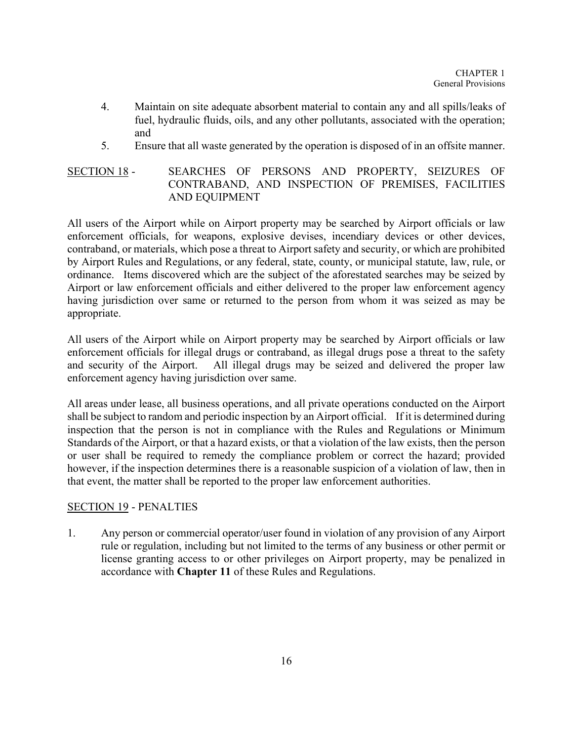4. Maintain on site adequate absorbent material to contain any and all spills/leaks of fuel, hydraulic fluids, oils, and any other pollutants, associated with the operation; and
5. Ensure that all waste generated by the operation is disposed of in an offsite manner.

## SECTION 18 - SEARCHES OF PERSONS AND PROPERTY, SEIZURES OF CONTRABAND, AND INSPECTION OF PREMISES, FACILITIES AND EQUIPMENT

All users of the Airport while on Airport property may be searched by Airport officials or law enforcement officials, for weapons, explosive devises, incendiary devices or other devices, contraband, or materials, which pose a threat to Airport safety and security, or which are prohibited by Airport Rules and Regulations, or any federal, state, county, or municipal statute, law, rule, or ordinance. Items discovered which are the subject of the aforestated searches may be seized by Airport or law enforcement officials and either delivered to the proper law enforcement agency having jurisdiction over same or returned to the person from whom it was seized as may be appropriate.

All users of the Airport while on Airport property may be searched by Airport officials or law enforcement officials for illegal drugs or contraband, as illegal drugs pose a threat to the safety and security of the Airport. All illegal drugs may be seized and delivered the proper law enforcement agency having jurisdiction over same.

All areas under lease, all business operations, and all private operations conducted on the Airport shall be subject to random and periodic inspection by an Airport official. If it is determined during inspection that the person is not in compliance with the Rules and Regulations or Minimum Standards of the Airport, or that a hazard exists, or that a violation of the law exists, then the person or user shall be required to remedy the compliance problem or correct the hazard; provided however, if the inspection determines there is a reasonable suspicion of a violation of law, then in that event, the matter shall be reported to the proper law enforcement authorities.

## SECTION 19 - PENALTIES

1. Any person or commercial operator/user found in violation of any provision of any Airport rule or regulation, including but not limited to the terms of any business or other permit or license granting access to or other privileges on Airport property, may be penalized in accordance with **Chapter 11** of these Rules and Regulations.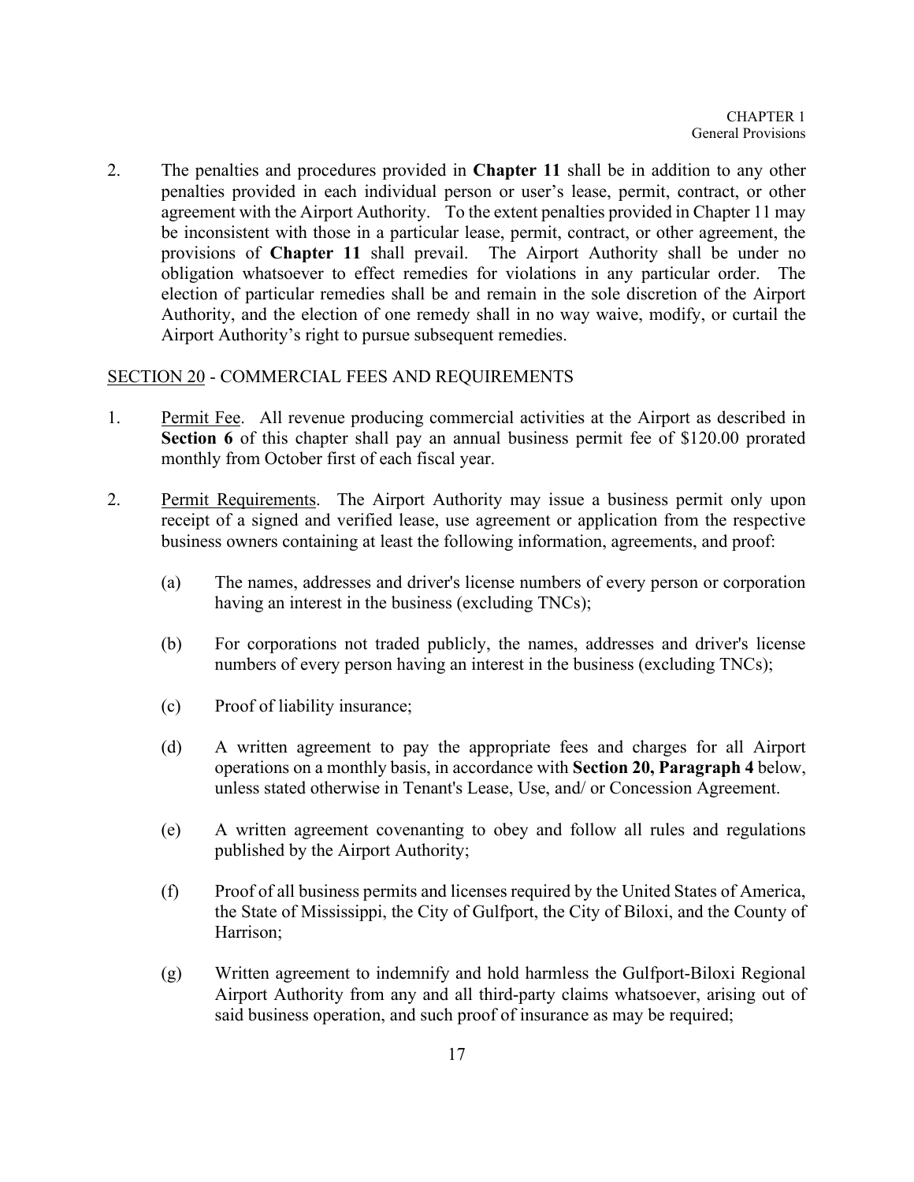2. The penalties and procedures provided in **Chapter 11** shall be in addition to any other penalties provided in each individual person or user's lease, permit, contract, or other agreement with the Airport Authority. To the extent penalties provided in Chapter 11 may be inconsistent with those in a particular lease, permit, contract, or other agreement, the provisions of **Chapter 11** shall prevail. The Airport Authority shall be under no obligation whatsoever to effect remedies for violations in any particular order. The election of particular remedies shall be and remain in the sole discretion of the Airport Authority, and the election of one remedy shall in no way waive, modify, or curtail the Airport Authority's right to pursue subsequent remedies.

## SECTION 20 - COMMERCIAL FEES AND REQUIREMENTS

1. Permit Fee. All revenue producing commercial activities at the Airport as described in **Section 6** of this chapter shall pay an annual business permit fee of $120.00 prorated monthly from October first of each fiscal year.

2. Permit Requirements. The Airport Authority may issue a business permit only upon receipt of a signed and verified lease, use agreement or application from the respective business owners containing at least the following information, agreements, and proof:

   (a) The names, addresses and driver's license numbers of every person or corporation having an interest in the business (excluding TNCs);

   (b) For corporations not traded publicly, the names, addresses and driver's license numbers of every person having an interest in the business (excluding TNCs);

   (c) Proof of liability insurance;

   (d) A written agreement to pay the appropriate fees and charges for all Airport operations on a monthly basis, in accordance with **Section 20, Paragraph 4** below, unless stated otherwise in Tenant's Lease, Use, and/ or Concession Agreement.

   (e) A written agreement covenanting to obey and follow all rules and regulations published by the Airport Authority;

   (f) Proof of all business permits and licenses required by the United States of America, the State of Mississippi, the City of Gulfport, the City of Biloxi, and the County of Harrison;

   (g) Written agreement to indemnify and hold harmless the Gulfport-Biloxi Regional Airport Authority from any and all third-party claims whatsoever, arising out of said business operation, and such proof of insurance as may be required;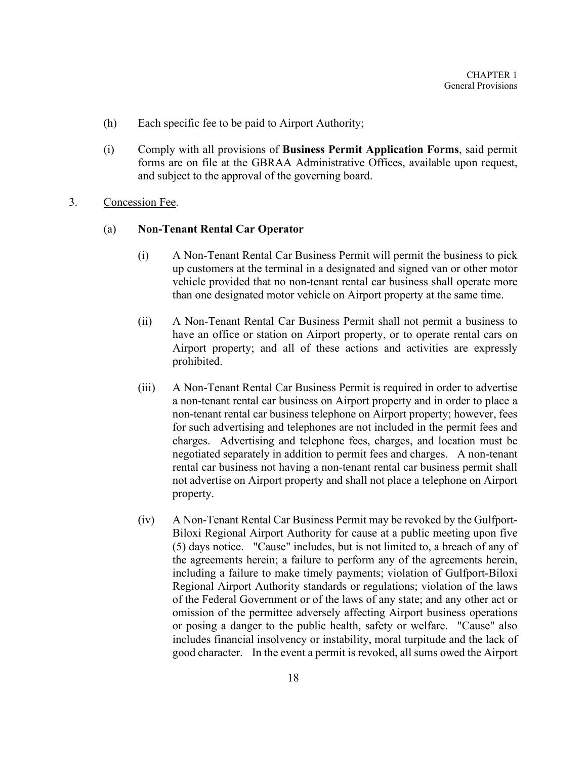(h) Each specific fee to be paid to Airport Authority;

(i) Comply with all provisions of **Business Permit Application Forms**, said permit forms are on file at the GBRAA Administrative Offices, available upon request, and subject to the approval of the governing board.

3. Concession Fee.

   (a) **Non-Tenant Rental Car Operator**

   (i) A Non-Tenant Rental Car Business Permit will permit the business to pick up customers at the terminal in a designated and signed van or other motor vehicle provided that no non-tenant rental car business shall operate more than one designated motor vehicle on Airport property at the same time.

   (ii) A Non-Tenant Rental Car Business Permit shall not permit a business to have an office or station on Airport property, or to operate rental cars on Airport property; and all of these actions and activities are expressly prohibited.

   (iii) A Non-Tenant Rental Car Business Permit is required in order to advertise a non-tenant rental car business on Airport property and in order to place a non-tenant rental car business telephone on Airport property; however, fees for such advertising and telephones are not included in the permit fees and charges. Advertising and telephone fees, charges, and location must be negotiated separately in addition to permit fees and charges. A non-tenant rental car business not having a non-tenant rental car business permit shall not advertise on Airport property and shall not place a telephone on Airport property.

   (iv) A Non-Tenant Rental Car Business Permit may be revoked by the Gulfport-Biloxi Regional Airport Authority for cause at a public meeting upon five (5) days notice. "Cause" includes, but is not limited to, a breach of any of the agreements herein; a failure to perform any of the agreements herein, including a failure to make timely payments; violation of Gulfport-Biloxi Regional Airport Authority standards or regulations; violation of the laws of the Federal Government or of the laws of any state; and any other act or omission of the permittee adversely affecting Airport business operations or posing a danger to the public health, safety or welfare. "Cause" also includes financial insolvency or instability, moral turpitude and the lack of good character. In the event a permit is revoked, all sums owed the Airport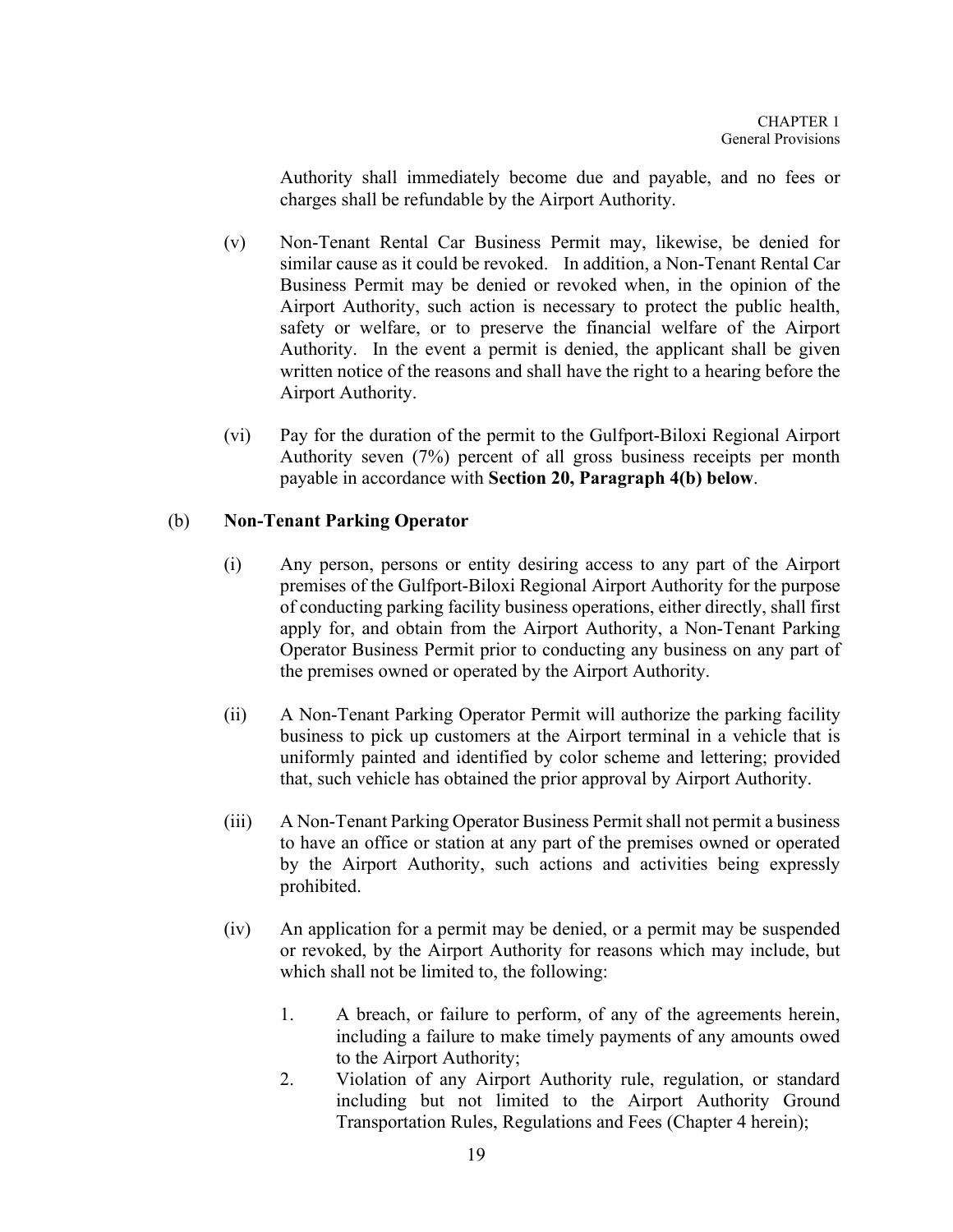Authority shall immediately become due and payable, and no fees or charges shall be refundable by the Airport Authority.

(v) Non-Tenant Rental Car Business Permit may, likewise, be denied for similar cause as it could be revoked. In addition, a Non-Tenant Rental Car Business Permit may be denied or revoked when, in the opinion of the Airport Authority, such action is necessary to protect the public health, safety or welfare, or to preserve the financial welfare of the Airport Authority. In the event a permit is denied, the applicant shall be given written notice of the reasons and shall have the right to a hearing before the Airport Authority.

(vi) Pay for the duration of the permit to the Gulfport-Biloxi Regional Airport Authority seven (7%) percent of all gross business receipts per month payable in accordance with **Section 20, Paragraph 4(b) below**.

(b) **Non-Tenant Parking Operator**

(i) Any person, persons or entity desiring access to any part of the Airport premises of the Gulfport-Biloxi Regional Airport Authority for the purpose of conducting parking facility business operations, either directly, shall first apply for, and obtain from the Airport Authority, a Non-Tenant Parking Operator Business Permit prior to conducting any business on any part of the premises owned or operated by the Airport Authority.

(ii) A Non-Tenant Parking Operator Permit will authorize the parking facility business to pick up customers at the Airport terminal in a vehicle that is uniformly painted and identified by color scheme and lettering; provided that, such vehicle has obtained the prior approval by Airport Authority.

(iii) A Non-Tenant Parking Operator Business Permit shall not permit a business to have an office or station at any part of the premises owned or operated by the Airport Authority, such actions and activities being expressly prohibited.

(iv) An application for a permit may be denied, or a permit may be suspended or revoked, by the Airport Authority for reasons which may include, but which shall not be limited to, the following:

1. A breach, or failure to perform, of any of the agreements herein, including a failure to make timely payments of any amounts owed to the Airport Authority;
2. Violation of any Airport Authority rule, regulation, or standard including but not limited to the Airport Authority Ground Transportation Rules, Regulations and Fees (Chapter 4 herein);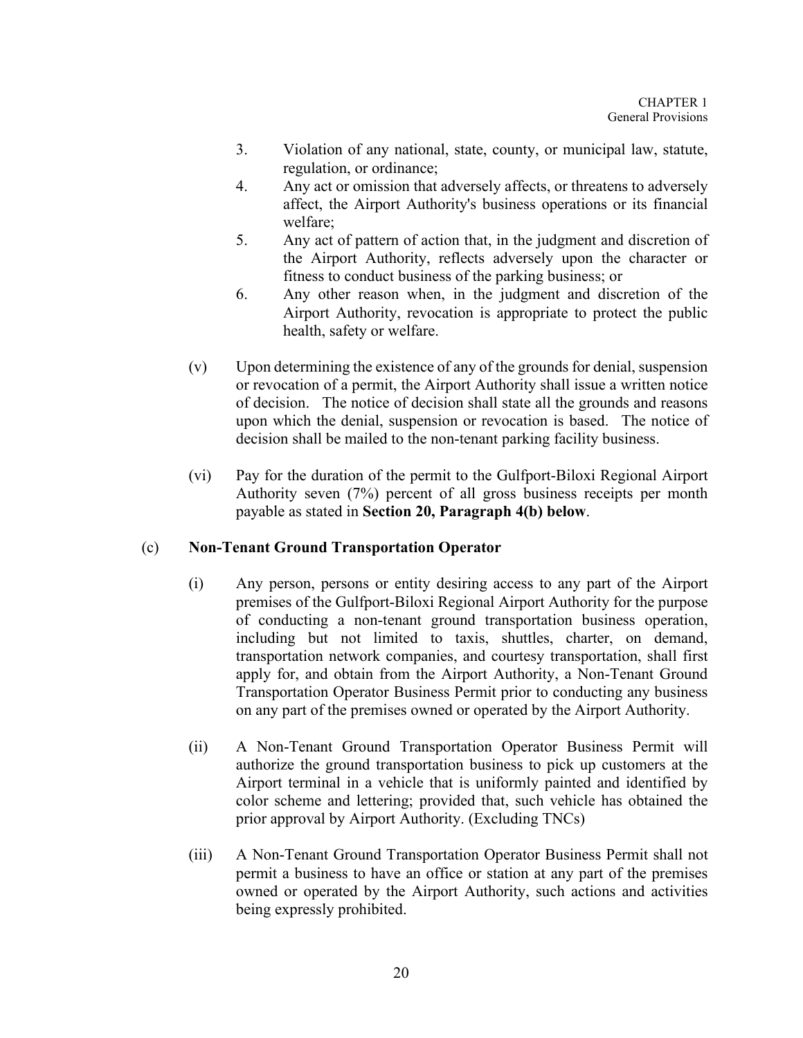3. Violation of any national, state, county, or municipal law, statute, regulation, or ordinance;
4. Any act or omission that adversely affects, or threatens to adversely affect, the Airport Authority's business operations or its financial welfare;
5. Any act of pattern of action that, in the judgment and discretion of the Airport Authority, reflects adversely upon the character or fitness to conduct business of the parking business; or
6. Any other reason when, in the judgment and discretion of the Airport Authority, revocation is appropriate to protect the public health, safety or welfare.

(v) Upon determining the existence of any of the grounds for denial, suspension or revocation of a permit, the Airport Authority shall issue a written notice of decision. The notice of decision shall state all the grounds and reasons upon which the denial, suspension or revocation is based. The notice of decision shall be mailed to the non-tenant parking facility business.

(vi) Pay for the duration of the permit to the Gulfport-Biloxi Regional Airport Authority seven (7%) percent of all gross business receipts per month payable as stated in **Section 20, Paragraph 4(b) below**.

(c) **Non-Tenant Ground Transportation Operator**

(i) Any person, persons or entity desiring access to any part of the Airport premises of the Gulfport-Biloxi Regional Airport Authority for the purpose of conducting a non-tenant ground transportation business operation, including but not limited to taxis, shuttles, charter, on demand, transportation network companies, and courtesy transportation, shall first apply for, and obtain from the Airport Authority, a Non-Tenant Ground Transportation Operator Business Permit prior to conducting any business on any part of the premises owned or operated by the Airport Authority.

(ii) A Non-Tenant Ground Transportation Operator Business Permit will authorize the ground transportation business to pick up customers at the Airport terminal in a vehicle that is uniformly painted and identified by color scheme and lettering; provided that, such vehicle has obtained the prior approval by Airport Authority. (Excluding TNCs)

(iii) A Non-Tenant Ground Transportation Operator Business Permit shall not permit a business to have an office or station at any part of the premises owned or operated by the Airport Authority, such actions and activities being expressly prohibited.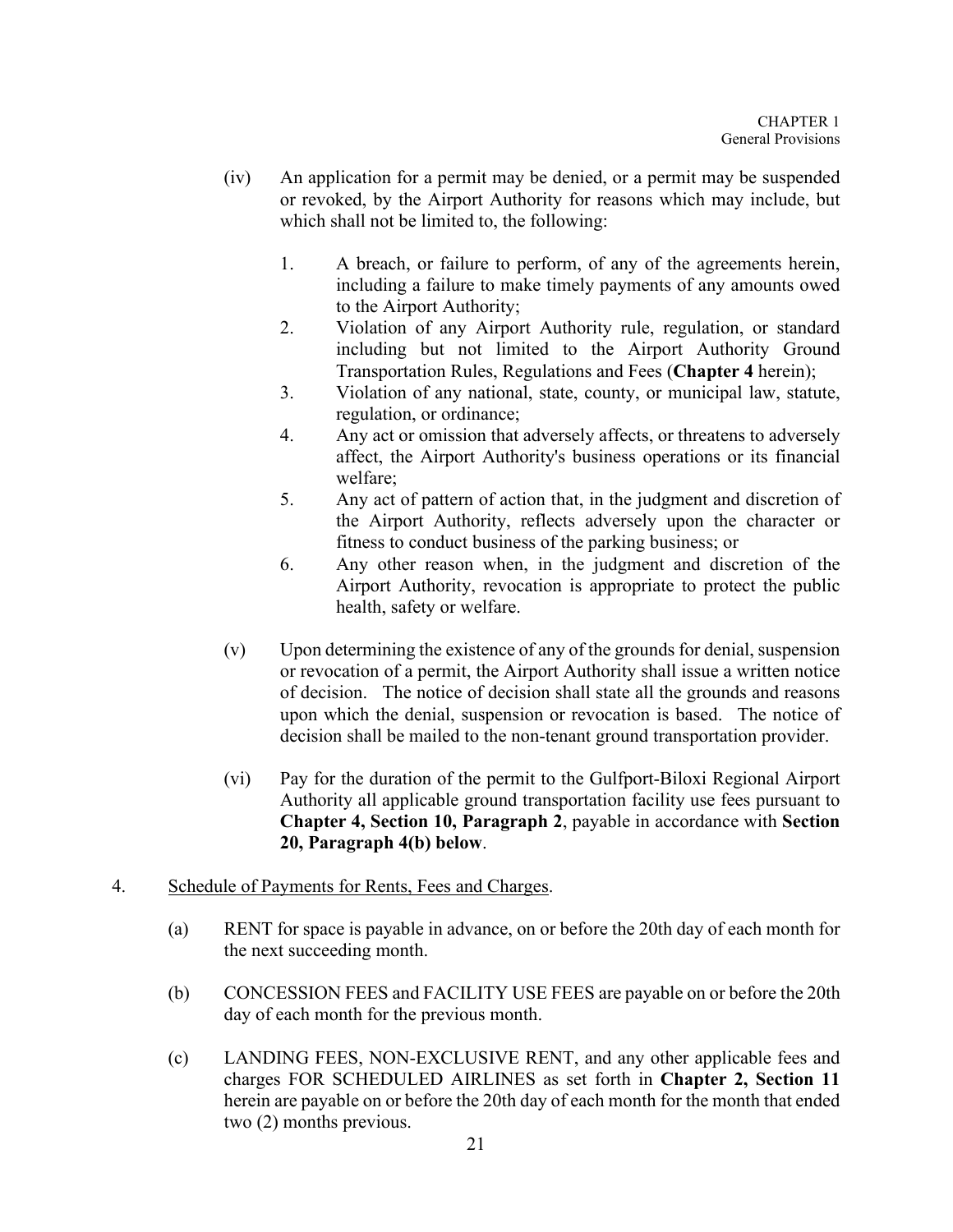(iv) An application for a permit may be denied, or a permit may be suspended or revoked, by the Airport Authority for reasons which may include, but which shall not be limited to, the following:

1. A breach, or failure to perform, of any of the agreements herein, including a failure to make timely payments of any amounts owed to the Airport Authority;
2. Violation of any Airport Authority rule, regulation, or standard including but not limited to the Airport Authority Ground Transportation Rules, Regulations and Fees (**Chapter 4** herein);
3. Violation of any national, state, county, or municipal law, statute, regulation, or ordinance;
4. Any act or omission that adversely affects, or threatens to adversely affect, the Airport Authority's business operations or its financial welfare;
5. Any act of pattern of action that, in the judgment and discretion of the Airport Authority, reflects adversely upon the character or fitness to conduct business of the parking business; or
6. Any other reason when, in the judgment and discretion of the Airport Authority, revocation is appropriate to protect the public health, safety or welfare.

(v) Upon determining the existence of any of the grounds for denial, suspension or revocation of a permit, the Airport Authority shall issue a written notice of decision. The notice of decision shall state all the grounds and reasons upon which the denial, suspension or revocation is based. The notice of decision shall be mailed to the non-tenant ground transportation provider.

(vi) Pay for the duration of the permit to the Gulfport-Biloxi Regional Airport Authority all applicable ground transportation facility use fees pursuant to **Chapter 4, Section 10, Paragraph 2**, payable in accordance with **Section 20, Paragraph 4(b) below**.

4. <u>Schedule of Payments for Rents, Fees and Charges</u>.

(a) RENT for space is payable in advance, on or before the 20th day of each month for the next succeeding month.

(b) CONCESSION FEES and FACILITY USE FEES are payable on or before the 20th day of each month for the previous month.

(c) LANDING FEES, NON-EXCLUSIVE RENT, and any other applicable fees and charges FOR SCHEDULED AIRLINES as set forth in **Chapter 2, Section 11** herein are payable on or before the 20th day of each month for the month that ended two (2) months previous.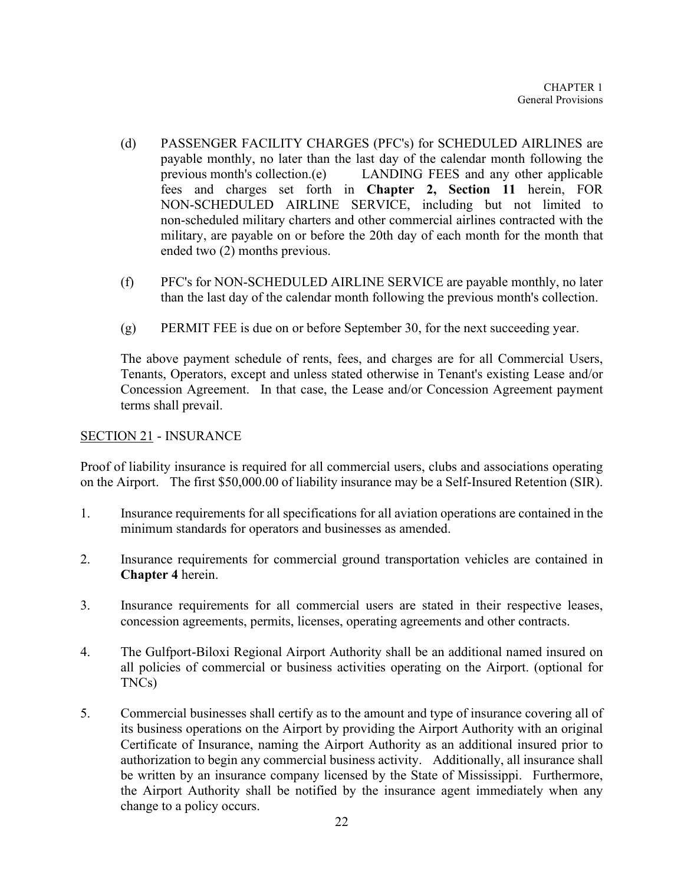(d) PASSENGER FACILITY CHARGES (PFC's) for SCHEDULED AIRLINES are payable monthly, no later than the last day of the calendar month following the previous month's collection.(e) LANDING FEES and any other applicable fees and charges set forth in **Chapter 2, Section 11** herein, FOR NON-SCHEDULED AIRLINE SERVICE, including but not limited to non-scheduled military charters and other commercial airlines contracted with the military, are payable on or before the 20th day of each month for the month that ended two (2) months previous.

(f) PFC's for NON-SCHEDULED AIRLINE SERVICE are payable monthly, no later than the last day of the calendar month following the previous month's collection.

(g) PERMIT FEE is due on or before September 30, for the next succeeding year.

The above payment schedule of rents, fees, and charges are for all Commercial Users, Tenants, Operators, except and unless stated otherwise in Tenant's existing Lease and/or Concession Agreement. In that case, the Lease and/or Concession Agreement payment terms shall prevail.

## SECTION 21 - INSURANCE

Proof of liability insurance is required for all commercial users, clubs and associations operating on the Airport. The first $50,000.00 of liability insurance may be a Self-Insured Retention (SIR).

1. Insurance requirements for all specifications for all aviation operations are contained in the minimum standards for operators and businesses as amended.

2. Insurance requirements for commercial ground transportation vehicles are contained in **Chapter 4** herein.

3. Insurance requirements for all commercial users are stated in their respective leases, concession agreements, permits, licenses, operating agreements and other contracts.

4. The Gulfport-Biloxi Regional Airport Authority shall be an additional named insured on all policies of commercial or business activities operating on the Airport. (optional for TNCs)

5. Commercial businesses shall certify as to the amount and type of insurance covering all of its business operations on the Airport by providing the Airport Authority with an original Certificate of Insurance, naming the Airport Authority as an additional insured prior to authorization to begin any commercial business activity. Additionally, all insurance shall be written by an insurance company licensed by the State of Mississippi. Furthermore, the Airport Authority shall be notified by the insurance agent immediately when any change to a policy occurs.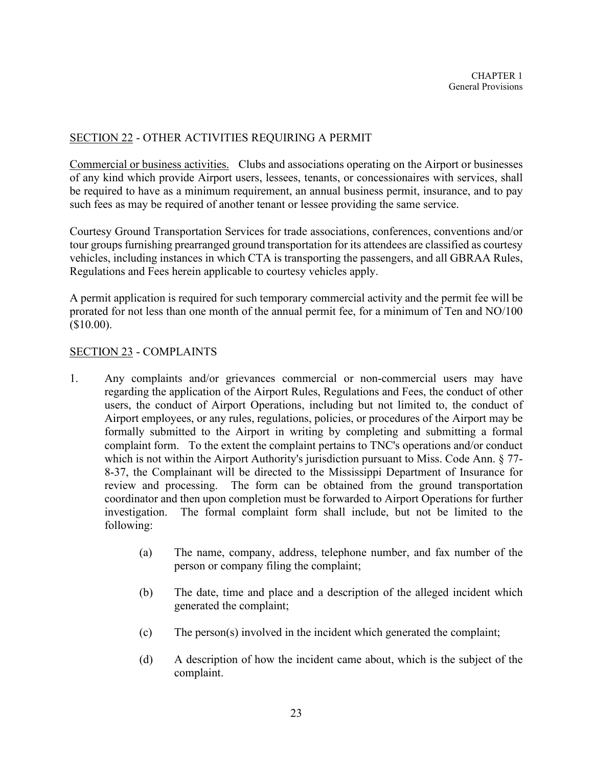## SECTION 22 - OTHER ACTIVITIES REQUIRING A PERMIT

Commercial or business activities. Clubs and associations operating on the Airport or businesses of any kind which provide Airport users, lessees, tenants, or concessionaires with services, shall be required to have as a minimum requirement, an annual business permit, insurance, and to pay such fees as may be required of another tenant or lessee providing the same service.

Courtesy Ground Transportation Services for trade associations, conferences, conventions and/or tour groups furnishing prearranged ground transportation for its attendees are classified as courtesy vehicles, including instances in which CTA is transporting the passengers, and all GBRAA Rules, Regulations and Fees herein applicable to courtesy vehicles apply.

A permit application is required for such temporary commercial activity and the permit fee will be prorated for not less than one month of the annual permit fee, for a minimum of Ten and NO/100 ($10.00).

## SECTION 23 - COMPLAINTS

1. Any complaints and/or grievances commercial or non-commercial users may have regarding the application of the Airport Rules, Regulations and Fees, the conduct of other users, the conduct of Airport Operations, including but not limited to, the conduct of Airport employees, or any rules, regulations, policies, or procedures of the Airport may be formally submitted to the Airport in writing by completing and submitting a formal complaint form. To the extent the complaint pertains to TNC's operations and/or conduct which is not within the Airport Authority's jurisdiction pursuant to Miss. Code Ann. § 77-8-37, the Complainant will be directed to the Mississippi Department of Insurance for review and processing. The form can be obtained from the ground transportation coordinator and then upon completion must be forwarded to Airport Operations for further investigation. The formal complaint form shall include, but not be limited to the following:

    (a) The name, company, address, telephone number, and fax number of the person or company filing the complaint;

    (b) The date, time and place and a description of the alleged incident which generated the complaint;

    (c) The person(s) involved in the incident which generated the complaint;

    (d) A description of how the incident came about, which is the subject of the complaint.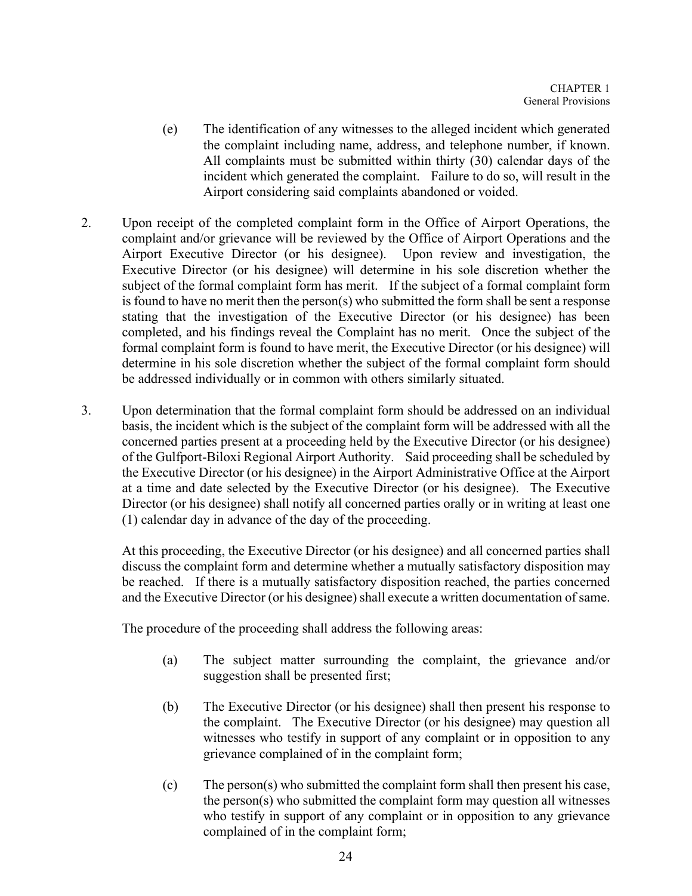(e) The identification of any witnesses to the alleged incident which generated the complaint including name, address, and telephone number, if known. All complaints must be submitted within thirty (30) calendar days of the incident which generated the complaint. Failure to do so, will result in the Airport considering said complaints abandoned or voided.

2. Upon receipt of the completed complaint form in the Office of Airport Operations, the complaint and/or grievance will be reviewed by the Office of Airport Operations and the Airport Executive Director (or his designee). Upon review and investigation, the Executive Director (or his designee) will determine in his sole discretion whether the subject of the formal complaint form has merit. If the subject of a formal complaint form is found to have no merit then the person(s) who submitted the form shall be sent a response stating that the investigation of the Executive Director (or his designee) has been completed, and his findings reveal the Complaint has no merit. Once the subject of the formal complaint form is found to have merit, the Executive Director (or his designee) will determine in his sole discretion whether the subject of the formal complaint form should be addressed individually or in common with others similarly situated.

3. Upon determination that the formal complaint form should be addressed on an individual basis, the incident which is the subject of the complaint form will be addressed with all the concerned parties present at a proceeding held by the Executive Director (or his designee) of the Gulfport-Biloxi Regional Airport Authority. Said proceeding shall be scheduled by the Executive Director (or his designee) in the Airport Administrative Office at the Airport at a time and date selected by the Executive Director (or his designee). The Executive Director (or his designee) shall notify all concerned parties orally or in writing at least one (1) calendar day in advance of the day of the proceeding.

   At this proceeding, the Executive Director (or his designee) and all concerned parties shall discuss the complaint form and determine whether a mutually satisfactory disposition may be reached. If there is a mutually satisfactory disposition reached, the parties concerned and the Executive Director (or his designee) shall execute a written documentation of same.

   The procedure of the proceeding shall address the following areas:

   (a) The subject matter surrounding the complaint, the grievance and/or suggestion shall be presented first;

   (b) The Executive Director (or his designee) shall then present his response to the complaint. The Executive Director (or his designee) may question all witnesses who testify in support of any complaint or in opposition to any grievance complained of in the complaint form;

   (c) The person(s) who submitted the complaint form shall then present his case, the person(s) who submitted the complaint form may question all witnesses who testify in support of any complaint or in opposition to any grievance complained of in the complaint form;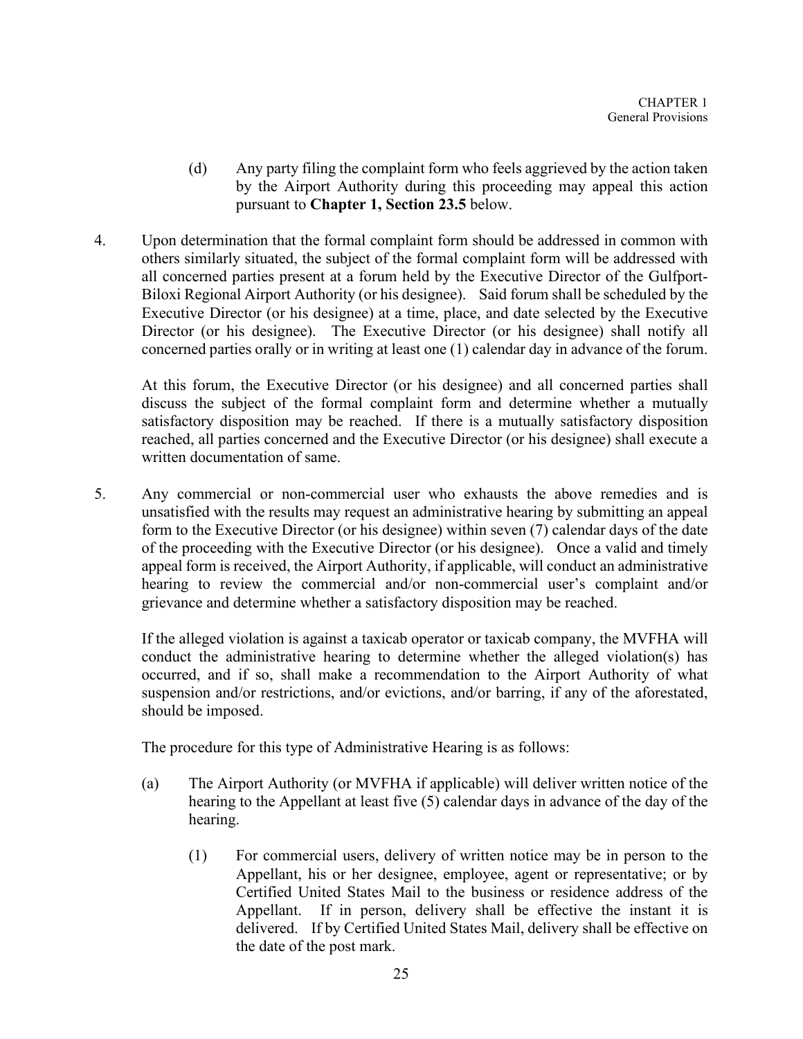(d) Any party filing the complaint form who feels aggrieved by the action taken by the Airport Authority during this proceeding may appeal this action pursuant to **Chapter 1, Section 23.5** below.

4. Upon determination that the formal complaint form should be addressed in common with others similarly situated, the subject of the formal complaint form will be addressed with all concerned parties present at a forum held by the Executive Director of the Gulfport-Biloxi Regional Airport Authority (or his designee). Said forum shall be scheduled by the Executive Director (or his designee) at a time, place, and date selected by the Executive Director (or his designee). The Executive Director (or his designee) shall notify all concerned parties orally or in writing at least one (1) calendar day in advance of the forum.

   At this forum, the Executive Director (or his designee) and all concerned parties shall discuss the subject of the formal complaint form and determine whether a mutually satisfactory disposition may be reached. If there is a mutually satisfactory disposition reached, all parties concerned and the Executive Director (or his designee) shall execute a written documentation of same.

5. Any commercial or non-commercial user who exhausts the above remedies and is unsatisfied with the results may request an administrative hearing by submitting an appeal form to the Executive Director (or his designee) within seven (7) calendar days of the date of the proceeding with the Executive Director (or his designee). Once a valid and timely appeal form is received, the Airport Authority, if applicable, will conduct an administrative hearing to review the commercial and/or non-commercial user's complaint and/or grievance and determine whether a satisfactory disposition may be reached.

   If the alleged violation is against a taxicab operator or taxicab company, the MVFHA will conduct the administrative hearing to determine whether the alleged violation(s) has occurred, and if so, shall make a recommendation to the Airport Authority of what suspension and/or restrictions, and/or evictions, and/or barring, if any of the aforestated, should be imposed.

   The procedure for this type of Administrative Hearing is as follows:

   (a) The Airport Authority (or MVFHA if applicable) will deliver written notice of the hearing to the Appellant at least five (5) calendar days in advance of the day of the hearing.

      (1) For commercial users, delivery of written notice may be in person to the Appellant, his or her designee, employee, agent or representative; or by Certified United States Mail to the business or residence address of the Appellant. If in person, delivery shall be effective the instant it is delivered. If by Certified United States Mail, delivery shall be effective on the date of the post mark.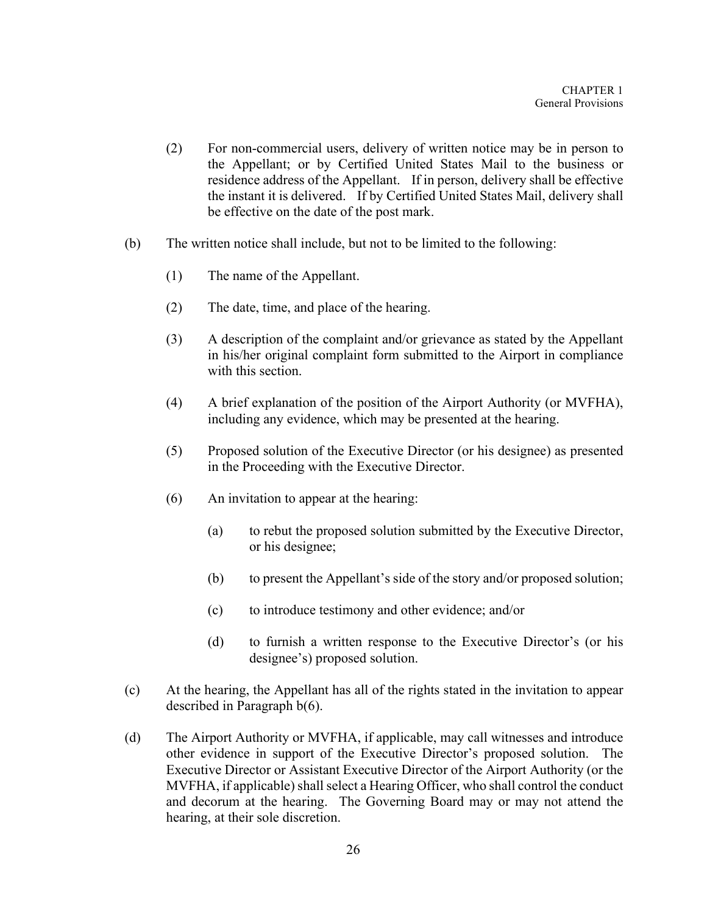(2) For non-commercial users, delivery of written notice may be in person to the Appellant; or by Certified United States Mail to the business or residence address of the Appellant. If in person, delivery shall be effective the instant it is delivered. If by Certified United States Mail, delivery shall be effective on the date of the post mark.

(b) The written notice shall include, but not to be limited to the following:

(1) The name of the Appellant.

(2) The date, time, and place of the hearing.

(3) A description of the complaint and/or grievance as stated by the Appellant in his/her original complaint form submitted to the Airport in compliance with this section.

(4) A brief explanation of the position of the Airport Authority (or MVFHA), including any evidence, which may be presented at the hearing.

(5) Proposed solution of the Executive Director (or his designee) as presented in the Proceeding with the Executive Director.

(6) An invitation to appear at the hearing:

(a) to rebut the proposed solution submitted by the Executive Director, or his designee;

(b) to present the Appellant's side of the story and/or proposed solution;

(c) to introduce testimony and other evidence; and/or

(d) to furnish a written response to the Executive Director's (or his designee's) proposed solution.

(c) At the hearing, the Appellant has all of the rights stated in the invitation to appear described in Paragraph b(6).

(d) The Airport Authority or MVFHA, if applicable, may call witnesses and introduce other evidence in support of the Executive Director's proposed solution. The Executive Director or Assistant Executive Director of the Airport Authority (or the MVFHA, if applicable) shall select a Hearing Officer, who shall control the conduct and decorum at the hearing. The Governing Board may or may not attend the hearing, at their sole discretion.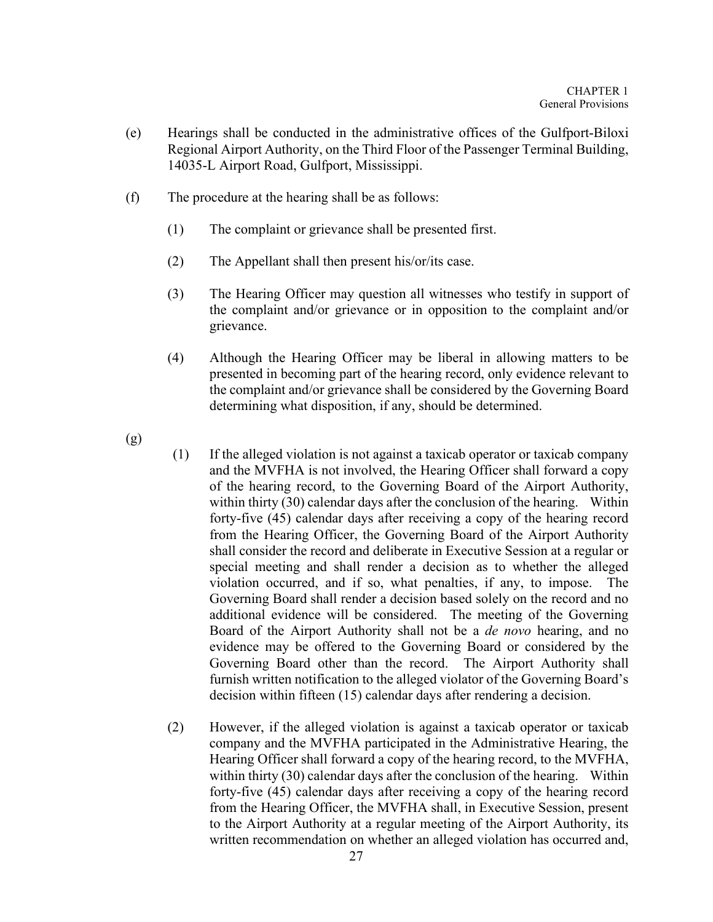(e) Hearings shall be conducted in the administrative offices of the Gulfport-Biloxi Regional Airport Authority, on the Third Floor of the Passenger Terminal Building, 14035-L Airport Road, Gulfport, Mississippi.

(f) The procedure at the hearing shall be as follows:

(1) The complaint or grievance shall be presented first.

(2) The Appellant shall then present his/or/its case.

(3) The Hearing Officer may question all witnesses who testify in support of the complaint and/or grievance or in opposition to the complaint and/or grievance.

(4) Although the Hearing Officer may be liberal in allowing matters to be presented in becoming part of the hearing record, only evidence relevant to the complaint and/or grievance shall be considered by the Governing Board determining what disposition, if any, should be determined.

(g)

(1) If the alleged violation is not against a taxicab operator or taxicab company and the MVFHA is not involved, the Hearing Officer shall forward a copy of the hearing record, to the Governing Board of the Airport Authority, within thirty (30) calendar days after the conclusion of the hearing. Within forty-five (45) calendar days after receiving a copy of the hearing record from the Hearing Officer, the Governing Board of the Airport Authority shall consider the record and deliberate in Executive Session at a regular or special meeting and shall render a decision as to whether the alleged violation occurred, and if so, what penalties, if any, to impose. The Governing Board shall render a decision based solely on the record and no additional evidence will be considered. The meeting of the Governing Board of the Airport Authority shall not be a *de novo* hearing, and no evidence may be offered to the Governing Board or considered by the Governing Board other than the record. The Airport Authority shall furnish written notification to the alleged violator of the Governing Board's decision within fifteen (15) calendar days after rendering a decision.

(2) However, if the alleged violation is against a taxicab operator or taxicab company and the MVFHA participated in the Administrative Hearing, the Hearing Officer shall forward a copy of the hearing record, to the MVFHA, within thirty (30) calendar days after the conclusion of the hearing. Within forty-five (45) calendar days after receiving a copy of the hearing record from the Hearing Officer, the MVFHA shall, in Executive Session, present to the Airport Authority at a regular meeting of the Airport Authority, its written recommendation on whether an alleged violation has occurred and,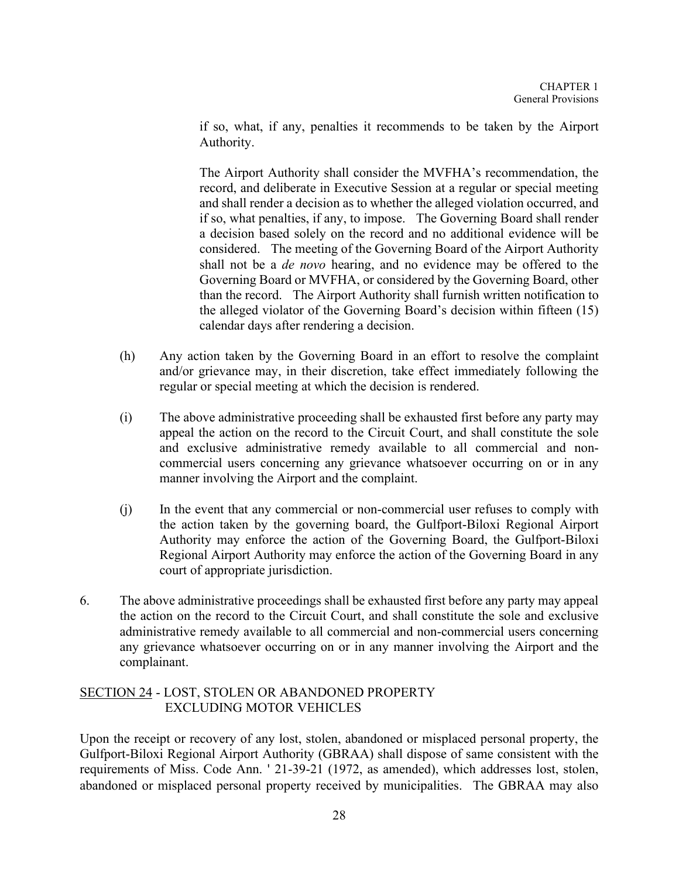if so, what, if any, penalties it recommends to be taken by the Airport Authority.

The Airport Authority shall consider the MVFHA's recommendation, the record, and deliberate in Executive Session at a regular or special meeting and shall render a decision as to whether the alleged violation occurred, and if so, what penalties, if any, to impose. The Governing Board shall render a decision based solely on the record and no additional evidence will be considered. The meeting of the Governing Board of the Airport Authority shall not be a *de novo* hearing, and no evidence may be offered to the Governing Board or MVFHA, or considered by the Governing Board, other than the record. The Airport Authority shall furnish written notification to the alleged violator of the Governing Board's decision within fifteen (15) calendar days after rendering a decision.

(h) Any action taken by the Governing Board in an effort to resolve the complaint and/or grievance may, in their discretion, take effect immediately following the regular or special meeting at which the decision is rendered.

(i) The above administrative proceeding shall be exhausted first before any party may appeal the action on the record to the Circuit Court, and shall constitute the sole and exclusive administrative remedy available to all commercial and non-commercial users concerning any grievance whatsoever occurring on or in any manner involving the Airport and the complaint.

(j) In the event that any commercial or non-commercial user refuses to comply with the action taken by the governing board, the Gulfport-Biloxi Regional Airport Authority may enforce the action of the Governing Board, the Gulfport-Biloxi Regional Airport Authority may enforce the action of the Governing Board in any court of appropriate jurisdiction.

6. The above administrative proceedings shall be exhausted first before any party may appeal the action on the record to the Circuit Court, and shall constitute the sole and exclusive administrative remedy available to all commercial and non-commercial users concerning any grievance whatsoever occurring on or in any manner involving the Airport and the complainant.

## SECTION 24 - LOST, STOLEN OR ABANDONED PROPERTY EXCLUDING MOTOR VEHICLES

Upon the receipt or recovery of any lost, stolen, abandoned or misplaced personal property, the Gulfport-Biloxi Regional Airport Authority (GBRAA) shall dispose of same consistent with the requirements of Miss. Code Ann. ' 21-39-21 (1972, as amended), which addresses lost, stolen, abandoned or misplaced personal property received by municipalities. The GBRAA may also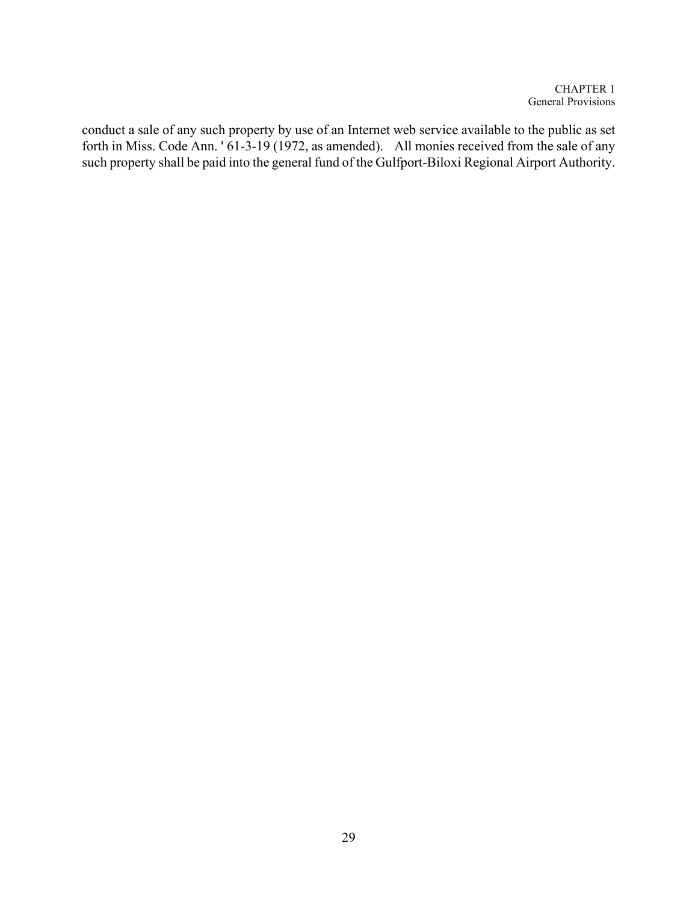conduct a sale of any such property by use of an Internet web service available to the public as set forth in Miss. Code Ann. ' 61-3-19 (1972, as amended). All monies received from the sale of any such property shall be paid into the general fund of the Gulfport-Biloxi Regional Airport Authority.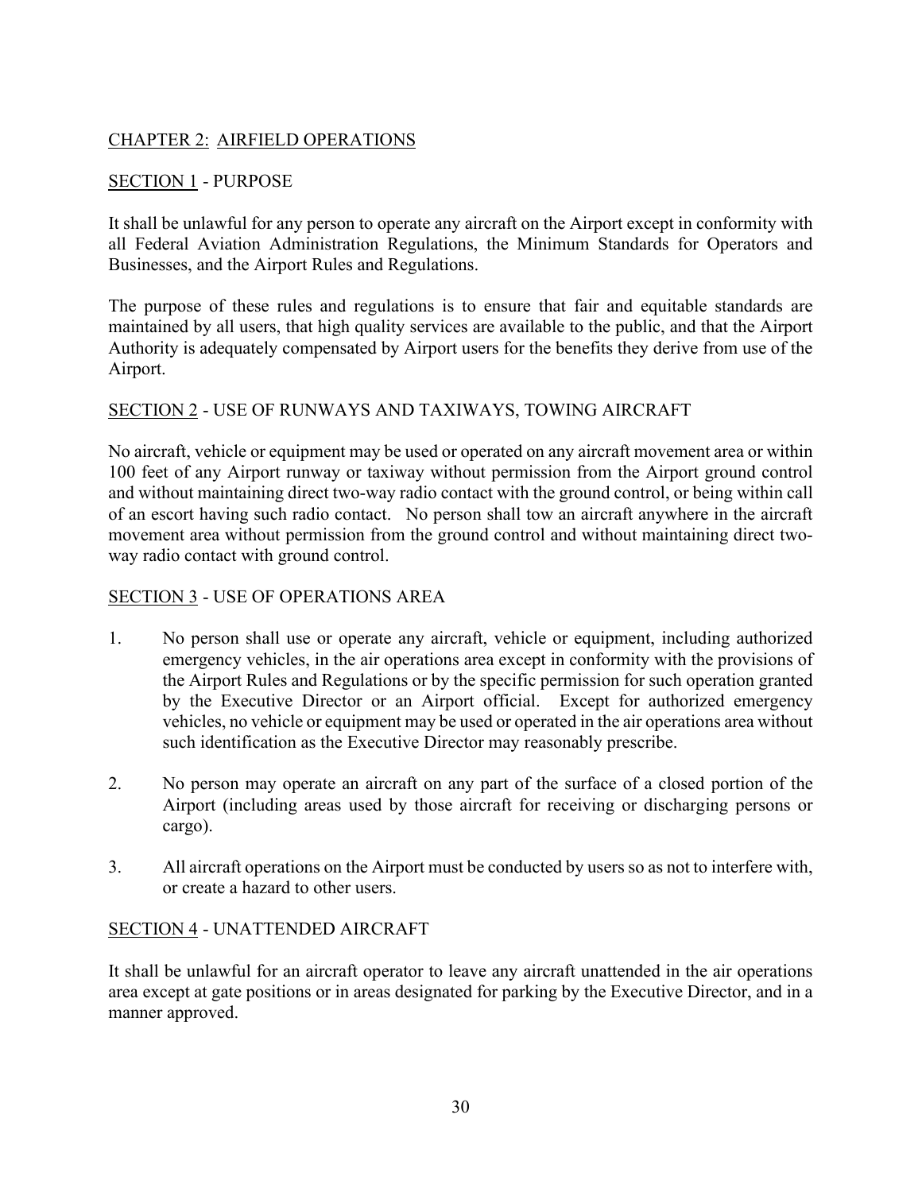## CHAPTER 2: AIRFIELD OPERATIONS

### SECTION 1 - PURPOSE

It shall be unlawful for any person to operate any aircraft on the Airport except in conformity with all Federal Aviation Administration Regulations, the Minimum Standards for Operators and Businesses, and the Airport Rules and Regulations.

The purpose of these rules and regulations is to ensure that fair and equitable standards are maintained by all users, that high quality services are available to the public, and that the Airport Authority is adequately compensated by Airport users for the benefits they derive from use of the Airport.

### SECTION 2 - USE OF RUNWAYS AND TAXIWAYS, TOWING AIRCRAFT

No aircraft, vehicle or equipment may be used or operated on any aircraft movement area or within 100 feet of any Airport runway or taxiway without permission from the Airport ground control and without maintaining direct two-way radio contact with the ground control, or being within call of an escort having such radio contact. No person shall tow an aircraft anywhere in the aircraft movement area without permission from the ground control and without maintaining direct two-way radio contact with ground control.

### SECTION 3 - USE OF OPERATIONS AREA

1. No person shall use or operate any aircraft, vehicle or equipment, including authorized emergency vehicles, in the air operations area except in conformity with the provisions of the Airport Rules and Regulations or by the specific permission for such operation granted by the Executive Director or an Airport official. Except for authorized emergency vehicles, no vehicle or equipment may be used or operated in the air operations area without such identification as the Executive Director may reasonably prescribe.

2. No person may operate an aircraft on any part of the surface of a closed portion of the Airport (including areas used by those aircraft for receiving or discharging persons or cargo).

3. All aircraft operations on the Airport must be conducted by users so as not to interfere with, or create a hazard to other users.

### SECTION 4 - UNATTENDED AIRCRAFT

It shall be unlawful for an aircraft operator to leave any aircraft unattended in the air operations area except at gate positions or in areas designated for parking by the Executive Director, and in a manner approved.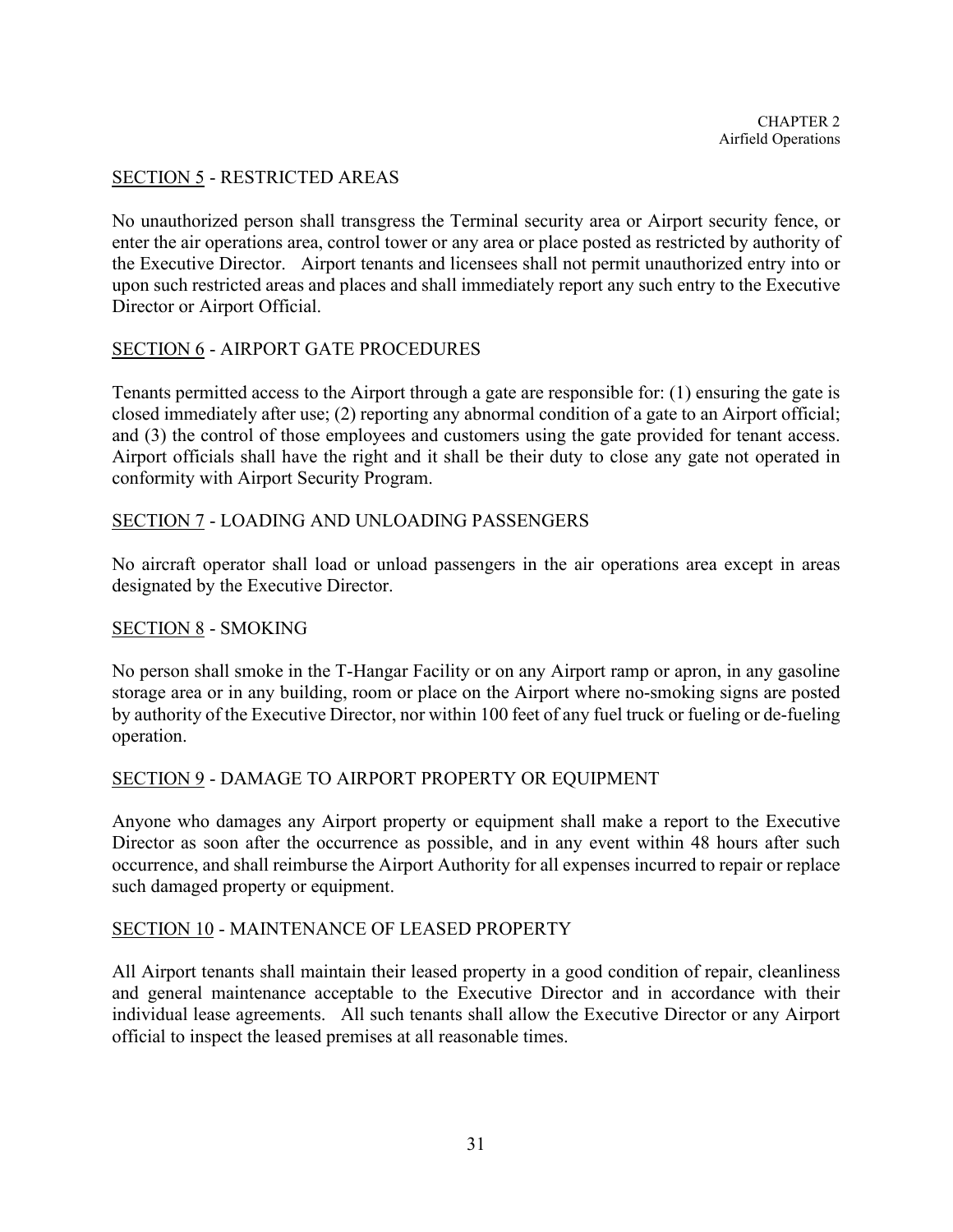## SECTION 5 - RESTRICTED AREAS

No unauthorized person shall transgress the Terminal security area or Airport security fence, or enter the air operations area, control tower or any area or place posted as restricted by authority of the Executive Director. Airport tenants and licensees shall not permit unauthorized entry into or upon such restricted areas and places and shall immediately report any such entry to the Executive Director or Airport Official.

## SECTION 6 - AIRPORT GATE PROCEDURES

Tenants permitted access to the Airport through a gate are responsible for: (1) ensuring the gate is closed immediately after use; (2) reporting any abnormal condition of a gate to an Airport official; and (3) the control of those employees and customers using the gate provided for tenant access. Airport officials shall have the right and it shall be their duty to close any gate not operated in conformity with Airport Security Program.

## SECTION 7 - LOADING AND UNLOADING PASSENGERS

No aircraft operator shall load or unload passengers in the air operations area except in areas designated by the Executive Director.

## SECTION 8 - SMOKING

No person shall smoke in the T-Hangar Facility or on any Airport ramp or apron, in any gasoline storage area or in any building, room or place on the Airport where no-smoking signs are posted by authority of the Executive Director, nor within 100 feet of any fuel truck or fueling or de-fueling operation.

## SECTION 9 - DAMAGE TO AIRPORT PROPERTY OR EQUIPMENT

Anyone who damages any Airport property or equipment shall make a report to the Executive Director as soon after the occurrence as possible, and in any event within 48 hours after such occurrence, and shall reimburse the Airport Authority for all expenses incurred to repair or replace such damaged property or equipment.

## SECTION 10 - MAINTENANCE OF LEASED PROPERTY

All Airport tenants shall maintain their leased property in a good condition of repair, cleanliness and general maintenance acceptable to the Executive Director and in accordance with their individual lease agreements. All such tenants shall allow the Executive Director or any Airport official to inspect the leased premises at all reasonable times.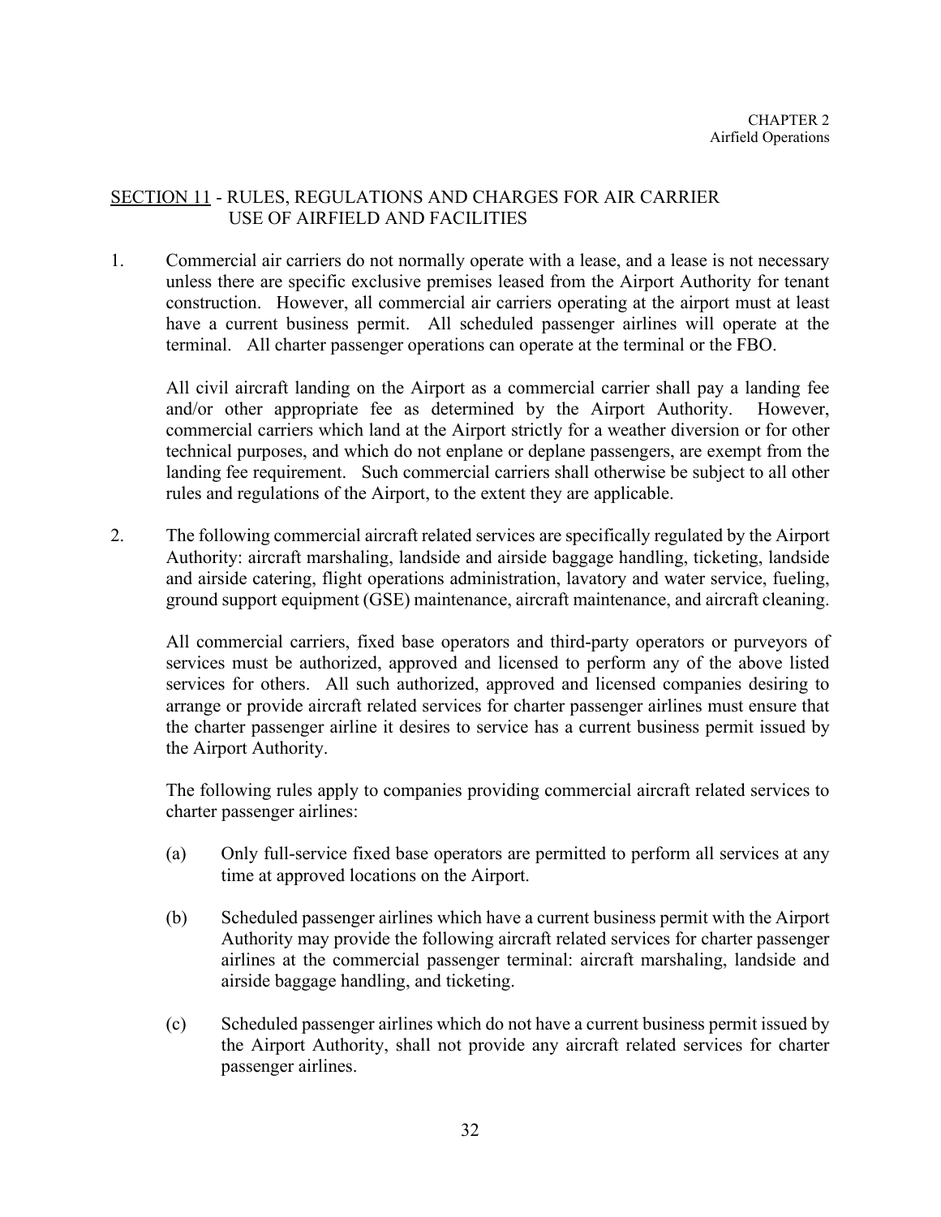## SECTION 11 - RULES, REGULATIONS AND CHARGES FOR AIR CARRIER USE OF AIRFIELD AND FACILITIES

1. Commercial air carriers do not normally operate with a lease, and a lease is not necessary unless there are specific exclusive premises leased from the Airport Authority for tenant construction. However, all commercial air carriers operating at the airport must at least have a current business permit. All scheduled passenger airlines will operate at the terminal. All charter passenger operations can operate at the terminal or the FBO.

   All civil aircraft landing on the Airport as a commercial carrier shall pay a landing fee and/or other appropriate fee as determined by the Airport Authority. However, commercial carriers which land at the Airport strictly for a weather diversion or for other technical purposes, and which do not enplane or deplane passengers, are exempt from the landing fee requirement. Such commercial carriers shall otherwise be subject to all other rules and regulations of the Airport, to the extent they are applicable.

2. The following commercial aircraft related services are specifically regulated by the Airport Authority: aircraft marshaling, landside and airside baggage handling, ticketing, landside and airside catering, flight operations administration, lavatory and water service, fueling, ground support equipment (GSE) maintenance, aircraft maintenance, and aircraft cleaning.

   All commercial carriers, fixed base operators and third-party operators or purveyors of services must be authorized, approved and licensed to perform any of the above listed services for others. All such authorized, approved and licensed companies desiring to arrange or provide aircraft related services for charter passenger airlines must ensure that the charter passenger airline it desires to service has a current business permit issued by the Airport Authority.

   The following rules apply to companies providing commercial aircraft related services to charter passenger airlines:

   (a) Only full-service fixed base operators are permitted to perform all services at any time at approved locations on the Airport.

   (b) Scheduled passenger airlines which have a current business permit with the Airport Authority may provide the following aircraft related services for charter passenger airlines at the commercial passenger terminal: aircraft marshaling, landside and airside baggage handling, and ticketing.

   (c) Scheduled passenger airlines which do not have a current business permit issued by the Airport Authority, shall not provide any aircraft related services for charter passenger airlines.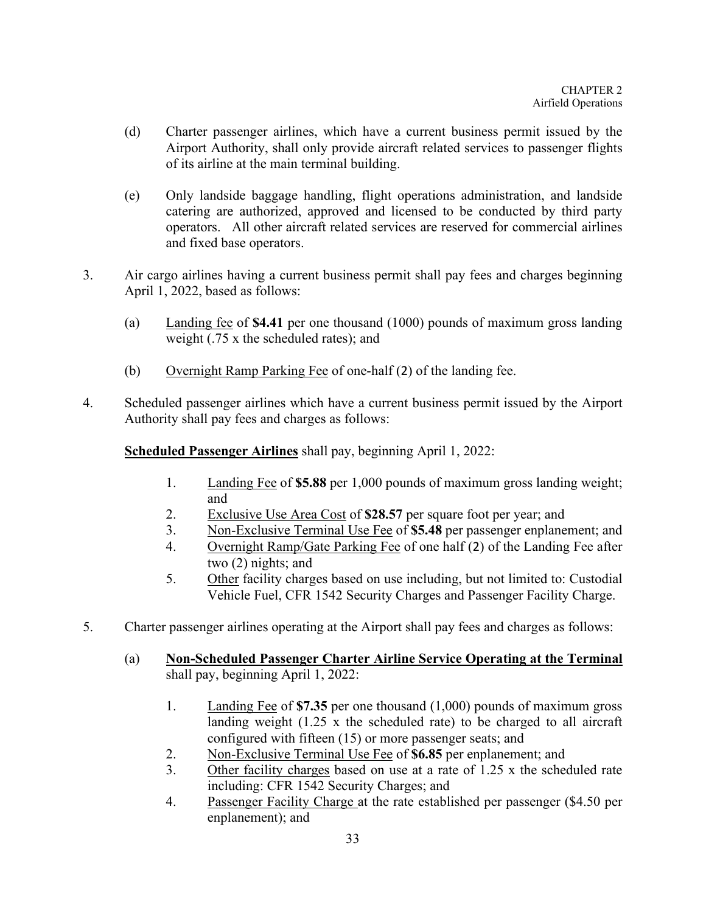(d) Charter passenger airlines, which have a current business permit issued by the Airport Authority, shall only provide aircraft related services to passenger flights of its airline at the main terminal building.

(e) Only landside baggage handling, flight operations administration, and landside catering are authorized, approved and licensed to be conducted by third party operators. All other aircraft related services are reserved for commercial airlines and fixed base operators.

3. Air cargo airlines having a current business permit shall pay fees and charges beginning April 1, 2022, based as follows:

   (a) Landing fee of **$4.41** per one thousand (1000) pounds of maximum gross landing weight (.75 x the scheduled rates); and

   (b) Overnight Ramp Parking Fee of one-half (2) of the landing fee.

4. Scheduled passenger airlines which have a current business permit issued by the Airport Authority shall pay fees and charges as follows:

   **Scheduled Passenger Airlines** shall pay, beginning April 1, 2022:

   1. Landing Fee of **$5.88** per 1,000 pounds of maximum gross landing weight; and
   2. Exclusive Use Area Cost of **$28.57** per square foot per year; and
   3. Non-Exclusive Terminal Use Fee of **$5.48** per passenger enplanement; and
   4. Overnight Ramp/Gate Parking Fee of one half (2) of the Landing Fee after two (2) nights; and
   5. Other facility charges based on use including, but not limited to: Custodial Vehicle Fuel, CFR 1542 Security Charges and Passenger Facility Charge.

5. Charter passenger airlines operating at the Airport shall pay fees and charges as follows:

   (a) **Non-Scheduled Passenger Charter Airline Service Operating at the Terminal** shall pay, beginning April 1, 2022:

   1. Landing Fee of **$7.35** per one thousand (1,000) pounds of maximum gross landing weight (1.25 x the scheduled rate) to be charged to all aircraft configured with fifteen (15) or more passenger seats; and
   2. Non-Exclusive Terminal Use Fee of **$6.85** per enplanement; and
   3. Other facility charges based on use at a rate of 1.25 x the scheduled rate including: CFR 1542 Security Charges; and
   4. Passenger Facility Charge at the rate established per passenger ($4.50 per enplanement); and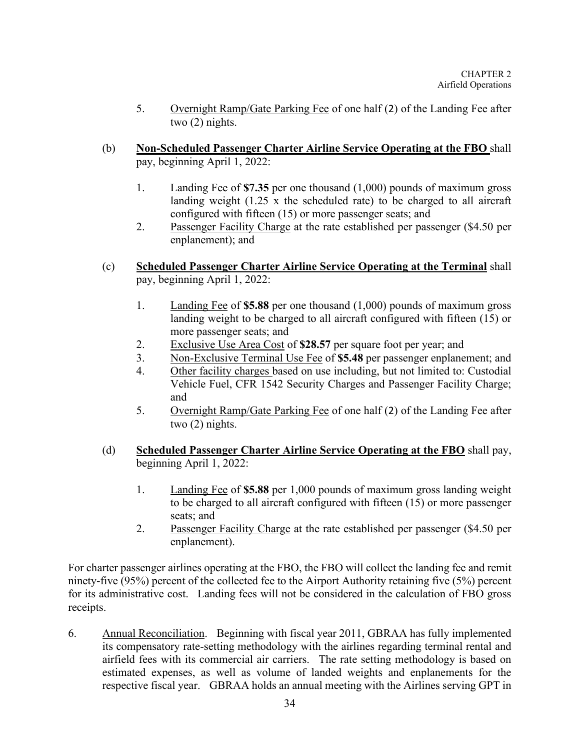5. Overnight Ramp/Gate Parking Fee of one half (2) of the Landing Fee after two (2) nights.

(b) **Non-Scheduled Passenger Charter Airline Service Operating at the FBO** shall pay, beginning April 1, 2022:

1. Landing Fee of **$7.35** per one thousand (1,000) pounds of maximum gross landing weight (1.25 x the scheduled rate) to be charged to all aircraft configured with fifteen (15) or more passenger seats; and
2. Passenger Facility Charge at the rate established per passenger ($4.50 per enplanement); and

(c) **Scheduled Passenger Charter Airline Service Operating at the Terminal** shall pay, beginning April 1, 2022:

1. Landing Fee of **$5.88** per one thousand (1,000) pounds of maximum gross landing weight to be charged to all aircraft configured with fifteen (15) or more passenger seats; and
2. Exclusive Use Area Cost of **$28.57** per square foot per year; and
3. Non-Exclusive Terminal Use Fee of **$5.48** per passenger enplanement; and
4. Other facility charges based on use including, but not limited to: Custodial Vehicle Fuel, CFR 1542 Security Charges and Passenger Facility Charge; and
5. Overnight Ramp/Gate Parking Fee of one half (2) of the Landing Fee after two (2) nights.

(d) **Scheduled Passenger Charter Airline Service Operating at the FBO** shall pay, beginning April 1, 2022:

1. Landing Fee of **$5.88** per 1,000 pounds of maximum gross landing weight to be charged to all aircraft configured with fifteen (15) or more passenger seats; and
2. Passenger Facility Charge at the rate established per passenger ($4.50 per enplanement).

For charter passenger airlines operating at the FBO, the FBO will collect the landing fee and remit ninety-five (95%) percent of the collected fee to the Airport Authority retaining five (5%) percent for its administrative cost. Landing fees will not be considered in the calculation of FBO gross receipts.

6. Annual Reconciliation. Beginning with fiscal year 2011, GBRAA has fully implemented its compensatory rate-setting methodology with the airlines regarding terminal rental and airfield fees with its commercial air carriers. The rate setting methodology is based on estimated expenses, as well as volume of landed weights and enplanements for the respective fiscal year. GBRAA holds an annual meeting with the Airlines serving GPT in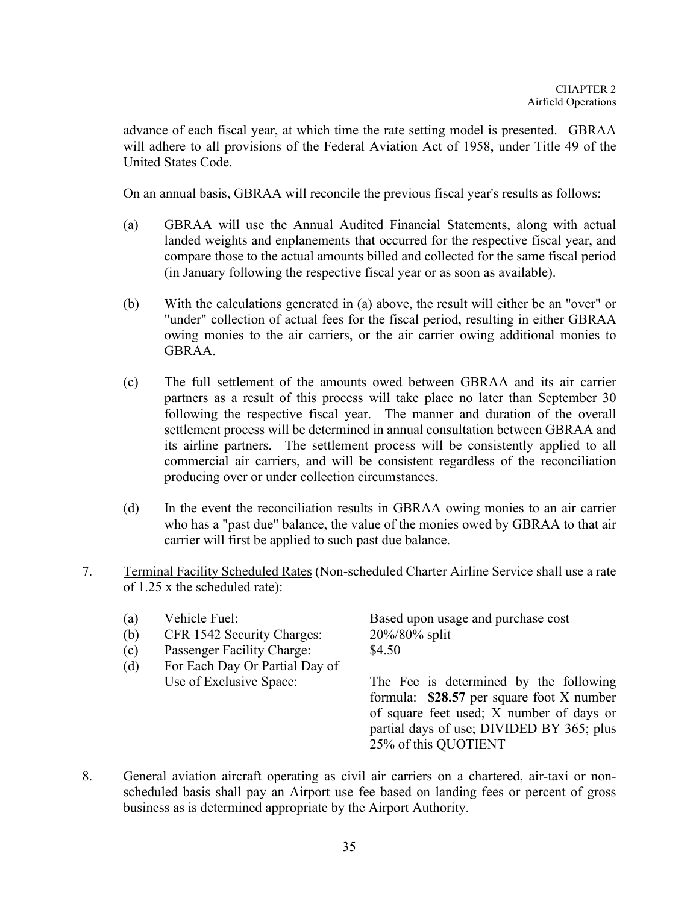advance of each fiscal year, at which time the rate setting model is presented. GBRAA will adhere to all provisions of the Federal Aviation Act of 1958, under Title 49 of the United States Code.

On an annual basis, GBRAA will reconcile the previous fiscal year's results as follows:

(a) GBRAA will use the Annual Audited Financial Statements, along with actual landed weights and enplanements that occurred for the respective fiscal year, and compare those to the actual amounts billed and collected for the same fiscal period (in January following the respective fiscal year or as soon as available).

(b) With the calculations generated in (a) above, the result will either be an "over" or "under" collection of actual fees for the fiscal period, resulting in either GBRAA owing monies to the air carriers, or the air carrier owing additional monies to GBRAA.

(c) The full settlement of the amounts owed between GBRAA and its air carrier partners as a result of this process will take place no later than September 30 following the respective fiscal year. The manner and duration of the overall settlement process will be determined in annual consultation between GBRAA and its airline partners. The settlement process will be consistently applied to all commercial air carriers, and will be consistent regardless of the reconciliation producing over or under collection circumstances.

(d) In the event the reconciliation results in GBRAA owing monies to an air carrier who has a "past due" balance, the value of the monies owed by GBRAA to that air carrier will first be applied to such past due balance.

7. <u>Terminal Facility Scheduled Rates</u> (Non-scheduled Charter Airline Service shall use a rate of 1.25 x the scheduled rate):

| | | |
|---|---|---|
| (a) | Vehicle Fuel: | Based upon usage and purchase cost |
| (b) | CFR 1542 Security Charges: | 20%/80% split |
| (c) | Passenger Facility Charge: | $4.50 |
| (d) | For Each Day Or Partial Day of Use of Exclusive Space: | The Fee is determined by the following formula: **$28.57** per square foot X number of square feet used; X number of days or partial days of use; DIVIDED BY 365; plus 25% of this QUOTIENT |

8. General aviation aircraft operating as civil air carriers on a chartered, air-taxi or non-scheduled basis shall pay an Airport use fee based on landing fees or percent of gross business as is determined appropriate by the Airport Authority.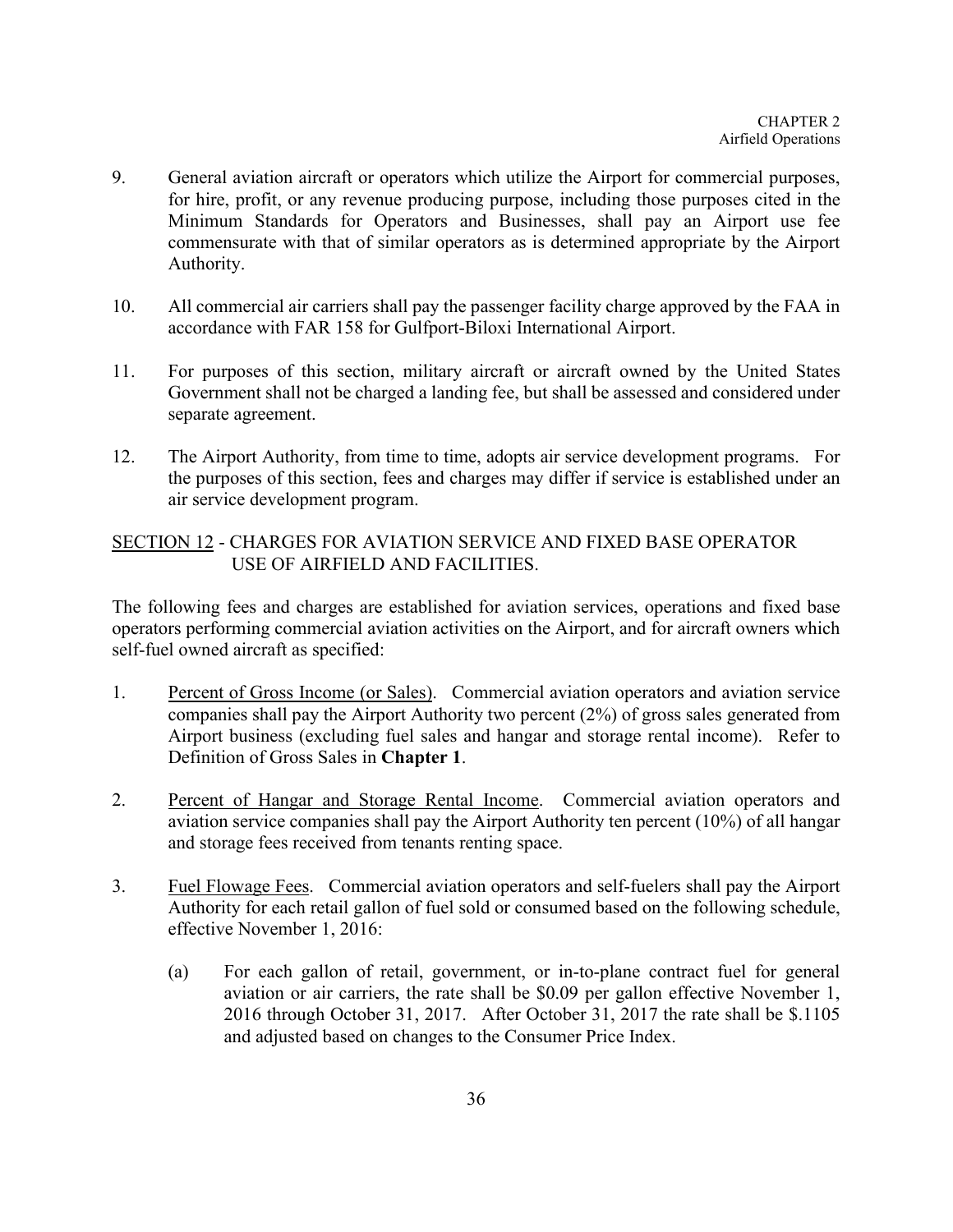9. General aviation aircraft or operators which utilize the Airport for commercial purposes, for hire, profit, or any revenue producing purpose, including those purposes cited in the Minimum Standards for Operators and Businesses, shall pay an Airport use fee commensurate with that of similar operators as is determined appropriate by the Airport Authority.

10. All commercial air carriers shall pay the passenger facility charge approved by the FAA in accordance with FAR 158 for Gulfport-Biloxi International Airport.

11. For purposes of this section, military aircraft or aircraft owned by the United States Government shall not be charged a landing fee, but shall be assessed and considered under separate agreement.

12. The Airport Authority, from time to time, adopts air service development programs. For the purposes of this section, fees and charges may differ if service is established under an air service development program.

## SECTION 12 - CHARGES FOR AVIATION SERVICE AND FIXED BASE OPERATOR USE OF AIRFIELD AND FACILITIES.

The following fees and charges are established for aviation services, operations and fixed base operators performing commercial aviation activities on the Airport, and for aircraft owners which self-fuel owned aircraft as specified:

1. Percent of Gross Income (or Sales). Commercial aviation operators and aviation service companies shall pay the Airport Authority two percent (2%) of gross sales generated from Airport business (excluding fuel sales and hangar and storage rental income). Refer to Definition of Gross Sales in **Chapter 1**.

2. Percent of Hangar and Storage Rental Income. Commercial aviation operators and aviation service companies shall pay the Airport Authority ten percent (10%) of all hangar and storage fees received from tenants renting space.

3. Fuel Flowage Fees. Commercial aviation operators and self-fuelers shall pay the Airport Authority for each retail gallon of fuel sold or consumed based on the following schedule, effective November 1, 2016:

   (a) For each gallon of retail, government, or in-to-plane contract fuel for general aviation or air carriers, the rate shall be $0.09 per gallon effective November 1, 2016 through October 31, 2017. After October 31, 2017 the rate shall be $.1105 and adjusted based on changes to the Consumer Price Index.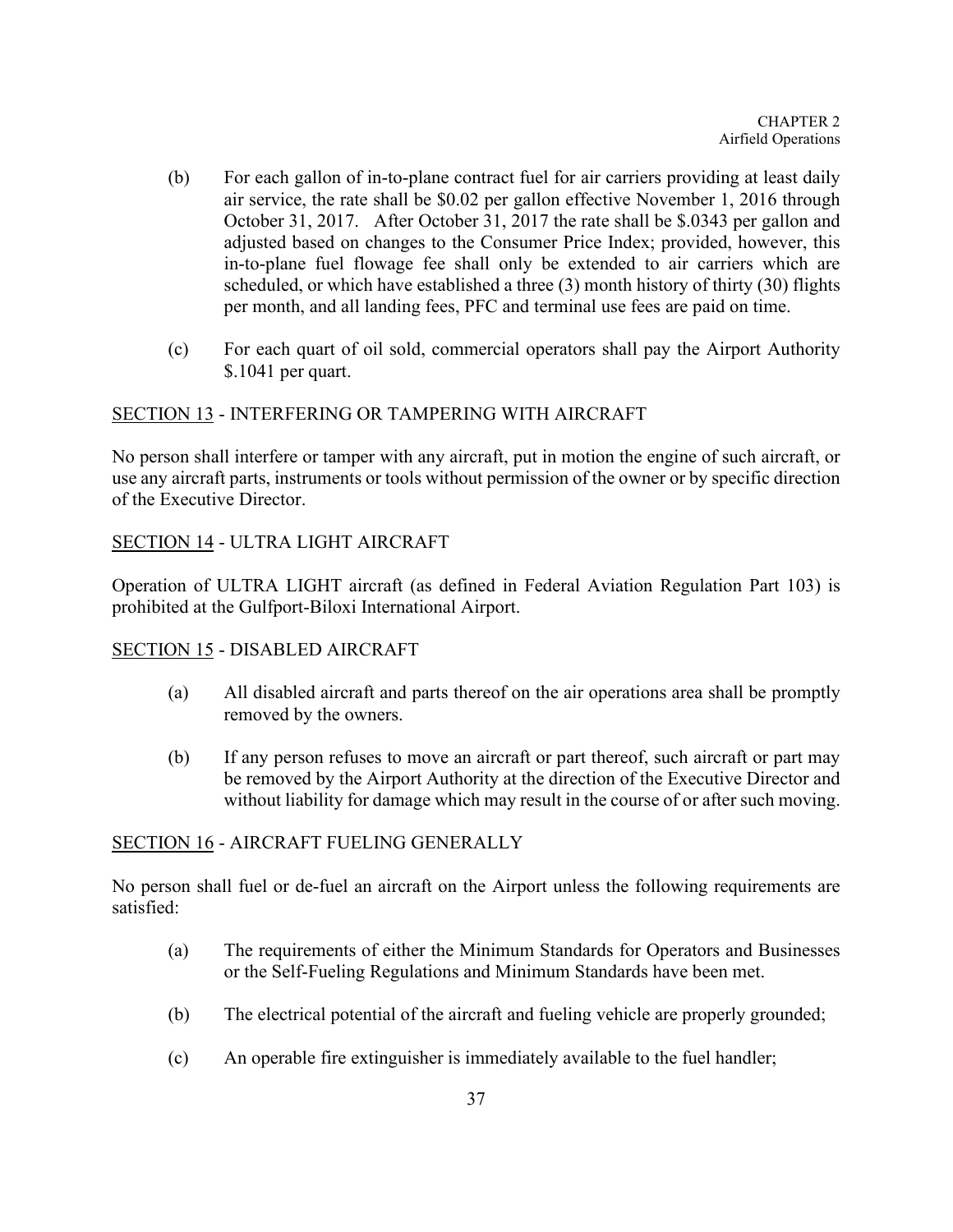(b) For each gallon of in-to-plane contract fuel for air carriers providing at least daily air service, the rate shall be $0.02 per gallon effective November 1, 2016 through October 31, 2017. After October 31, 2017 the rate shall be $.0343 per gallon and adjusted based on changes to the Consumer Price Index; provided, however, this in-to-plane fuel flowage fee shall only be extended to air carriers which are scheduled, or which have established a three (3) month history of thirty (30) flights per month, and all landing fees, PFC and terminal use fees are paid on time.

(c) For each quart of oil sold, commercial operators shall pay the Airport Authority $.1041 per quart.

## SECTION 13 - INTERFERING OR TAMPERING WITH AIRCRAFT

No person shall interfere or tamper with any aircraft, put in motion the engine of such aircraft, or use any aircraft parts, instruments or tools without permission of the owner or by specific direction of the Executive Director.

## SECTION 14 - ULTRA LIGHT AIRCRAFT

Operation of ULTRA LIGHT aircraft (as defined in Federal Aviation Regulation Part 103) is prohibited at the Gulfport-Biloxi International Airport.

## SECTION 15 - DISABLED AIRCRAFT

(a) All disabled aircraft and parts thereof on the air operations area shall be promptly removed by the owners.

(b) If any person refuses to move an aircraft or part thereof, such aircraft or part may be removed by the Airport Authority at the direction of the Executive Director and without liability for damage which may result in the course of or after such moving.

## SECTION 16 - AIRCRAFT FUELING GENERALLY

No person shall fuel or de-fuel an aircraft on the Airport unless the following requirements are satisfied:

(a) The requirements of either the Minimum Standards for Operators and Businesses or the Self-Fueling Regulations and Minimum Standards have been met.

(b) The electrical potential of the aircraft and fueling vehicle are properly grounded;

(c) An operable fire extinguisher is immediately available to the fuel handler;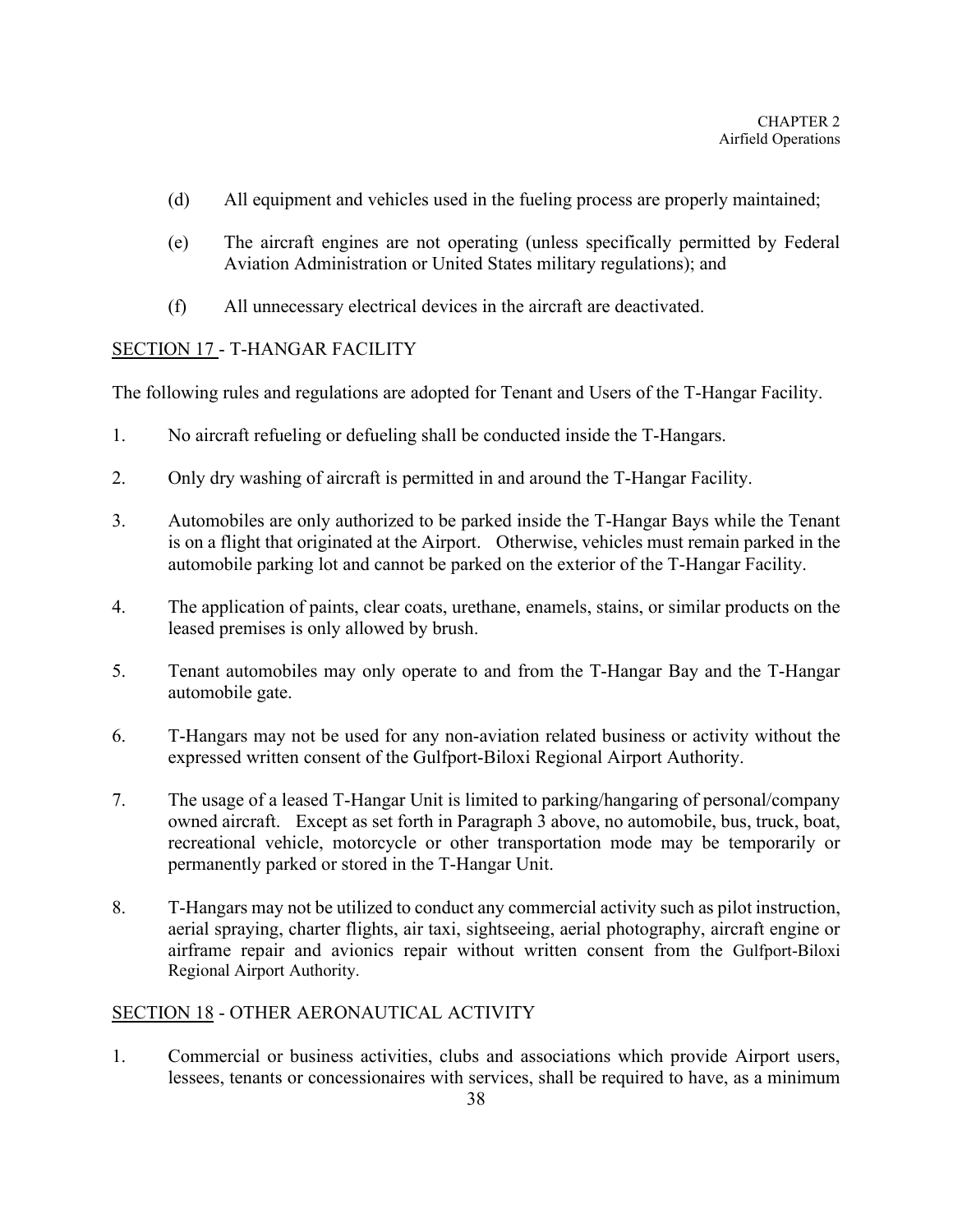(d) All equipment and vehicles used in the fueling process are properly maintained;

(e) The aircraft engines are not operating (unless specifically permitted by Federal Aviation Administration or United States military regulations); and

(f) All unnecessary electrical devices in the aircraft are deactivated.

## SECTION 17 - T-HANGAR FACILITY

The following rules and regulations are adopted for Tenant and Users of the T-Hangar Facility.

1. No aircraft refueling or defueling shall be conducted inside the T-Hangars.

2. Only dry washing of aircraft is permitted in and around the T-Hangar Facility.

3. Automobiles are only authorized to be parked inside the T-Hangar Bays while the Tenant is on a flight that originated at the Airport. Otherwise, vehicles must remain parked in the automobile parking lot and cannot be parked on the exterior of the T-Hangar Facility.

4. The application of paints, clear coats, urethane, enamels, stains, or similar products on the leased premises is only allowed by brush.

5. Tenant automobiles may only operate to and from the T-Hangar Bay and the T-Hangar automobile gate.

6. T-Hangars may not be used for any non-aviation related business or activity without the expressed written consent of the Gulfport-Biloxi Regional Airport Authority.

7. The usage of a leased T-Hangar Unit is limited to parking/hangaring of personal/company owned aircraft. Except as set forth in Paragraph 3 above, no automobile, bus, truck, boat, recreational vehicle, motorcycle or other transportation mode may be temporarily or permanently parked or stored in the T-Hangar Unit.

8. T-Hangars may not be utilized to conduct any commercial activity such as pilot instruction, aerial spraying, charter flights, air taxi, sightseeing, aerial photography, aircraft engine or airframe repair and avionics repair without written consent from the Gulfport-Biloxi Regional Airport Authority.

## SECTION 18 - OTHER AERONAUTICAL ACTIVITY

1. Commercial or business activities, clubs and associations which provide Airport users, lessees, tenants or concessionaires with services, shall be required to have, as a minimum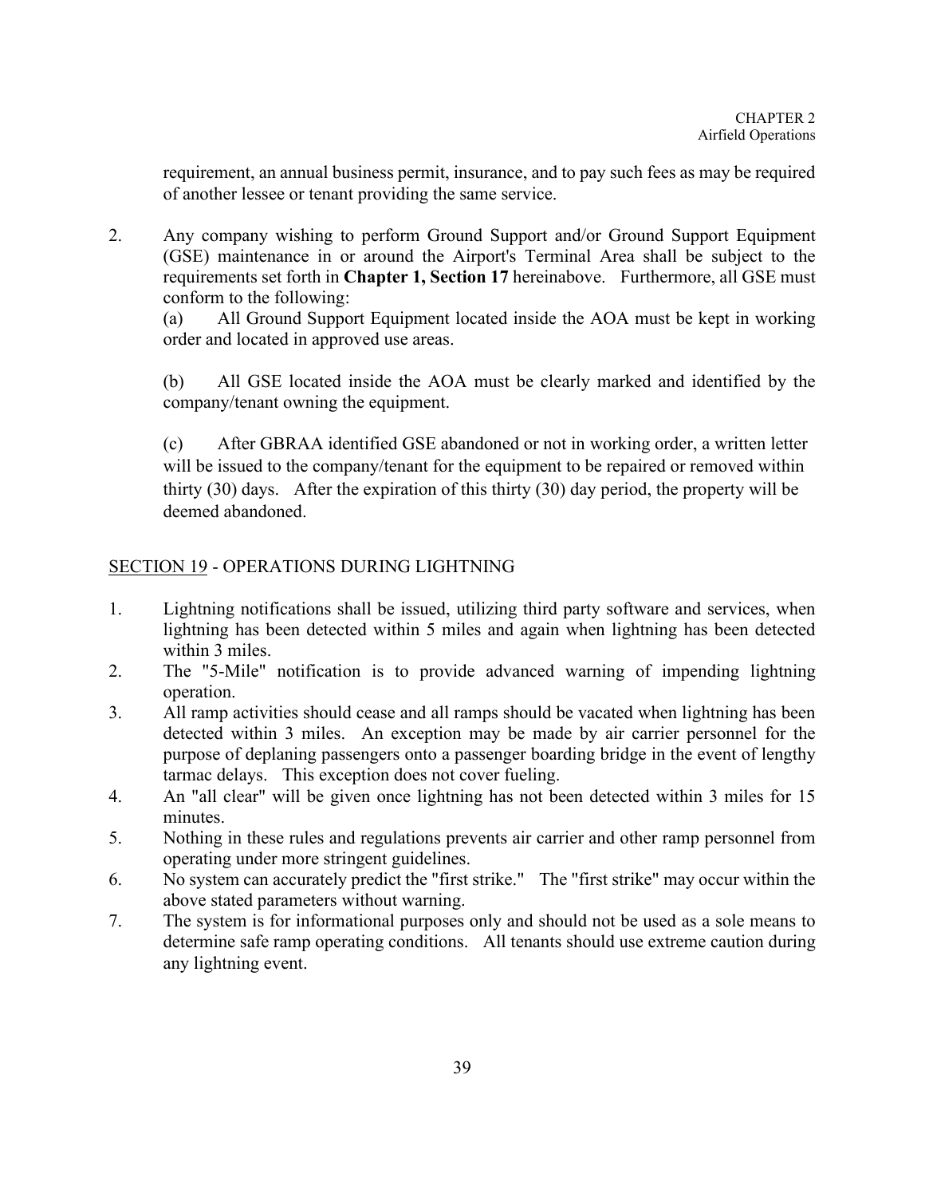requirement, an annual business permit, insurance, and to pay such fees as may be required of another lessee or tenant providing the same service.

2. Any company wishing to perform Ground Support and/or Ground Support Equipment (GSE) maintenance in or around the Airport's Terminal Area shall be subject to the requirements set forth in **Chapter 1, Section 17** hereinabove. Furthermore, all GSE must conform to the following:

   (a) All Ground Support Equipment located inside the AOA must be kept in working order and located in approved use areas.

   (b) All GSE located inside the AOA must be clearly marked and identified by the company/tenant owning the equipment.

   (c) After GBRAA identified GSE abandoned or not in working order, a written letter will be issued to the company/tenant for the equipment to be repaired or removed within thirty (30) days. After the expiration of this thirty (30) day period, the property will be deemed abandoned.

## SECTION 19 - OPERATIONS DURING LIGHTNING

1. Lightning notifications shall be issued, utilizing third party software and services, when lightning has been detected within 5 miles and again when lightning has been detected within 3 miles.
2. The "5-Mile" notification is to provide advanced warning of impending lightning operation.
3. All ramp activities should cease and all ramps should be vacated when lightning has been detected within 3 miles. An exception may be made by air carrier personnel for the purpose of deplaning passengers onto a passenger boarding bridge in the event of lengthy tarmac delays. This exception does not cover fueling.
4. An "all clear" will be given once lightning has not been detected within 3 miles for 15 minutes.
5. Nothing in these rules and regulations prevents air carrier and other ramp personnel from operating under more stringent guidelines.
6. No system can accurately predict the "first strike." The "first strike" may occur within the above stated parameters without warning.
7. The system is for informational purposes only and should not be used as a sole means to determine safe ramp operating conditions. All tenants should use extreme caution during any lightning event.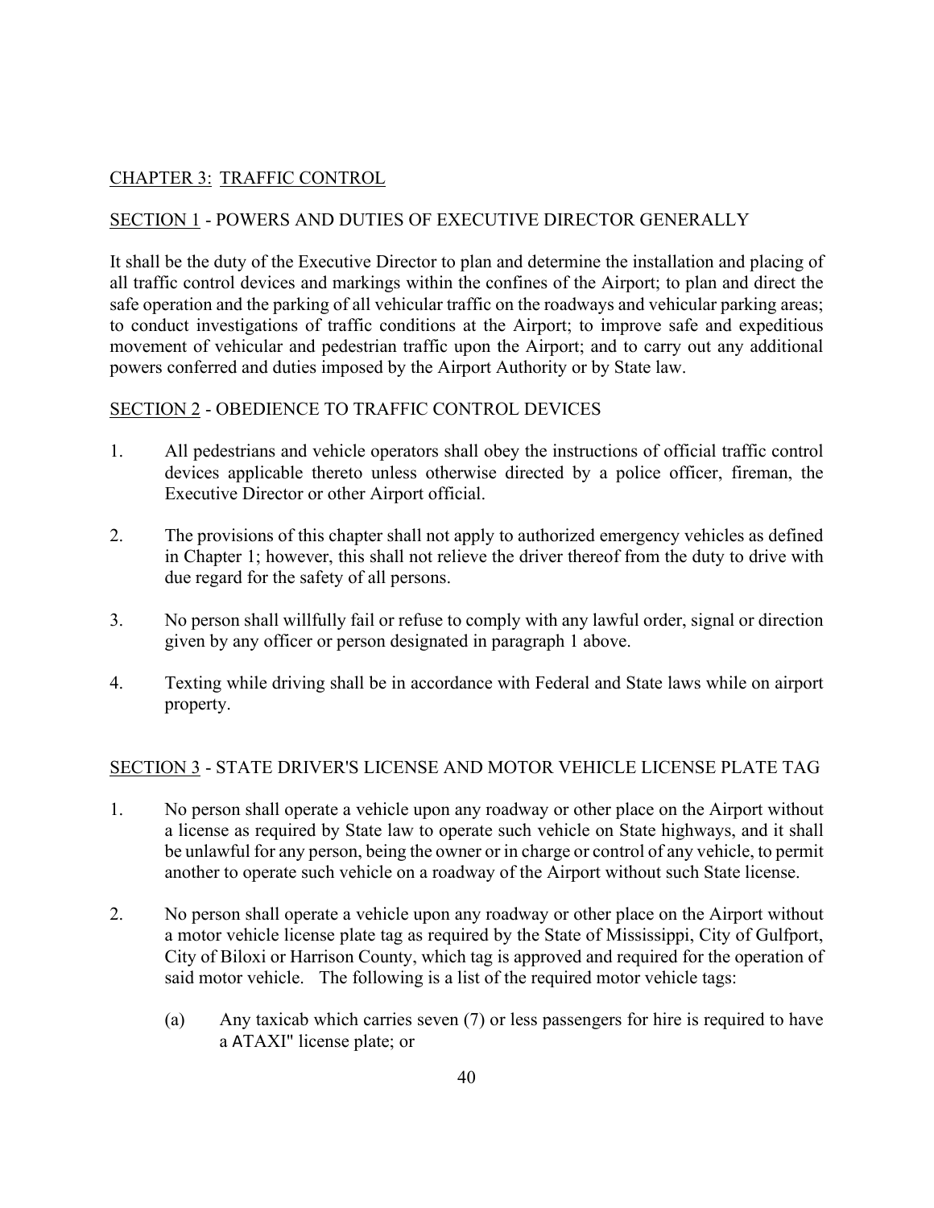## CHAPTER 3: TRAFFIC CONTROL

### SECTION 1 - POWERS AND DUTIES OF EXECUTIVE DIRECTOR GENERALLY

It shall be the duty of the Executive Director to plan and determine the installation and placing of all traffic control devices and markings within the confines of the Airport; to plan and direct the safe operation and the parking of all vehicular traffic on the roadways and vehicular parking areas; to conduct investigations of traffic conditions at the Airport; to improve safe and expeditious movement of vehicular and pedestrian traffic upon the Airport; and to carry out any additional powers conferred and duties imposed by the Airport Authority or by State law.

### SECTION 2 - OBEDIENCE TO TRAFFIC CONTROL DEVICES

1. All pedestrians and vehicle operators shall obey the instructions of official traffic control devices applicable thereto unless otherwise directed by a police officer, fireman, the Executive Director or other Airport official.

2. The provisions of this chapter shall not apply to authorized emergency vehicles as defined in Chapter 1; however, this shall not relieve the driver thereof from the duty to drive with due regard for the safety of all persons.

3. No person shall willfully fail or refuse to comply with any lawful order, signal or direction given by any officer or person designated in paragraph 1 above.

4. Texting while driving shall be in accordance with Federal and State laws while on airport property.

### SECTION 3 - STATE DRIVER'S LICENSE AND MOTOR VEHICLE LICENSE PLATE TAG

1. No person shall operate a vehicle upon any roadway or other place on the Airport without a license as required by State law to operate such vehicle on State highways, and it shall be unlawful for any person, being the owner or in charge or control of any vehicle, to permit another to operate such vehicle on a roadway of the Airport without such State license.

2. No person shall operate a vehicle upon any roadway or other place on the Airport without a motor vehicle license plate tag as required by the State of Mississippi, City of Gulfport, City of Biloxi or Harrison County, which tag is approved and required for the operation of said motor vehicle. The following is a list of the required motor vehicle tags:

   (a) Any taxicab which carries seven (7) or less passengers for hire is required to have a ATAXI" license plate; or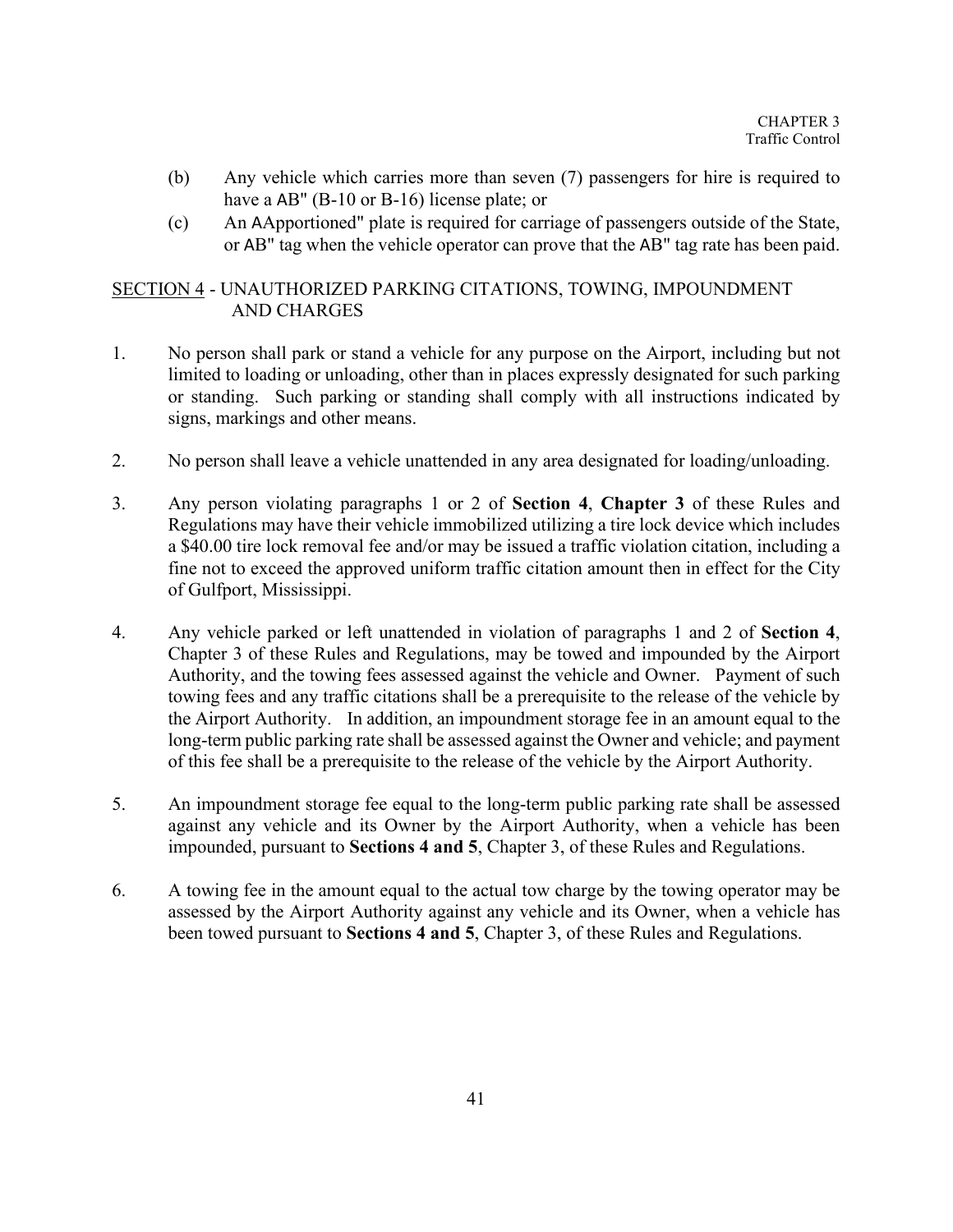(b) Any vehicle which carries more than seven (7) passengers for hire is required to have a AB" (B-10 or B-16) license plate; or

(c) An AApportioned" plate is required for carriage of passengers outside of the State, or AB" tag when the vehicle operator can prove that the AB" tag rate has been paid.

## SECTION 4 - UNAUTHORIZED PARKING CITATIONS, TOWING, IMPOUNDMENT AND CHARGES

1. No person shall park or stand a vehicle for any purpose on the Airport, including but not limited to loading or unloading, other than in places expressly designated for such parking or standing. Such parking or standing shall comply with all instructions indicated by signs, markings and other means.

2. No person shall leave a vehicle unattended in any area designated for loading/unloading.

3. Any person violating paragraphs 1 or 2 of **Section 4**, **Chapter 3** of these Rules and Regulations may have their vehicle immobilized utilizing a tire lock device which includes a $40.00 tire lock removal fee and/or may be issued a traffic violation citation, including a fine not to exceed the approved uniform traffic citation amount then in effect for the City of Gulfport, Mississippi.

4. Any vehicle parked or left unattended in violation of paragraphs 1 and 2 of **Section 4**, Chapter 3 of these Rules and Regulations, may be towed and impounded by the Airport Authority, and the towing fees assessed against the vehicle and Owner. Payment of such towing fees and any traffic citations shall be a prerequisite to the release of the vehicle by the Airport Authority. In addition, an impoundment storage fee in an amount equal to the long-term public parking rate shall be assessed against the Owner and vehicle; and payment of this fee shall be a prerequisite to the release of the vehicle by the Airport Authority.

5. An impoundment storage fee equal to the long-term public parking rate shall be assessed against any vehicle and its Owner by the Airport Authority, when a vehicle has been impounded, pursuant to **Sections 4 and 5**, Chapter 3, of these Rules and Regulations.

6. A towing fee in the amount equal to the actual tow charge by the towing operator may be assessed by the Airport Authority against any vehicle and its Owner, when a vehicle has been towed pursuant to **Sections 4 and 5**, Chapter 3, of these Rules and Regulations.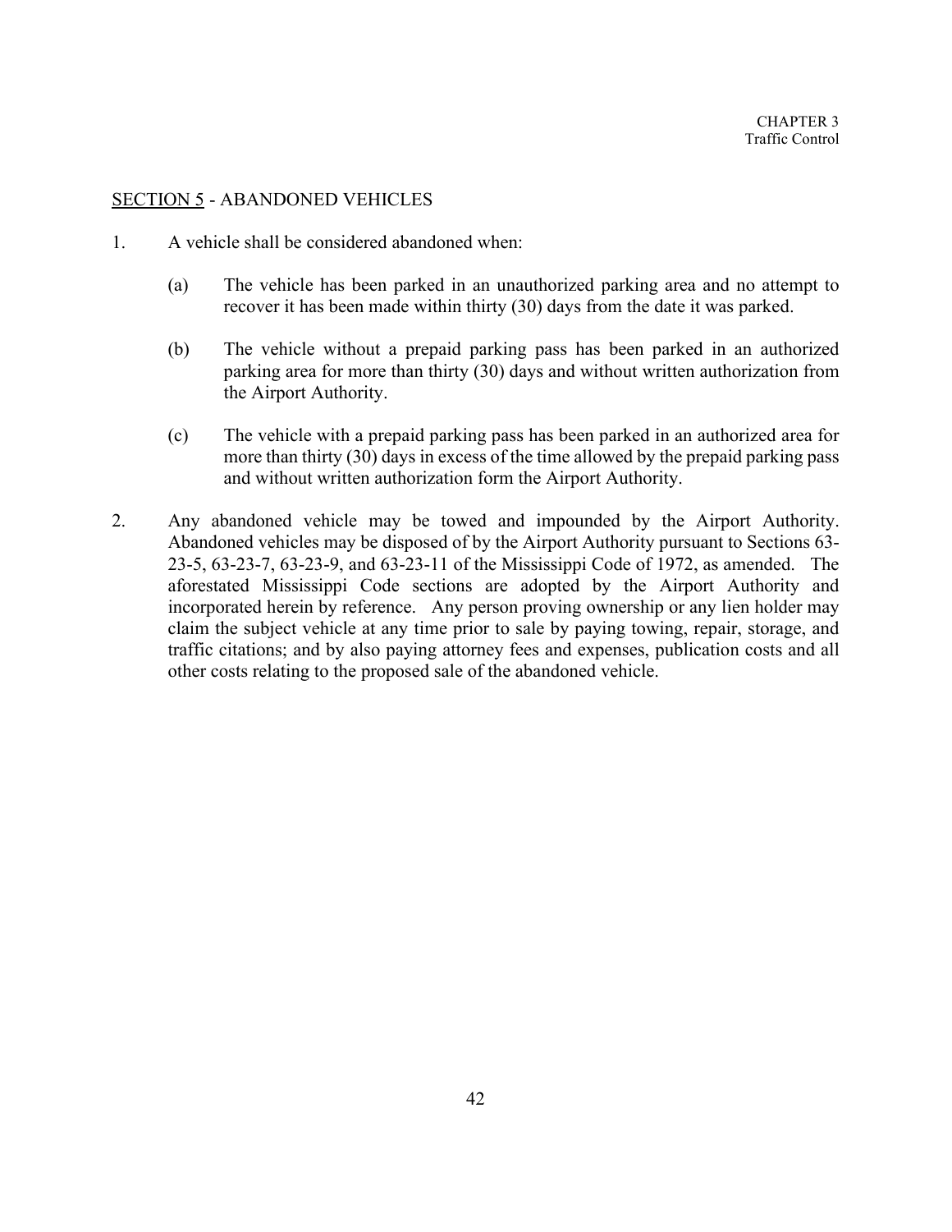## SECTION 5 - ABANDONED VEHICLES

1. A vehicle shall be considered abandoned when:

   (a) The vehicle has been parked in an unauthorized parking area and no attempt to recover it has been made within thirty (30) days from the date it was parked.

   (b) The vehicle without a prepaid parking pass has been parked in an authorized parking area for more than thirty (30) days and without written authorization from the Airport Authority.

   (c) The vehicle with a prepaid parking pass has been parked in an authorized area for more than thirty (30) days in excess of the time allowed by the prepaid parking pass and without written authorization form the Airport Authority.

2. Any abandoned vehicle may be towed and impounded by the Airport Authority. Abandoned vehicles may be disposed of by the Airport Authority pursuant to Sections 63-23-5, 63-23-7, 63-23-9, and 63-23-11 of the Mississippi Code of 1972, as amended. The aforestated Mississippi Code sections are adopted by the Airport Authority and incorporated herein by reference. Any person proving ownership or any lien holder may claim the subject vehicle at any time prior to sale by paying towing, repair, storage, and traffic citations; and by also paying attorney fees and expenses, publication costs and all other costs relating to the proposed sale of the abandoned vehicle.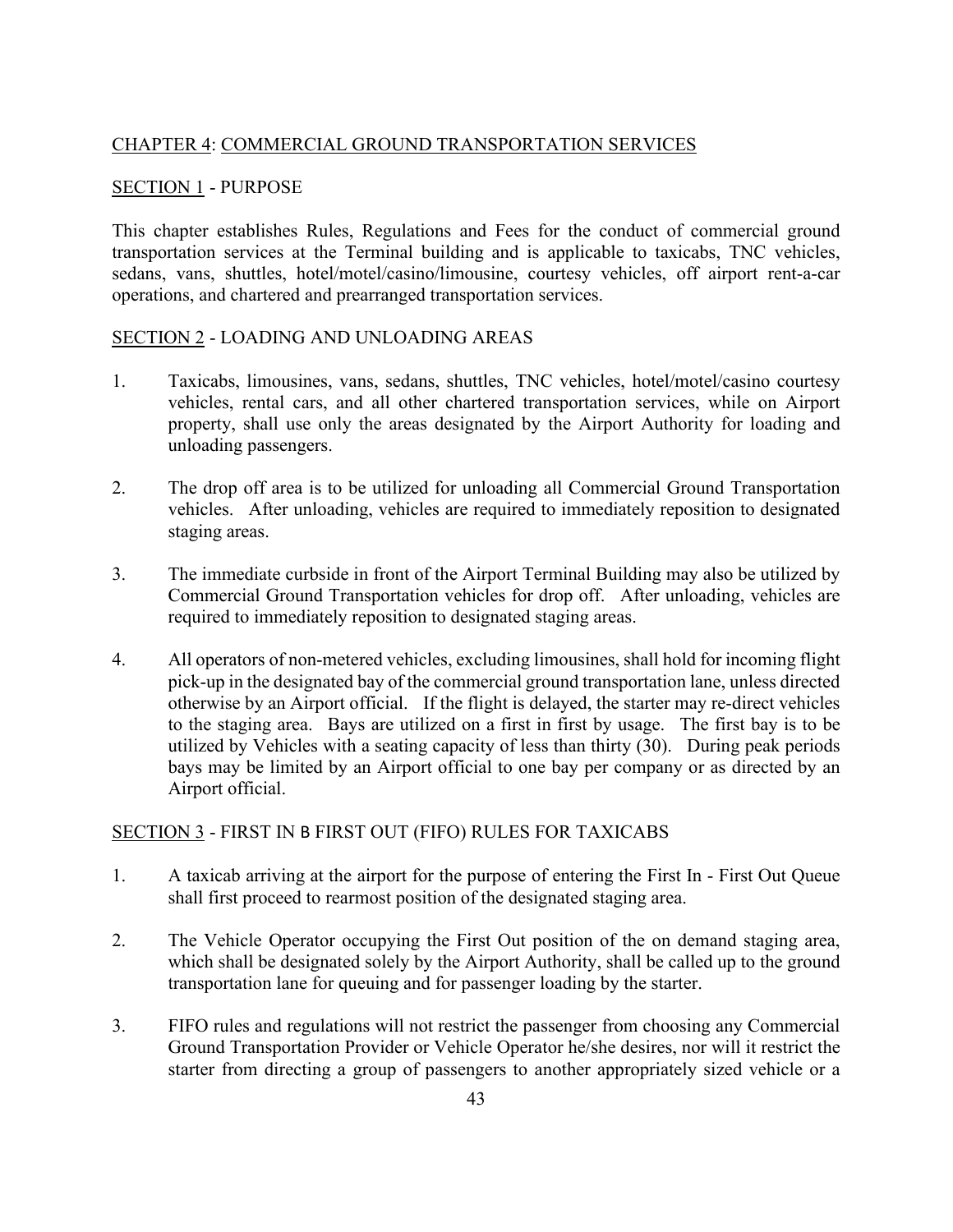## CHAPTER 4: COMMERCIAL GROUND TRANSPORTATION SERVICES

### SECTION 1 - PURPOSE

This chapter establishes Rules, Regulations and Fees for the conduct of commercial ground transportation services at the Terminal building and is applicable to taxicabs, TNC vehicles, sedans, vans, shuttles, hotel/motel/casino/limousine, courtesy vehicles, off airport rent-a-car operations, and chartered and prearranged transportation services.

### SECTION 2 - LOADING AND UNLOADING AREAS

1. Taxicabs, limousines, vans, sedans, shuttles, TNC vehicles, hotel/motel/casino courtesy vehicles, rental cars, and all other chartered transportation services, while on Airport property, shall use only the areas designated by the Airport Authority for loading and unloading passengers.

2. The drop off area is to be utilized for unloading all Commercial Ground Transportation vehicles. After unloading, vehicles are required to immediately reposition to designated staging areas.

3. The immediate curbside in front of the Airport Terminal Building may also be utilized by Commercial Ground Transportation vehicles for drop off. After unloading, vehicles are required to immediately reposition to designated staging areas.

4. All operators of non-metered vehicles, excluding limousines, shall hold for incoming flight pick-up in the designated bay of the commercial ground transportation lane, unless directed otherwise by an Airport official. If the flight is delayed, the starter may re-direct vehicles to the staging area. Bays are utilized on a first in first by usage. The first bay is to be utilized by Vehicles with a seating capacity of less than thirty (30). During peak periods bays may be limited by an Airport official to one bay per company or as directed by an Airport official.

### SECTION 3 - FIRST IN B FIRST OUT (FIFO) RULES FOR TAXICABS

1. A taxicab arriving at the airport for the purpose of entering the First In - First Out Queue shall first proceed to rearmost position of the designated staging area.

2. The Vehicle Operator occupying the First Out position of the on demand staging area, which shall be designated solely by the Airport Authority, shall be called up to the ground transportation lane for queuing and for passenger loading by the starter.

3. FIFO rules and regulations will not restrict the passenger from choosing any Commercial Ground Transportation Provider or Vehicle Operator he/she desires, nor will it restrict the starter from directing a group of passengers to another appropriately sized vehicle or a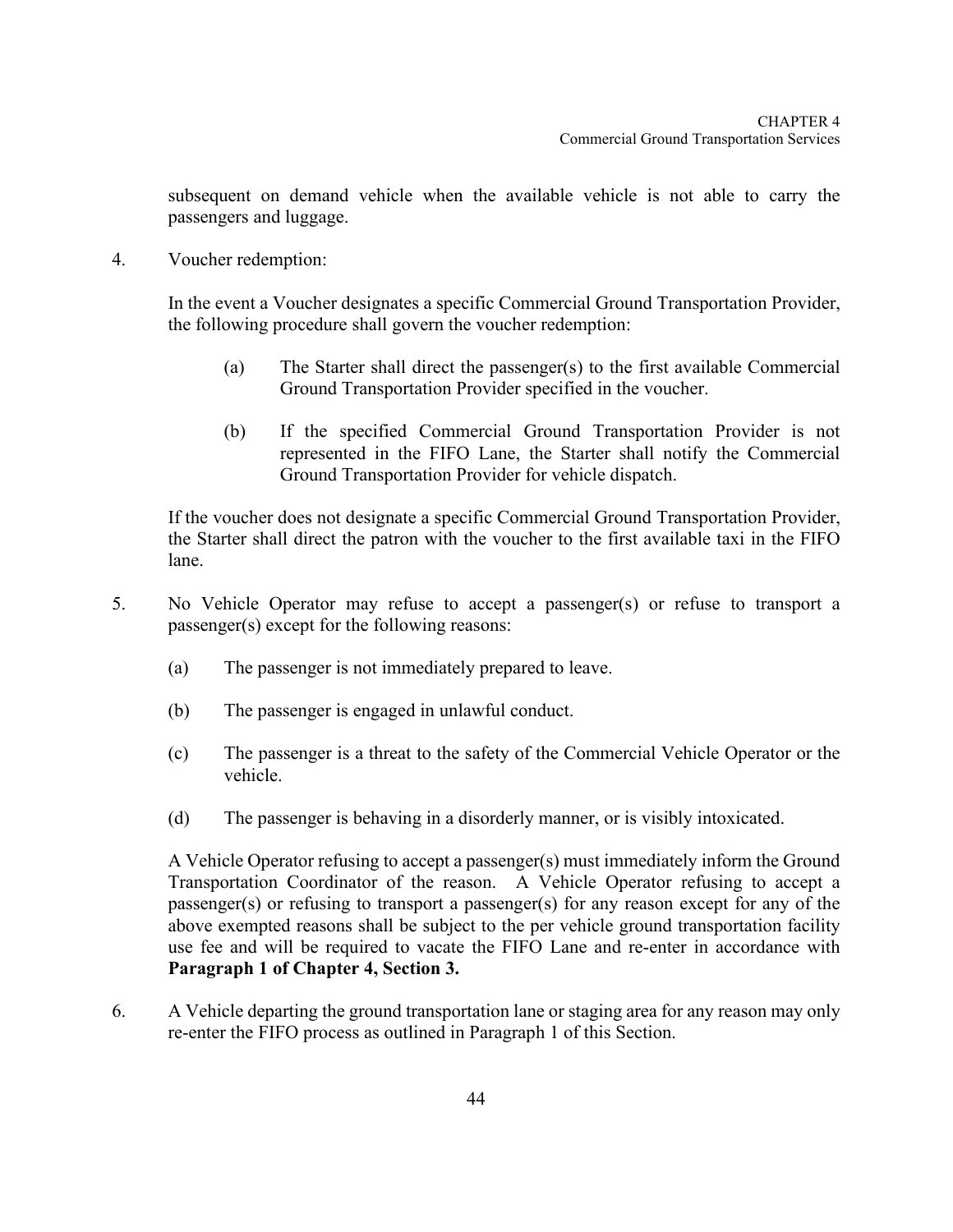subsequent on demand vehicle when the available vehicle is not able to carry the passengers and luggage.

4. Voucher redemption:

   In the event a Voucher designates a specific Commercial Ground Transportation Provider, the following procedure shall govern the voucher redemption:

   (a) The Starter shall direct the passenger(s) to the first available Commercial Ground Transportation Provider specified in the voucher.

   (b) If the specified Commercial Ground Transportation Provider is not represented in the FIFO Lane, the Starter shall notify the Commercial Ground Transportation Provider for vehicle dispatch.

   If the voucher does not designate a specific Commercial Ground Transportation Provider, the Starter shall direct the patron with the voucher to the first available taxi in the FIFO lane.

5. No Vehicle Operator may refuse to accept a passenger(s) or refuse to transport a passenger(s) except for the following reasons:

   (a) The passenger is not immediately prepared to leave.

   (b) The passenger is engaged in unlawful conduct.

   (c) The passenger is a threat to the safety of the Commercial Vehicle Operator or the vehicle.

   (d) The passenger is behaving in a disorderly manner, or is visibly intoxicated.

   A Vehicle Operator refusing to accept a passenger(s) must immediately inform the Ground Transportation Coordinator of the reason. A Vehicle Operator refusing to accept a passenger(s) or refusing to transport a passenger(s) for any reason except for any of the above exempted reasons shall be subject to the per vehicle ground transportation facility use fee and will be required to vacate the FIFO Lane and re-enter in accordance with **Paragraph 1 of Chapter 4, Section 3.**

6. A Vehicle departing the ground transportation lane or staging area for any reason may only re-enter the FIFO process as outlined in Paragraph 1 of this Section.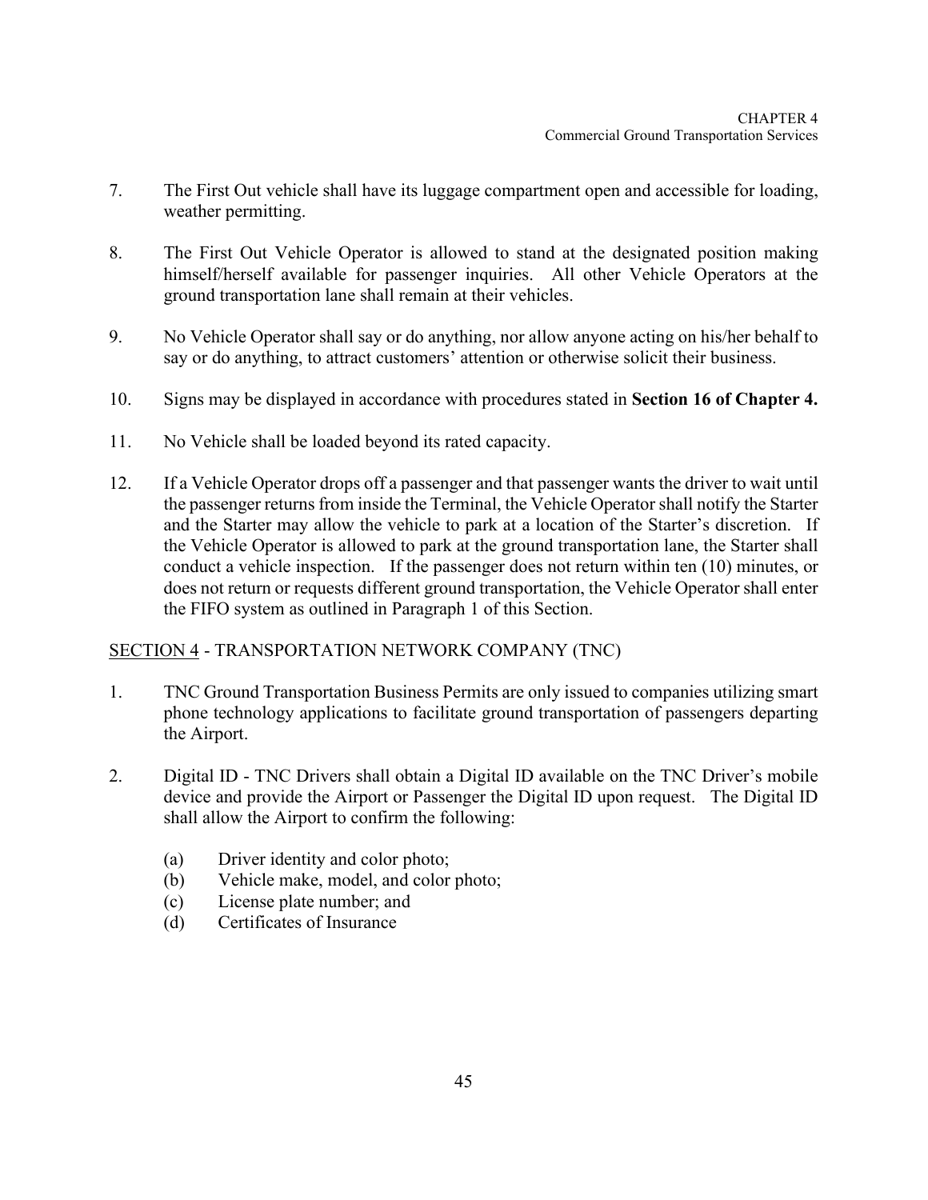7. The First Out vehicle shall have its luggage compartment open and accessible for loading, weather permitting.

8. The First Out Vehicle Operator is allowed to stand at the designated position making himself/herself available for passenger inquiries. All other Vehicle Operators at the ground transportation lane shall remain at their vehicles.

9. No Vehicle Operator shall say or do anything, nor allow anyone acting on his/her behalf to say or do anything, to attract customers' attention or otherwise solicit their business.

10. Signs may be displayed in accordance with procedures stated in **Section 16 of Chapter 4.**

11. No Vehicle shall be loaded beyond its rated capacity.

12. If a Vehicle Operator drops off a passenger and that passenger wants the driver to wait until the passenger returns from inside the Terminal, the Vehicle Operator shall notify the Starter and the Starter may allow the vehicle to park at a location of the Starter's discretion. If the Vehicle Operator is allowed to park at the ground transportation lane, the Starter shall conduct a vehicle inspection. If the passenger does not return within ten (10) minutes, or does not return or requests different ground transportation, the Vehicle Operator shall enter the FIFO system as outlined in Paragraph 1 of this Section.

## SECTION 4 - TRANSPORTATION NETWORK COMPANY (TNC)

1. TNC Ground Transportation Business Permits are only issued to companies utilizing smart phone technology applications to facilitate ground transportation of passengers departing the Airport.

2. Digital ID - TNC Drivers shall obtain a Digital ID available on the TNC Driver's mobile device and provide the Airport or Passenger the Digital ID upon request. The Digital ID shall allow the Airport to confirm the following:

   (a) Driver identity and color photo;
   (b) Vehicle make, model, and color photo;
   (c) License plate number; and
   (d) Certificates of Insurance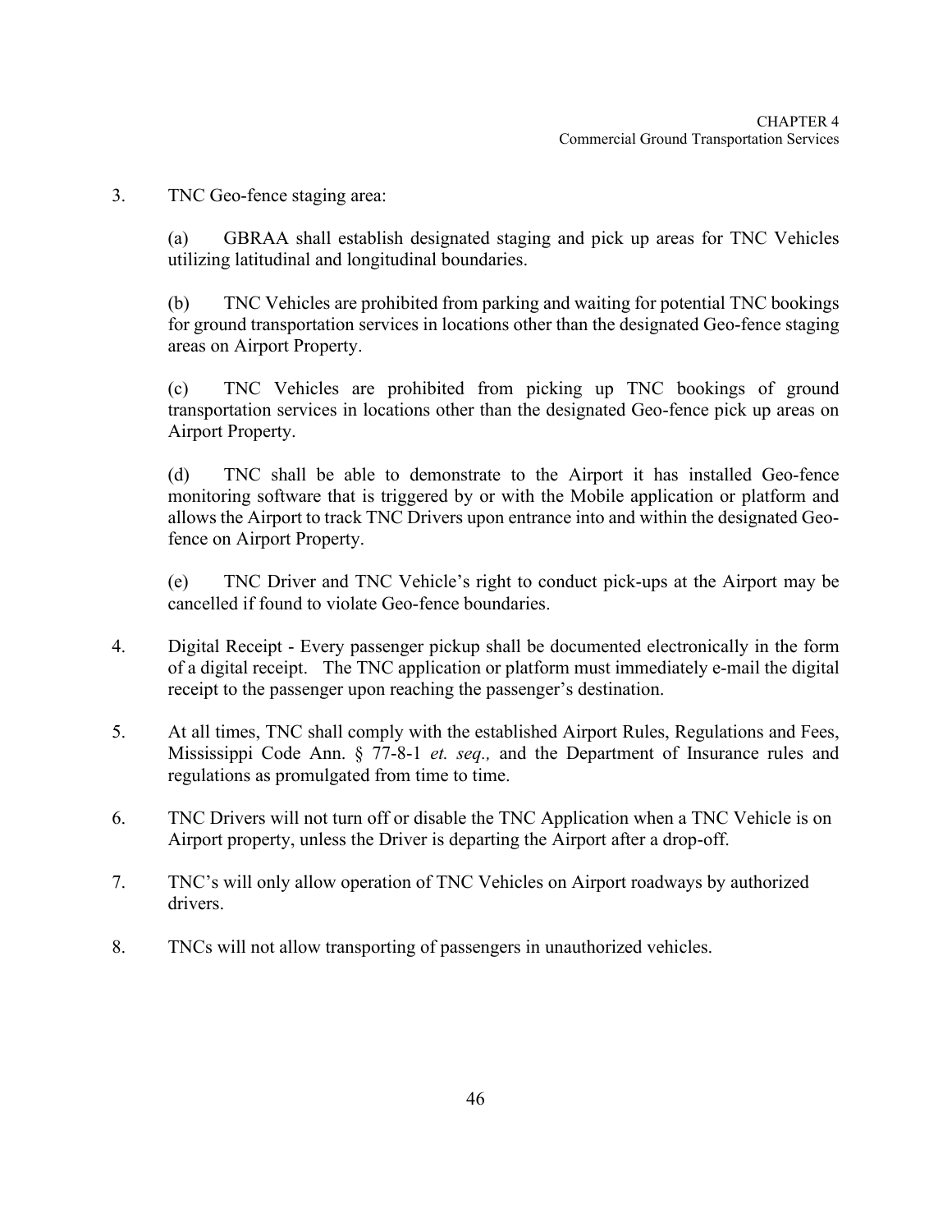3. TNC Geo-fence staging area:

   (a) GBRAA shall establish designated staging and pick up areas for TNC Vehicles utilizing latitudinal and longitudinal boundaries.

   (b) TNC Vehicles are prohibited from parking and waiting for potential TNC bookings for ground transportation services in locations other than the designated Geo-fence staging areas on Airport Property.

   (c) TNC Vehicles are prohibited from picking up TNC bookings of ground transportation services in locations other than the designated Geo-fence pick up areas on Airport Property.

   (d) TNC shall be able to demonstrate to the Airport it has installed Geo-fence monitoring software that is triggered by or with the Mobile application or platform and allows the Airport to track TNC Drivers upon entrance into and within the designated Geo-fence on Airport Property.

   (e) TNC Driver and TNC Vehicle's right to conduct pick-ups at the Airport may be cancelled if found to violate Geo-fence boundaries.

4. Digital Receipt - Every passenger pickup shall be documented electronically in the form of a digital receipt. The TNC application or platform must immediately e-mail the digital receipt to the passenger upon reaching the passenger's destination.

5. At all times, TNC shall comply with the established Airport Rules, Regulations and Fees, Mississippi Code Ann. § 77-8-1 *et. seq.,* and the Department of Insurance rules and regulations as promulgated from time to time.

6. TNC Drivers will not turn off or disable the TNC Application when a TNC Vehicle is on Airport property, unless the Driver is departing the Airport after a drop-off.

7. TNC's will only allow operation of TNC Vehicles on Airport roadways by authorized drivers.

8. TNCs will not allow transporting of passengers in unauthorized vehicles.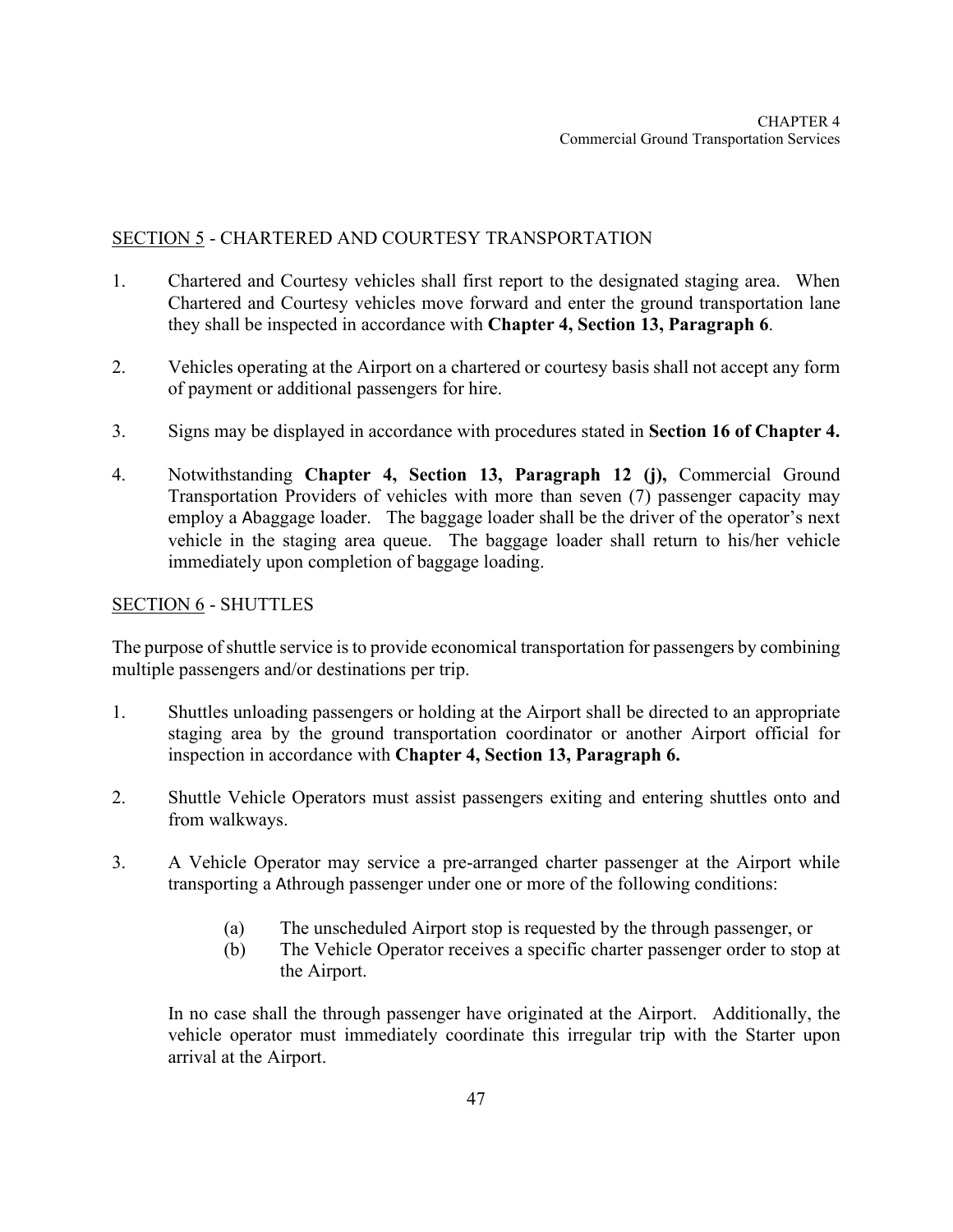## SECTION 5 - CHARTERED AND COURTESY TRANSPORTATION

1. Chartered and Courtesy vehicles shall first report to the designated staging area. When Chartered and Courtesy vehicles move forward and enter the ground transportation lane they shall be inspected in accordance with **Chapter 4, Section 13, Paragraph 6**.

2. Vehicles operating at the Airport on a chartered or courtesy basis shall not accept any form of payment or additional passengers for hire.

3. Signs may be displayed in accordance with procedures stated in **Section 16 of Chapter 4.**

4. Notwithstanding **Chapter 4, Section 13, Paragraph 12 (j),** Commercial Ground Transportation Providers of vehicles with more than seven (7) passenger capacity may employ a Abaggage loader. The baggage loader shall be the driver of the operator's next vehicle in the staging area queue. The baggage loader shall return to his/her vehicle immediately upon completion of baggage loading.

## SECTION 6 - SHUTTLES

The purpose of shuttle service is to provide economical transportation for passengers by combining multiple passengers and/or destinations per trip.

1. Shuttles unloading passengers or holding at the Airport shall be directed to an appropriate staging area by the ground transportation coordinator or another Airport official for inspection in accordance with **Chapter 4, Section 13, Paragraph 6.**

2. Shuttle Vehicle Operators must assist passengers exiting and entering shuttles onto and from walkways.

3. A Vehicle Operator may service a pre-arranged charter passenger at the Airport while transporting a Athrough passenger under one or more of the following conditions:

   (a) The unscheduled Airport stop is requested by the through passenger, or
   (b) The Vehicle Operator receives a specific charter passenger order to stop at the Airport.

   In no case shall the through passenger have originated at the Airport. Additionally, the vehicle operator must immediately coordinate this irregular trip with the Starter upon arrival at the Airport.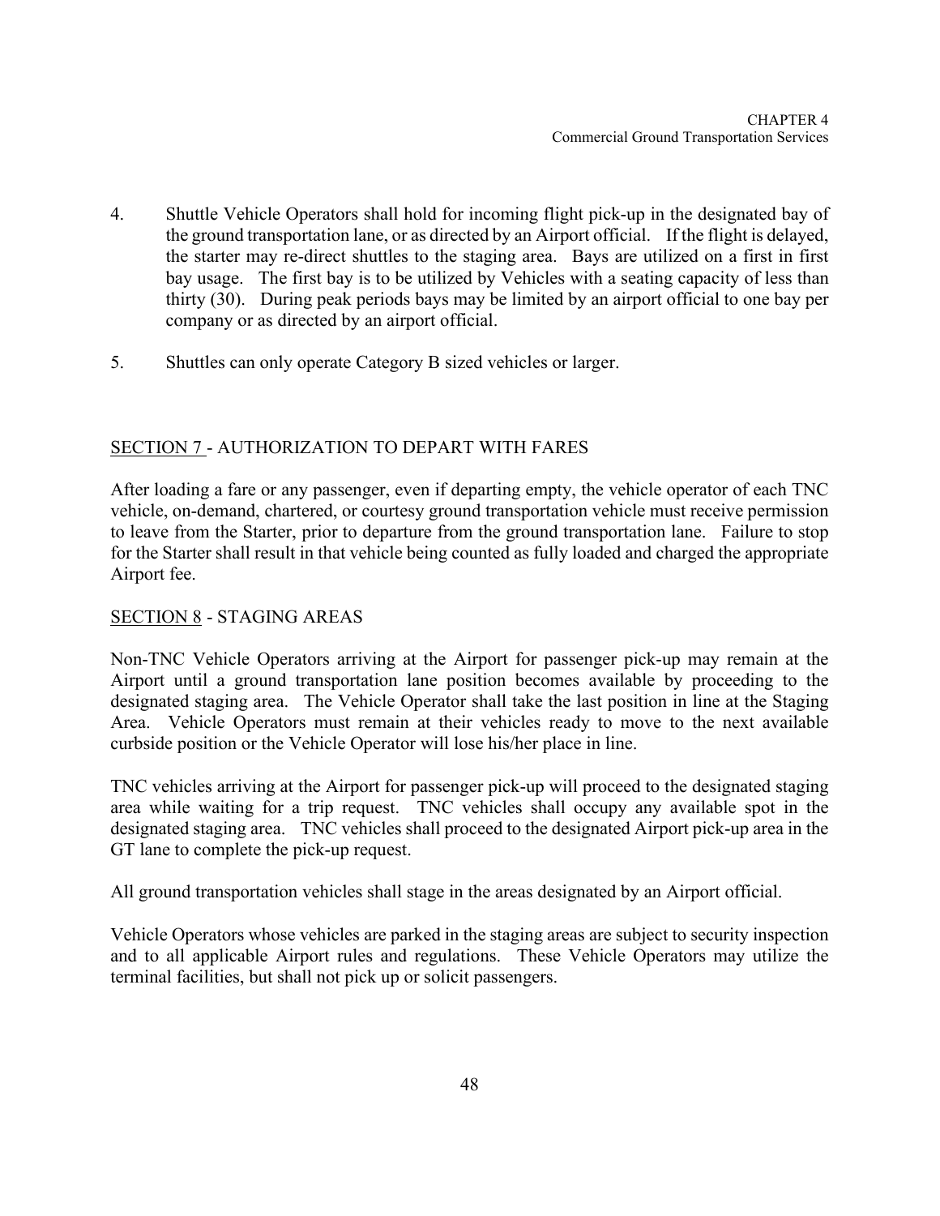4. Shuttle Vehicle Operators shall hold for incoming flight pick-up in the designated bay of the ground transportation lane, or as directed by an Airport official. If the flight is delayed, the starter may re-direct shuttles to the staging area. Bays are utilized on a first in first bay usage. The first bay is to be utilized by Vehicles with a seating capacity of less than thirty (30). During peak periods bays may be limited by an airport official to one bay per company or as directed by an airport official.

5. Shuttles can only operate Category B sized vehicles or larger.

## SECTION 7 - AUTHORIZATION TO DEPART WITH FARES

After loading a fare or any passenger, even if departing empty, the vehicle operator of each TNC vehicle, on-demand, chartered, or courtesy ground transportation vehicle must receive permission to leave from the Starter, prior to departure from the ground transportation lane. Failure to stop for the Starter shall result in that vehicle being counted as fully loaded and charged the appropriate Airport fee.

## SECTION 8 - STAGING AREAS

Non-TNC Vehicle Operators arriving at the Airport for passenger pick-up may remain at the Airport until a ground transportation lane position becomes available by proceeding to the designated staging area. The Vehicle Operator shall take the last position in line at the Staging Area. Vehicle Operators must remain at their vehicles ready to move to the next available curbside position or the Vehicle Operator will lose his/her place in line.

TNC vehicles arriving at the Airport for passenger pick-up will proceed to the designated staging area while waiting for a trip request. TNC vehicles shall occupy any available spot in the designated staging area. TNC vehicles shall proceed to the designated Airport pick-up area in the GT lane to complete the pick-up request.

All ground transportation vehicles shall stage in the areas designated by an Airport official.

Vehicle Operators whose vehicles are parked in the staging areas are subject to security inspection and to all applicable Airport rules and regulations. These Vehicle Operators may utilize the terminal facilities, but shall not pick up or solicit passengers.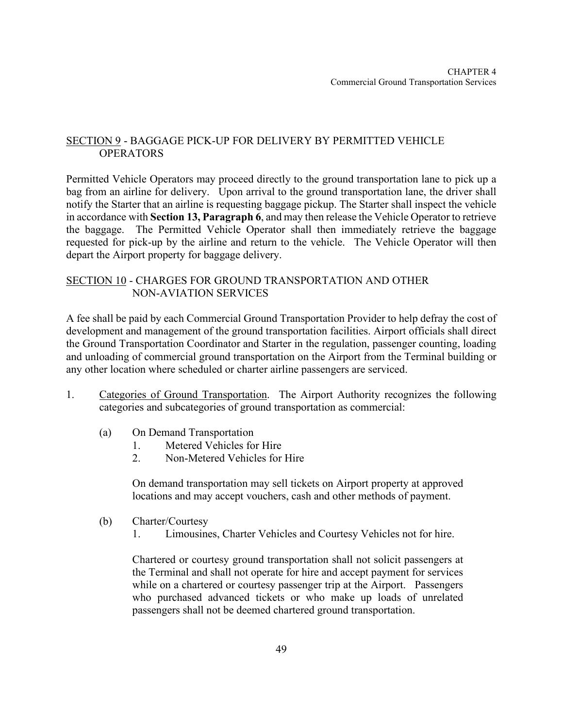## SECTION 9 - BAGGAGE PICK-UP FOR DELIVERY BY PERMITTED VEHICLE OPERATORS

Permitted Vehicle Operators may proceed directly to the ground transportation lane to pick up a bag from an airline for delivery. Upon arrival to the ground transportation lane, the driver shall notify the Starter that an airline is requesting baggage pickup. The Starter shall inspect the vehicle in accordance with **Section 13, Paragraph 6**, and may then release the Vehicle Operator to retrieve the baggage. The Permitted Vehicle Operator shall then immediately retrieve the baggage requested for pick-up by the airline and return to the vehicle. The Vehicle Operator will then depart the Airport property for baggage delivery.

## SECTION 10 - CHARGES FOR GROUND TRANSPORTATION AND OTHER NON-AVIATION SERVICES

A fee shall be paid by each Commercial Ground Transportation Provider to help defray the cost of development and management of the ground transportation facilities. Airport officials shall direct the Ground Transportation Coordinator and Starter in the regulation, passenger counting, loading and unloading of commercial ground transportation on the Airport from the Terminal building or any other location where scheduled or charter airline passengers are serviced.

1. Categories of Ground Transportation. The Airport Authority recognizes the following categories and subcategories of ground transportation as commercial:

   (a) On Demand Transportation
      1. Metered Vehicles for Hire
      2. Non-Metered Vehicles for Hire

      On demand transportation may sell tickets on Airport property at approved locations and may accept vouchers, cash and other methods of payment.

   (b) Charter/Courtesy
      1. Limousines, Charter Vehicles and Courtesy Vehicles not for hire.

      Chartered or courtesy ground transportation shall not solicit passengers at the Terminal and shall not operate for hire and accept payment for services while on a chartered or courtesy passenger trip at the Airport. Passengers who purchased advanced tickets or who make up loads of unrelated passengers shall not be deemed chartered ground transportation.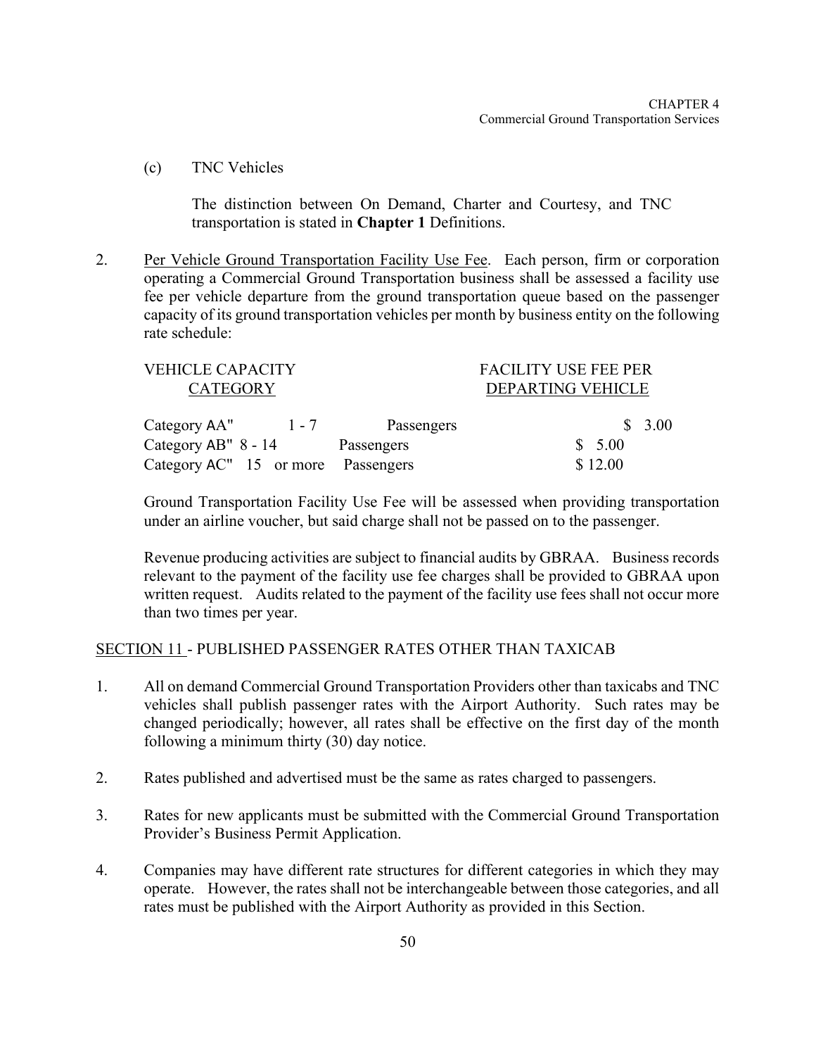(c) TNC Vehicles

The distinction between On Demand, Charter and Courtesy, and TNC transportation is stated in **Chapter 1** Definitions.

2. Per Vehicle Ground Transportation Facility Use Fee. Each person, firm or corporation operating a Commercial Ground Transportation business shall be assessed a facility use fee per vehicle departure from the ground transportation queue based on the passenger capacity of its ground transportation vehicles per month by business entity on the following rate schedule:

| VEHICLE CAPACITY CATEGORY | | | FACILITY USE FEE PER DEPARTING VEHICLE |
|---|---|---|---|
| Category AA" | 1 - 7 | Passengers | $ 3.00 |
| Category AB" | 8 - 14 | Passengers | $ 5.00 |
| Category AC" | 15 or more | Passengers | $ 12.00 |

Ground Transportation Facility Use Fee will be assessed when providing transportation under an airline voucher, but said charge shall not be passed on to the passenger.

Revenue producing activities are subject to financial audits by GBRAA. Business records relevant to the payment of the facility use fee charges shall be provided to GBRAA upon written request. Audits related to the payment of the facility use fees shall not occur more than two times per year.

SECTION 11 - PUBLISHED PASSENGER RATES OTHER THAN TAXICAB

1. All on demand Commercial Ground Transportation Providers other than taxicabs and TNC vehicles shall publish passenger rates with the Airport Authority. Such rates may be changed periodically; however, all rates shall be effective on the first day of the month following a minimum thirty (30) day notice.

2. Rates published and advertised must be the same as rates charged to passengers.

3. Rates for new applicants must be submitted with the Commercial Ground Transportation Provider's Business Permit Application.

4. Companies may have different rate structures for different categories in which they may operate. However, the rates shall not be interchangeable between those categories, and all rates must be published with the Airport Authority as provided in this Section.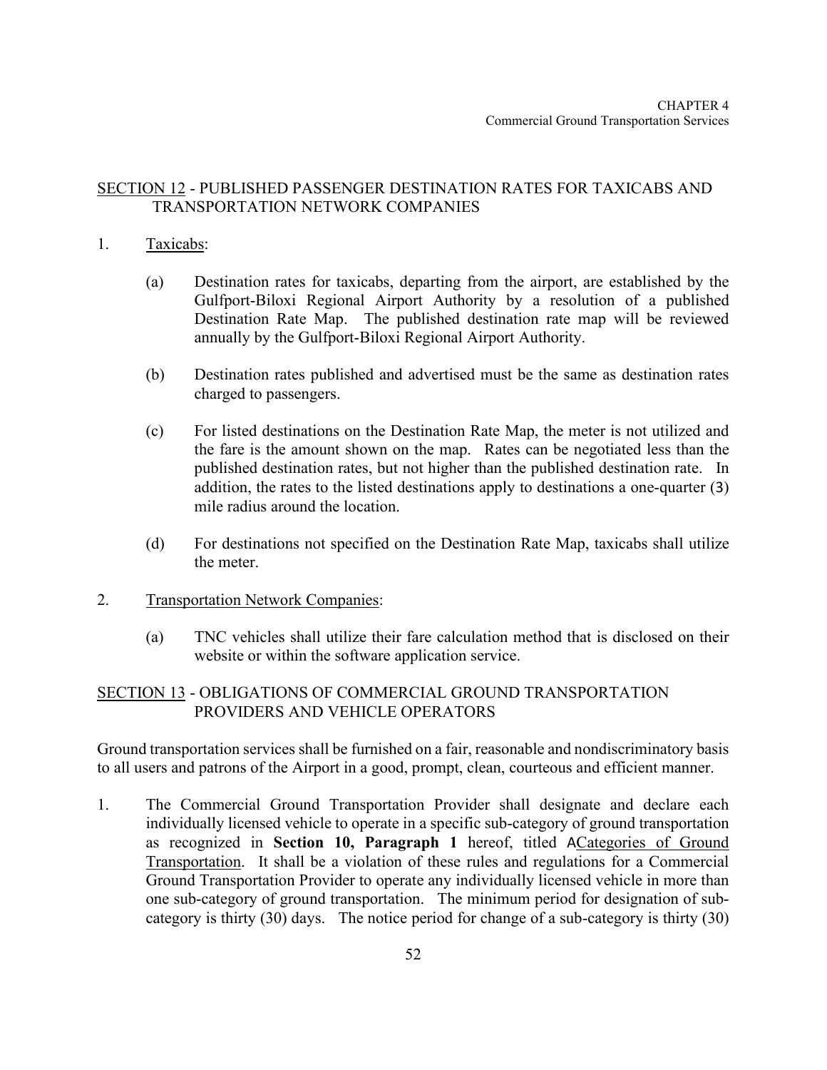## SECTION 12 - PUBLISHED PASSENGER DESTINATION RATES FOR TAXICABS AND TRANSPORTATION NETWORK COMPANIES

1. Taxicabs:

   (a) Destination rates for taxicabs, departing from the airport, are established by the Gulfport-Biloxi Regional Airport Authority by a resolution of a published Destination Rate Map. The published destination rate map will be reviewed annually by the Gulfport-Biloxi Regional Airport Authority.

   (b) Destination rates published and advertised must be the same as destination rates charged to passengers.

   (c) For listed destinations on the Destination Rate Map, the meter is not utilized and the fare is the amount shown on the map. Rates can be negotiated less than the published destination rates, but not higher than the published destination rate. In addition, the rates to the listed destinations apply to destinations a one-quarter (3) mile radius around the location.

   (d) For destinations not specified on the Destination Rate Map, taxicabs shall utilize the meter.

2. Transportation Network Companies:

   (a) TNC vehicles shall utilize their fare calculation method that is disclosed on their website or within the software application service.

## SECTION 13 - OBLIGATIONS OF COMMERCIAL GROUND TRANSPORTATION PROVIDERS AND VEHICLE OPERATORS

Ground transportation services shall be furnished on a fair, reasonable and nondiscriminatory basis to all users and patrons of the Airport in a good, prompt, clean, courteous and efficient manner.

1. The Commercial Ground Transportation Provider shall designate and declare each individually licensed vehicle to operate in a specific sub-category of ground transportation as recognized in **Section 10, Paragraph 1** hereof, titled ACategories of Ground Transportation. It shall be a violation of these rules and regulations for a Commercial Ground Transportation Provider to operate any individually licensed vehicle in more than one sub-category of ground transportation. The minimum period for designation of sub-category is thirty (30) days. The notice period for change of a sub-category is thirty (30)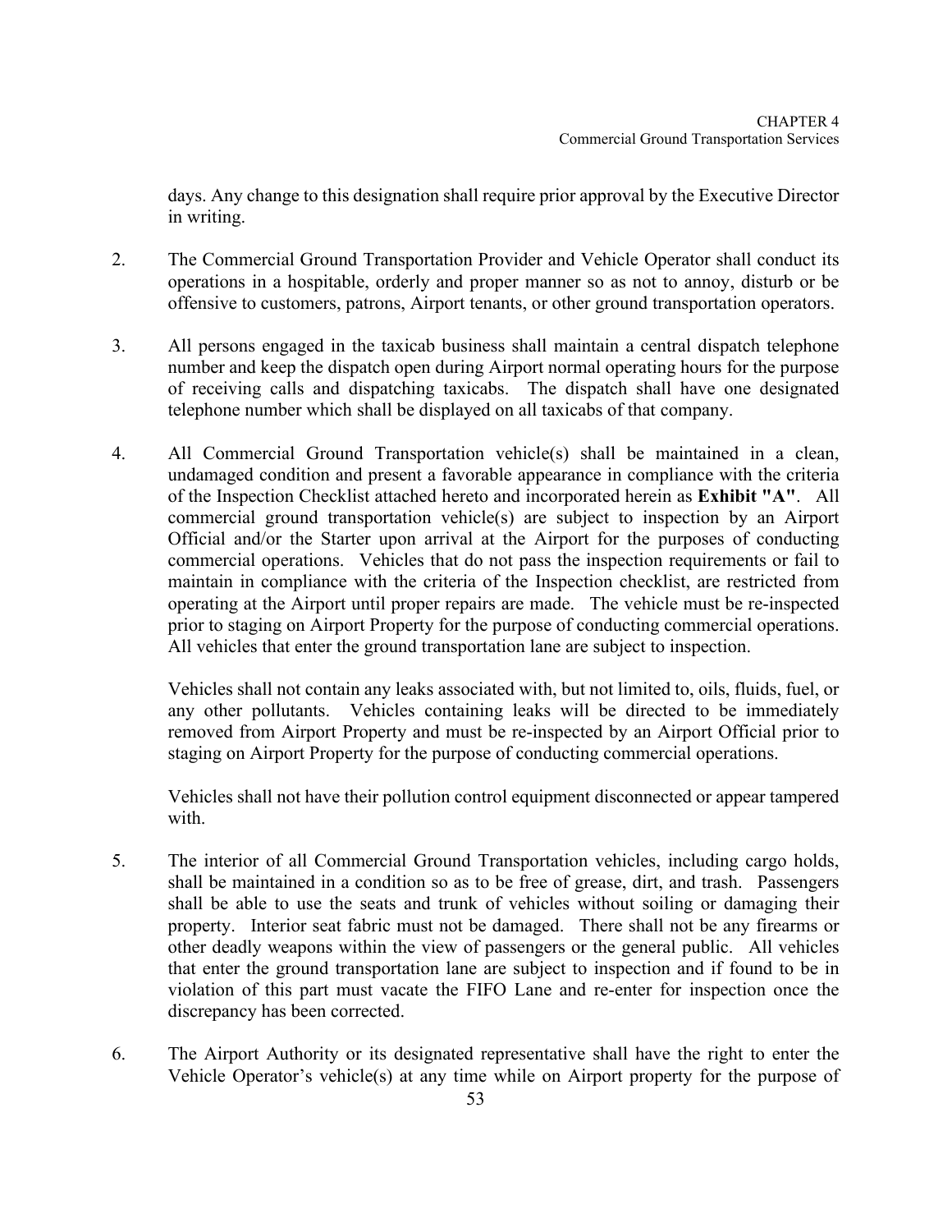days. Any change to this designation shall require prior approval by the Executive Director in writing.

2. The Commercial Ground Transportation Provider and Vehicle Operator shall conduct its operations in a hospitable, orderly and proper manner so as not to annoy, disturb or be offensive to customers, patrons, Airport tenants, or other ground transportation operators.

3. All persons engaged in the taxicab business shall maintain a central dispatch telephone number and keep the dispatch open during Airport normal operating hours for the purpose of receiving calls and dispatching taxicabs. The dispatch shall have one designated telephone number which shall be displayed on all taxicabs of that company.

4. All Commercial Ground Transportation vehicle(s) shall be maintained in a clean, undamaged condition and present a favorable appearance in compliance with the criteria of the Inspection Checklist attached hereto and incorporated herein as **Exhibit "A"**. All commercial ground transportation vehicle(s) are subject to inspection by an Airport Official and/or the Starter upon arrival at the Airport for the purposes of conducting commercial operations. Vehicles that do not pass the inspection requirements or fail to maintain in compliance with the criteria of the Inspection checklist, are restricted from operating at the Airport until proper repairs are made. The vehicle must be re-inspected prior to staging on Airport Property for the purpose of conducting commercial operations. All vehicles that enter the ground transportation lane are subject to inspection.

   Vehicles shall not contain any leaks associated with, but not limited to, oils, fluids, fuel, or any other pollutants. Vehicles containing leaks will be directed to be immediately removed from Airport Property and must be re-inspected by an Airport Official prior to staging on Airport Property for the purpose of conducting commercial operations.

   Vehicles shall not have their pollution control equipment disconnected or appear tampered with.

5. The interior of all Commercial Ground Transportation vehicles, including cargo holds, shall be maintained in a condition so as to be free of grease, dirt, and trash. Passengers shall be able to use the seats and trunk of vehicles without soiling or damaging their property. Interior seat fabric must not be damaged. There shall not be any firearms or other deadly weapons within the view of passengers or the general public. All vehicles that enter the ground transportation lane are subject to inspection and if found to be in violation of this part must vacate the FIFO Lane and re-enter for inspection once the discrepancy has been corrected.

6. The Airport Authority or its designated representative shall have the right to enter the Vehicle Operator's vehicle(s) at any time while on Airport property for the purpose of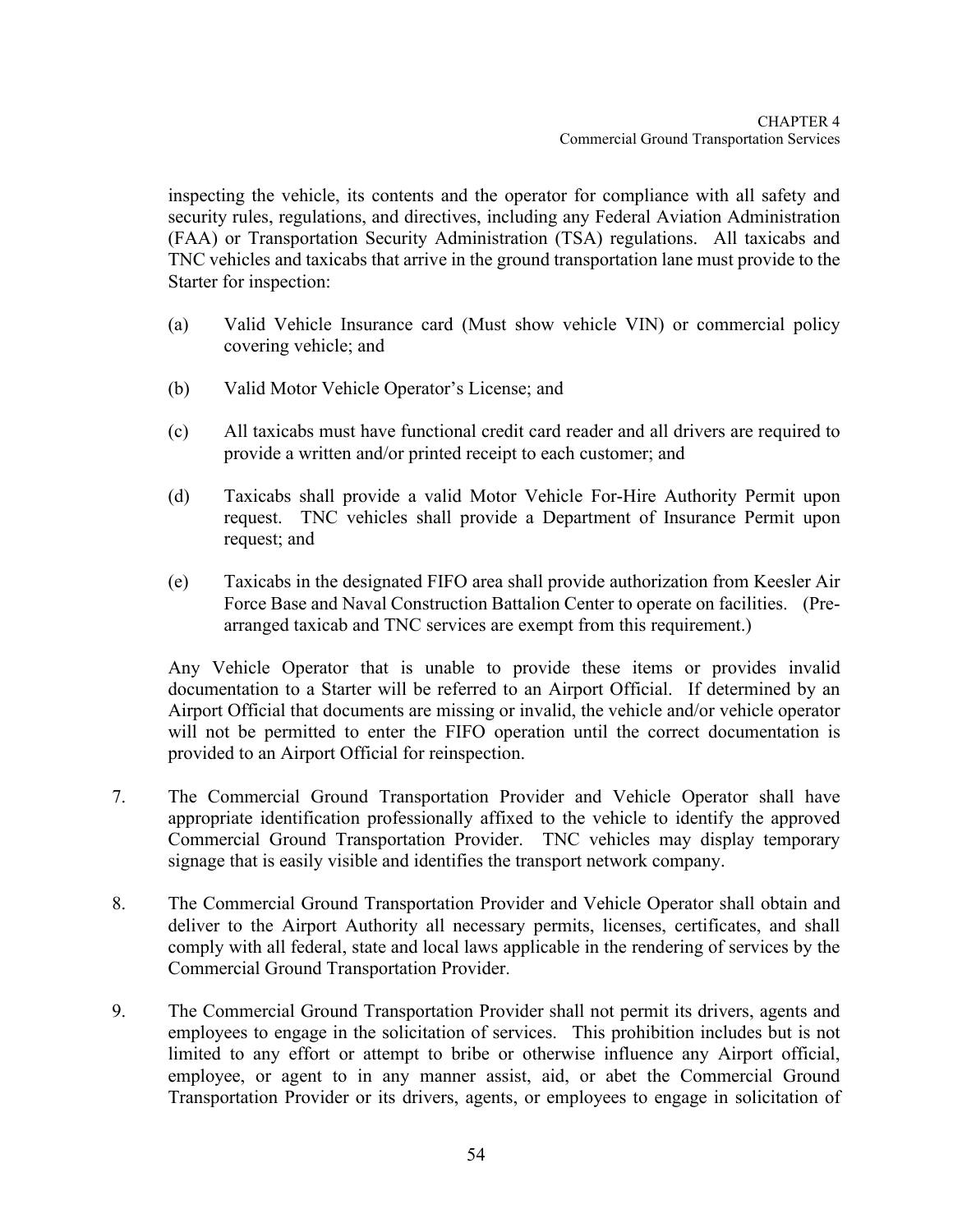inspecting the vehicle, its contents and the operator for compliance with all safety and security rules, regulations, and directives, including any Federal Aviation Administration (FAA) or Transportation Security Administration (TSA) regulations. All taxicabs and TNC vehicles and taxicabs that arrive in the ground transportation lane must provide to the Starter for inspection:

(a) Valid Vehicle Insurance card (Must show vehicle VIN) or commercial policy covering vehicle; and

(b) Valid Motor Vehicle Operator's License; and

(c) All taxicabs must have functional credit card reader and all drivers are required to provide a written and/or printed receipt to each customer; and

(d) Taxicabs shall provide a valid Motor Vehicle For-Hire Authority Permit upon request. TNC vehicles shall provide a Department of Insurance Permit upon request; and

(e) Taxicabs in the designated FIFO area shall provide authorization from Keesler Air Force Base and Naval Construction Battalion Center to operate on facilities. (Pre-arranged taxicab and TNC services are exempt from this requirement.)

Any Vehicle Operator that is unable to provide these items or provides invalid documentation to a Starter will be referred to an Airport Official. If determined by an Airport Official that documents are missing or invalid, the vehicle and/or vehicle operator will not be permitted to enter the FIFO operation until the correct documentation is provided to an Airport Official for reinspection.

7. The Commercial Ground Transportation Provider and Vehicle Operator shall have appropriate identification professionally affixed to the vehicle to identify the approved Commercial Ground Transportation Provider. TNC vehicles may display temporary signage that is easily visible and identifies the transport network company.

8. The Commercial Ground Transportation Provider and Vehicle Operator shall obtain and deliver to the Airport Authority all necessary permits, licenses, certificates, and shall comply with all federal, state and local laws applicable in the rendering of services by the Commercial Ground Transportation Provider.

9. The Commercial Ground Transportation Provider shall not permit its drivers, agents and employees to engage in the solicitation of services. This prohibition includes but is not limited to any effort or attempt to bribe or otherwise influence any Airport official, employee, or agent to in any manner assist, aid, or abet the Commercial Ground Transportation Provider or its drivers, agents, or employees to engage in solicitation of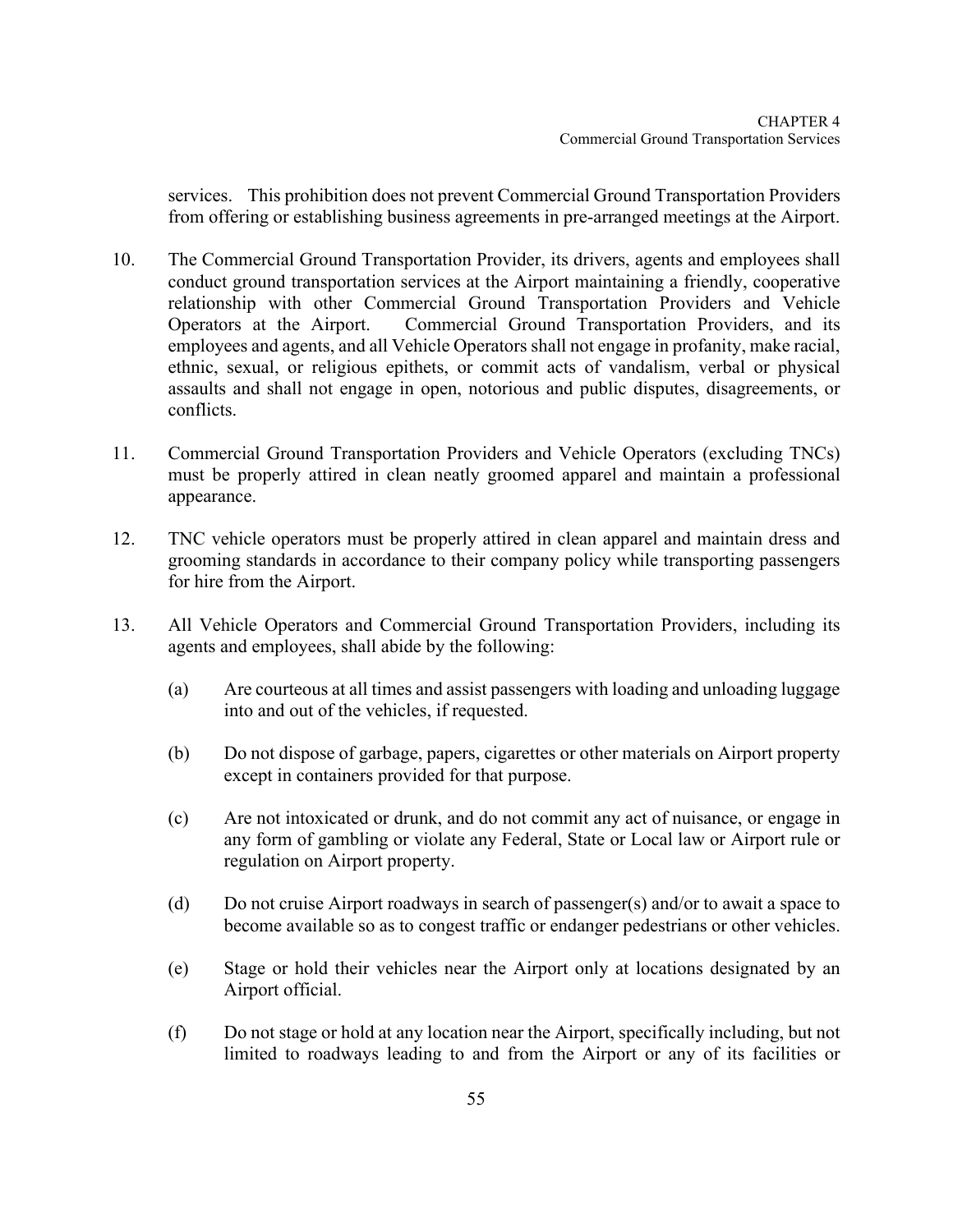services. This prohibition does not prevent Commercial Ground Transportation Providers from offering or establishing business agreements in pre-arranged meetings at the Airport.

10. The Commercial Ground Transportation Provider, its drivers, agents and employees shall conduct ground transportation services at the Airport maintaining a friendly, cooperative relationship with other Commercial Ground Transportation Providers and Vehicle Operators at the Airport. Commercial Ground Transportation Providers, and its employees and agents, and all Vehicle Operators shall not engage in profanity, make racial, ethnic, sexual, or religious epithets, or commit acts of vandalism, verbal or physical assaults and shall not engage in open, notorious and public disputes, disagreements, or conflicts.

11. Commercial Ground Transportation Providers and Vehicle Operators (excluding TNCs) must be properly attired in clean neatly groomed apparel and maintain a professional appearance.

12. TNC vehicle operators must be properly attired in clean apparel and maintain dress and grooming standards in accordance to their company policy while transporting passengers for hire from the Airport.

13. All Vehicle Operators and Commercial Ground Transportation Providers, including its agents and employees, shall abide by the following:

    (a) Are courteous at all times and assist passengers with loading and unloading luggage into and out of the vehicles, if requested.

    (b) Do not dispose of garbage, papers, cigarettes or other materials on Airport property except in containers provided for that purpose.

    (c) Are not intoxicated or drunk, and do not commit any act of nuisance, or engage in any form of gambling or violate any Federal, State or Local law or Airport rule or regulation on Airport property.

    (d) Do not cruise Airport roadways in search of passenger(s) and/or to await a space to become available so as to congest traffic or endanger pedestrians or other vehicles.

    (e) Stage or hold their vehicles near the Airport only at locations designated by an Airport official.

    (f) Do not stage or hold at any location near the Airport, specifically including, but not limited to roadways leading to and from the Airport or any of its facilities or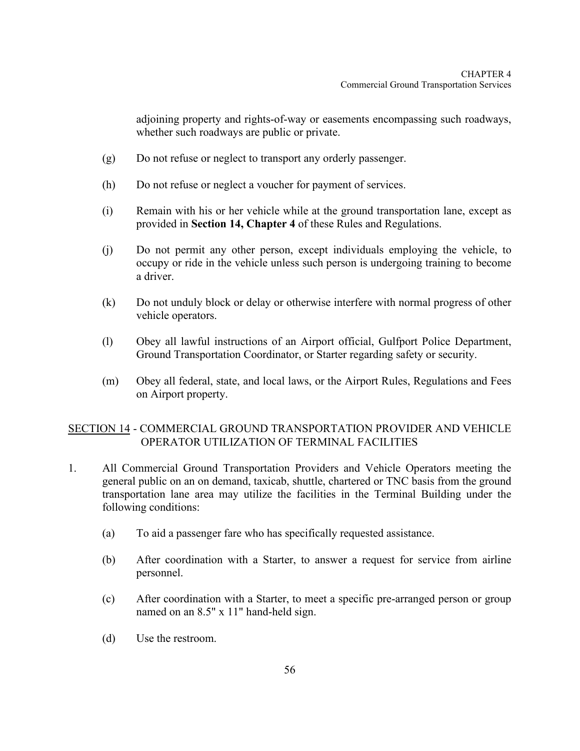adjoining property and rights-of-way or easements encompassing such roadways, whether such roadways are public or private.

(g) Do not refuse or neglect to transport any orderly passenger.

(h) Do not refuse or neglect a voucher for payment of services.

(i) Remain with his or her vehicle while at the ground transportation lane, except as provided in **Section 14, Chapter 4** of these Rules and Regulations.

(j) Do not permit any other person, except individuals employing the vehicle, to occupy or ride in the vehicle unless such person is undergoing training to become a driver.

(k) Do not unduly block or delay or otherwise interfere with normal progress of other vehicle operators.

(l) Obey all lawful instructions of an Airport official, Gulfport Police Department, Ground Transportation Coordinator, or Starter regarding safety or security.

(m) Obey all federal, state, and local laws, or the Airport Rules, Regulations and Fees on Airport property.

## SECTION 14 - COMMERCIAL GROUND TRANSPORTATION PROVIDER AND VEHICLE OPERATOR UTILIZATION OF TERMINAL FACILITIES

1. All Commercial Ground Transportation Providers and Vehicle Operators meeting the general public on an on demand, taxicab, shuttle, chartered or TNC basis from the ground transportation lane area may utilize the facilities in the Terminal Building under the following conditions:

   (a) To aid a passenger fare who has specifically requested assistance.

   (b) After coordination with a Starter, to answer a request for service from airline personnel.

   (c) After coordination with a Starter, to meet a specific pre-arranged person or group named on an 8.5" x 11" hand-held sign.

   (d) Use the restroom.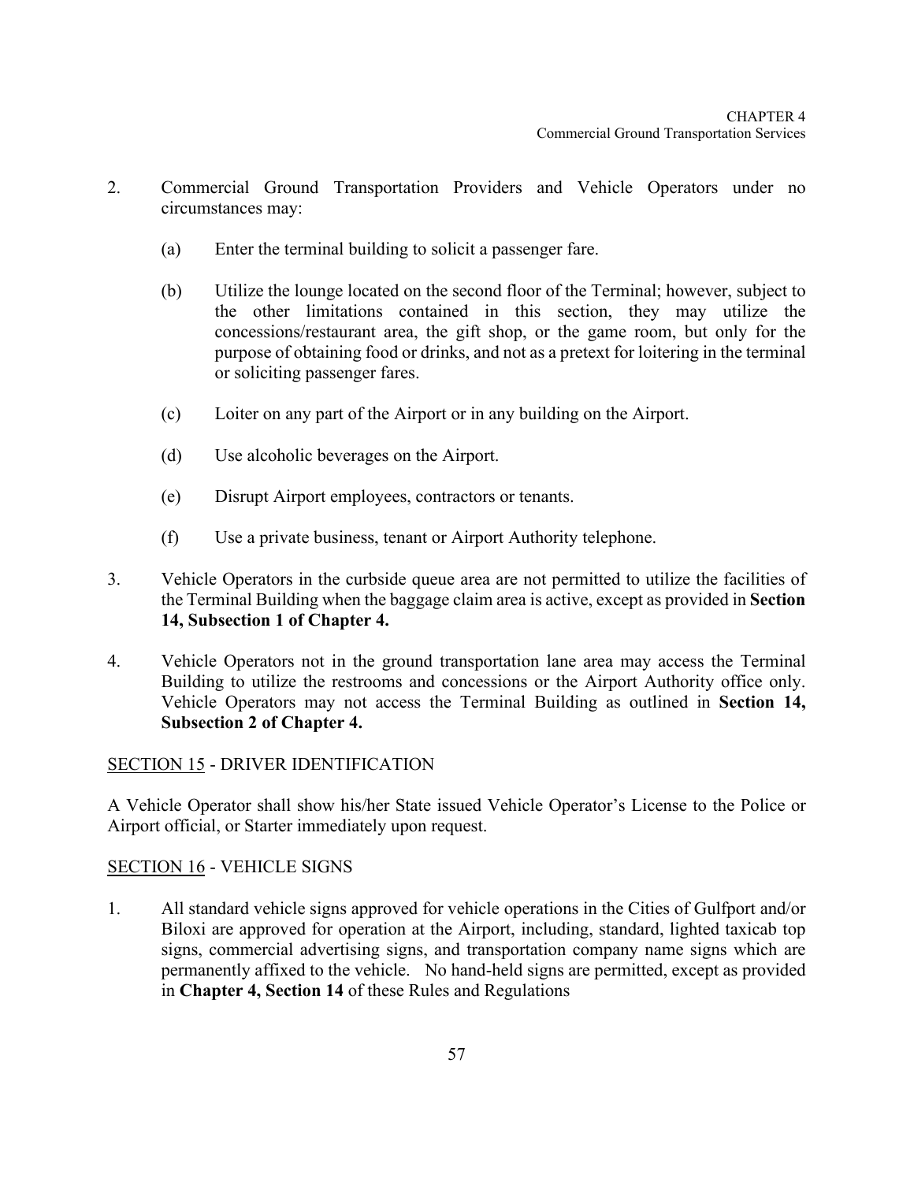2. Commercial Ground Transportation Providers and Vehicle Operators under no circumstances may:

   (a) Enter the terminal building to solicit a passenger fare.

   (b) Utilize the lounge located on the second floor of the Terminal; however, subject to the other limitations contained in this section, they may utilize the concessions/restaurant area, the gift shop, or the game room, but only for the purpose of obtaining food or drinks, and not as a pretext for loitering in the terminal or soliciting passenger fares.

   (c) Loiter on any part of the Airport or in any building on the Airport.

   (d) Use alcoholic beverages on the Airport.

   (e) Disrupt Airport employees, contractors or tenants.

   (f) Use a private business, tenant or Airport Authority telephone.

3. Vehicle Operators in the curbside queue area are not permitted to utilize the facilities of the Terminal Building when the baggage claim area is active, except as provided in **Section 14, Subsection 1 of Chapter 4.**

4. Vehicle Operators not in the ground transportation lane area may access the Terminal Building to utilize the restrooms and concessions or the Airport Authority office only. Vehicle Operators may not access the Terminal Building as outlined in **Section 14, Subsection 2 of Chapter 4.**

## SECTION 15 - DRIVER IDENTIFICATION

A Vehicle Operator shall show his/her State issued Vehicle Operator's License to the Police or Airport official, or Starter immediately upon request.

## SECTION 16 - VEHICLE SIGNS

1. All standard vehicle signs approved for vehicle operations in the Cities of Gulfport and/or Biloxi are approved for operation at the Airport, including, standard, lighted taxicab top signs, commercial advertising signs, and transportation company name signs which are permanently affixed to the vehicle. No hand-held signs are permitted, except as provided in **Chapter 4, Section 14** of these Rules and Regulations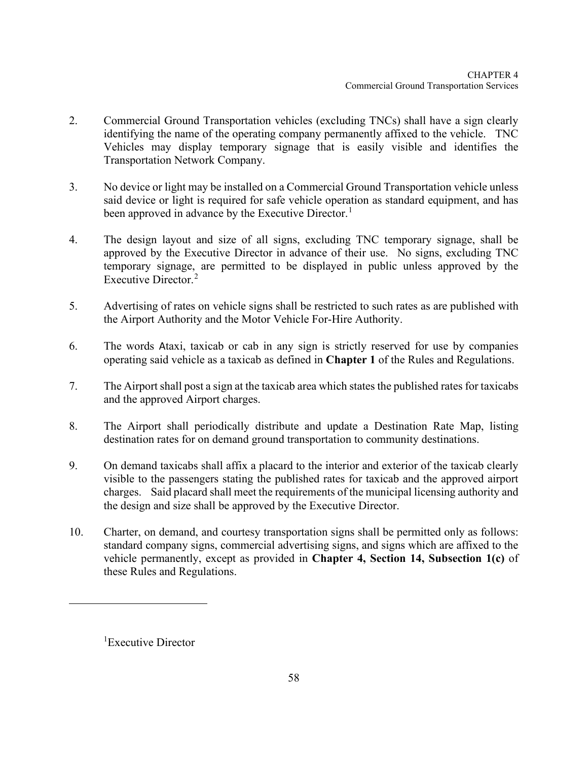2. Commercial Ground Transportation vehicles (excluding TNCs) shall have a sign clearly identifying the name of the operating company permanently affixed to the vehicle. TNC Vehicles may display temporary signage that is easily visible and identifies the Transportation Network Company.

3. No device or light may be installed on a Commercial Ground Transportation vehicle unless said device or light is required for safe vehicle operation as standard equipment, and has been approved in advance by the Executive Director.[1]

4. The design layout and size of all signs, excluding TNC temporary signage, shall be approved by the Executive Director in advance of their use. No signs, excluding TNC temporary signage, are permitted to be displayed in public unless approved by the Executive Director.[2]

5. Advertising of rates on vehicle signs shall be restricted to such rates as are published with the Airport Authority and the Motor Vehicle For-Hire Authority.

6. The words Ataxi, taxicab or cab in any sign is strictly reserved for use by companies operating said vehicle as a taxicab as defined in **Chapter 1** of the Rules and Regulations.

7. The Airport shall post a sign at the taxicab area which states the published rates for taxicabs and the approved Airport charges.

8. The Airport shall periodically distribute and update a Destination Rate Map, listing destination rates for on demand ground transportation to community destinations.

9. On demand taxicabs shall affix a placard to the interior and exterior of the taxicab clearly visible to the passengers stating the published rates for taxicab and the approved airport charges. Said placard shall meet the requirements of the municipal licensing authority and the design and size shall be approved by the Executive Director.

10. Charter, on demand, and courtesy transportation signs shall be permitted only as follows: standard company signs, commercial advertising signs, and signs which are affixed to the vehicle permanently, except as provided in **Chapter 4, Section 14, Subsection 1(c)** of these Rules and Regulations.

---

[1]Executive Director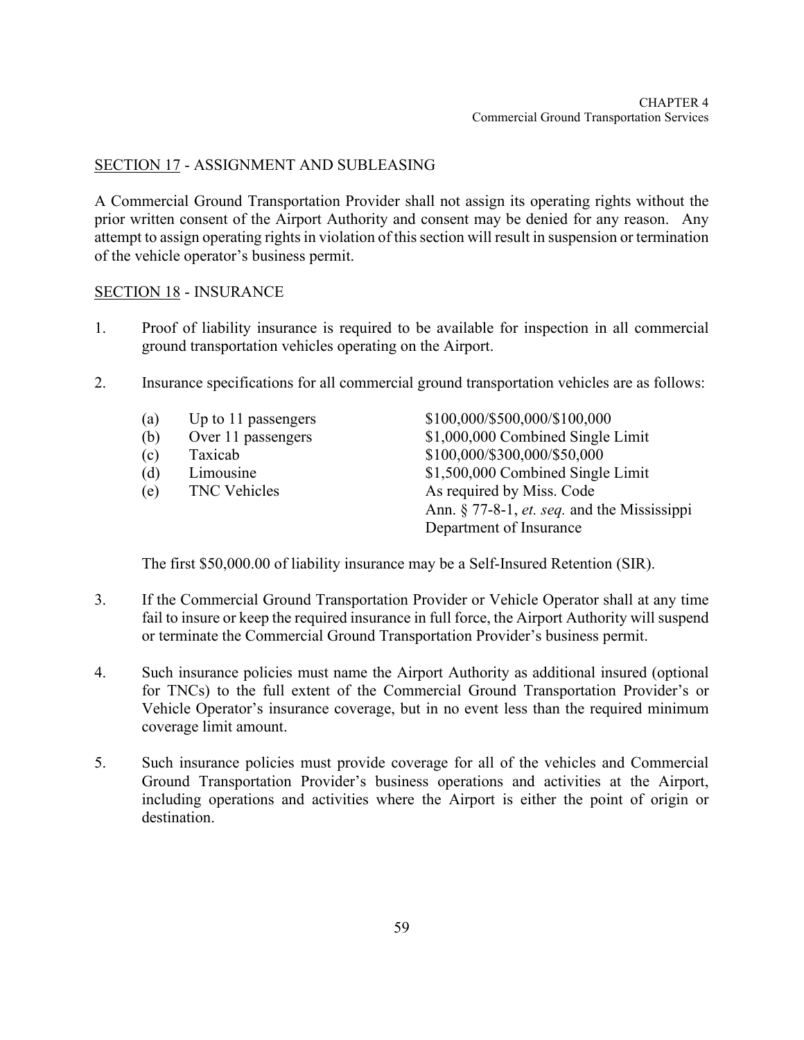## SECTION 17 - ASSIGNMENT AND SUBLEASING

A Commercial Ground Transportation Provider shall not assign its operating rights without the prior written consent of the Airport Authority and consent may be denied for any reason. Any attempt to assign operating rights in violation of this section will result in suspension or termination of the vehicle operator's business permit.

## SECTION 18 - INSURANCE

1. Proof of liability insurance is required to be available for inspection in all commercial ground transportation vehicles operating on the Airport.

2. Insurance specifications for all commercial ground transportation vehicles are as follows:

   | | | |
   |---|---|---|
   | (a) | Up to 11 passengers | $100,000/$500,000/$100,000 |
   | (b) | Over 11 passengers | $1,000,000 Combined Single Limit |
   | (c) | Taxicab | $100,000/$300,000/$50,000 |
   | (d) | Limousine | $1,500,000 Combined Single Limit |
   | (e) | TNC Vehicles | As required by Miss. Code Ann. § 77-8-1, *et. seq.* and the Mississippi Department of Insurance |

   The first $50,000.00 of liability insurance may be a Self-Insured Retention (SIR).

3. If the Commercial Ground Transportation Provider or Vehicle Operator shall at any time fail to insure or keep the required insurance in full force, the Airport Authority will suspend or terminate the Commercial Ground Transportation Provider's business permit.

4. Such insurance policies must name the Airport Authority as additional insured (optional for TNCs) to the full extent of the Commercial Ground Transportation Provider's or Vehicle Operator's insurance coverage, but in no event less than the required minimum coverage limit amount.

5. Such insurance policies must provide coverage for all of the vehicles and Commercial Ground Transportation Provider's business operations and activities at the Airport, including operations and activities where the Airport is either the point of origin or destination.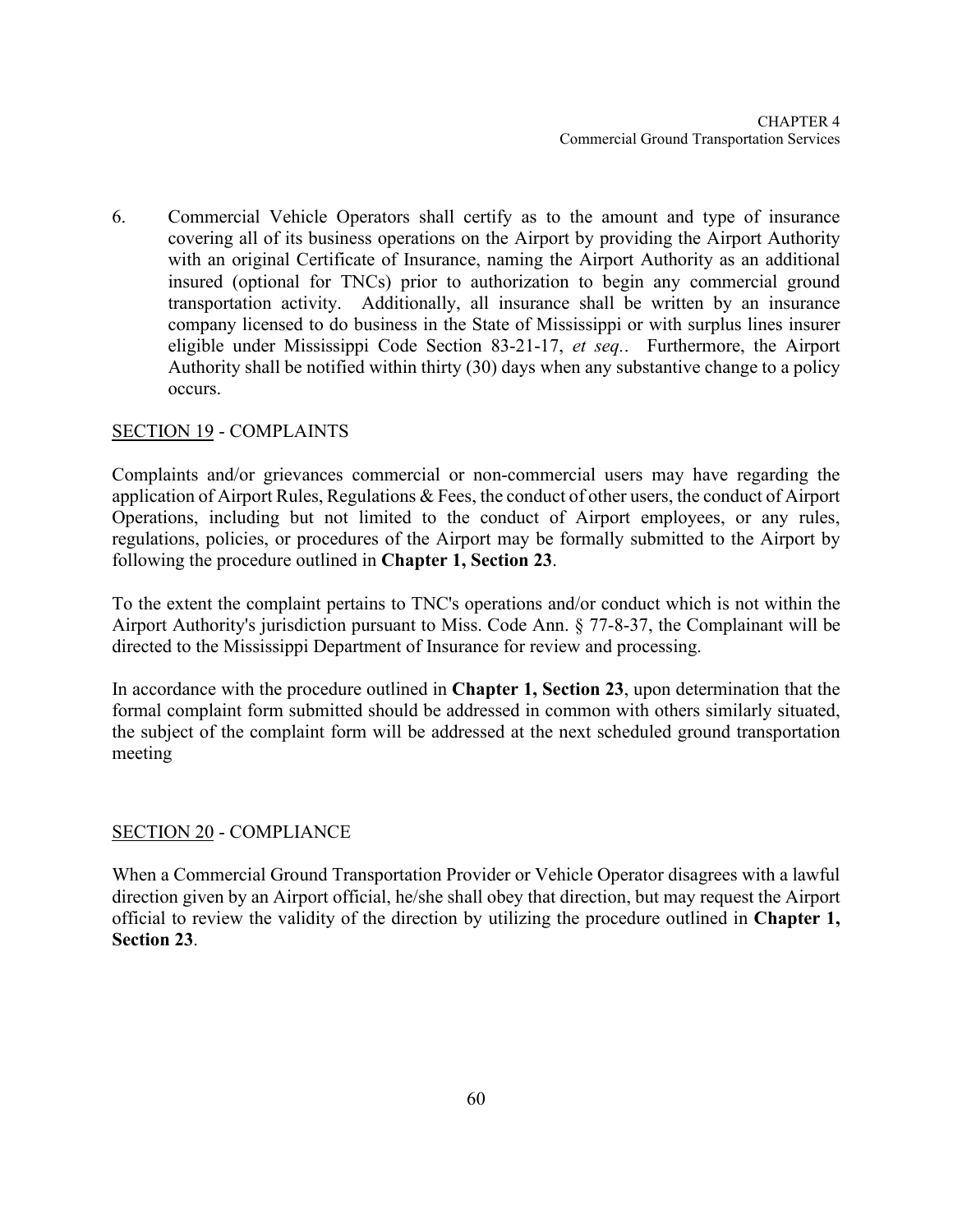6. Commercial Vehicle Operators shall certify as to the amount and type of insurance covering all of its business operations on the Airport by providing the Airport Authority with an original Certificate of Insurance, naming the Airport Authority as an additional insured (optional for TNCs) prior to authorization to begin any commercial ground transportation activity. Additionally, all insurance shall be written by an insurance company licensed to do business in the State of Mississippi or with surplus lines insurer eligible under Mississippi Code Section 83-21-17, *et seq.*. Furthermore, the Airport Authority shall be notified within thirty (30) days when any substantive change to a policy occurs.

## SECTION 19 - COMPLAINTS

Complaints and/or grievances commercial or non-commercial users may have regarding the application of Airport Rules, Regulations & Fees, the conduct of other users, the conduct of Airport Operations, including but not limited to the conduct of Airport employees, or any rules, regulations, policies, or procedures of the Airport may be formally submitted to the Airport by following the procedure outlined in **Chapter 1, Section 23**.

To the extent the complaint pertains to TNC's operations and/or conduct which is not within the Airport Authority's jurisdiction pursuant to Miss. Code Ann. § 77-8-37, the Complainant will be directed to the Mississippi Department of Insurance for review and processing.

In accordance with the procedure outlined in **Chapter 1, Section 23**, upon determination that the formal complaint form submitted should be addressed in common with others similarly situated, the subject of the complaint form will be addressed at the next scheduled ground transportation meeting

## SECTION 20 - COMPLIANCE

When a Commercial Ground Transportation Provider or Vehicle Operator disagrees with a lawful direction given by an Airport official, he/she shall obey that direction, but may request the Airport official to review the validity of the direction by utilizing the procedure outlined in **Chapter 1, Section 23**.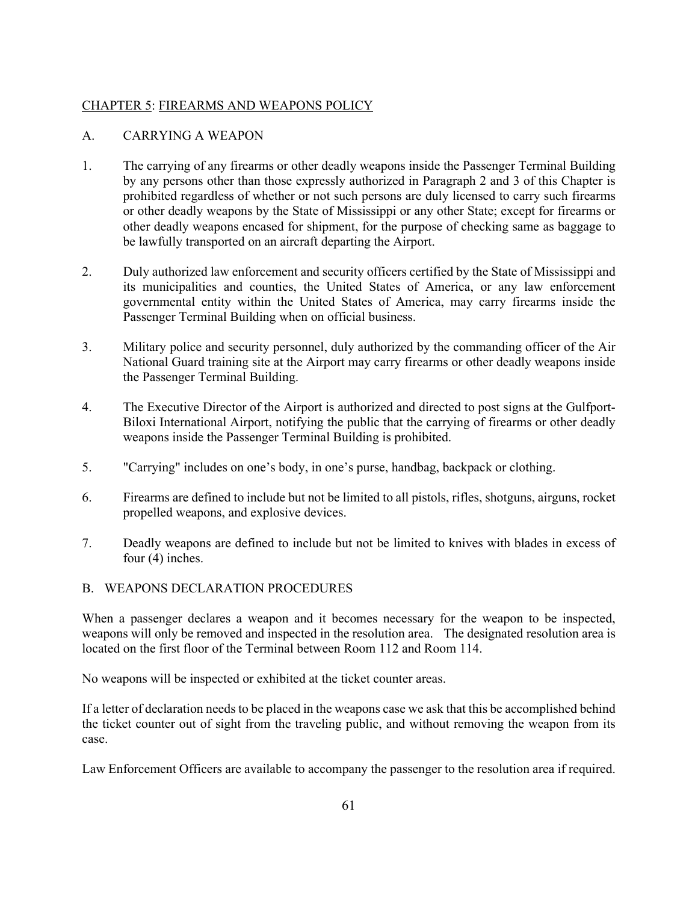## CHAPTER 5: FIRMS AND WEAPONS POLICY

### A. CARRYING A WEAPON

1. The carrying of any firearms or other deadly weapons inside the Passenger Terminal Building by any persons other than those expressly authorized in Paragraph 2 and 3 of this Chapter is prohibited regardless of whether or not such persons are duly licensed to carry such firearms or other deadly weapons by the State of Mississippi or any other State; except for firearms or other deadly weapons encased for shipment, for the purpose of checking same as baggage to be lawfully transported on an aircraft departing the Airport.

2. Duly authorized law enforcement and security officers certified by the State of Mississippi and its municipalities and counties, the United States of America, or any law enforcement governmental entity within the United States of America, may carry firearms inside the Passenger Terminal Building when on official business.

3. Military police and security personnel, duly authorized by the commanding officer of the Air National Guard training site at the Airport may carry firearms or other deadly weapons inside the Passenger Terminal Building.

4. The Executive Director of the Airport is authorized and directed to post signs at the Gulfport-Biloxi International Airport, notifying the public that the carrying of firearms or other deadly weapons inside the Passenger Terminal Building is prohibited.

5. "Carrying" includes on one's body, in one's purse, handbag, backpack or clothing.

6. Firearms are defined to include but not be limited to all pistols, rifles, shotguns, airguns, rocket propelled weapons, and explosive devices.

7. Deadly weapons are defined to include but not be limited to knives with blades in excess of four (4) inches.

### B. WEAPONS DECLARATION PROCEDURES

When a passenger declares a weapon and it becomes necessary for the weapon to be inspected, weapons will only be removed and inspected in the resolution area. The designated resolution area is located on the first floor of the Terminal between Room 112 and Room 114.

No weapons will be inspected or exhibited at the ticket counter areas.

If a letter of declaration needs to be placed in the weapons case we ask that this be accomplished behind the ticket counter out of sight from the traveling public, and without removing the weapon from its case.

Law Enforcement Officers are available to accompany the passenger to the resolution area if required.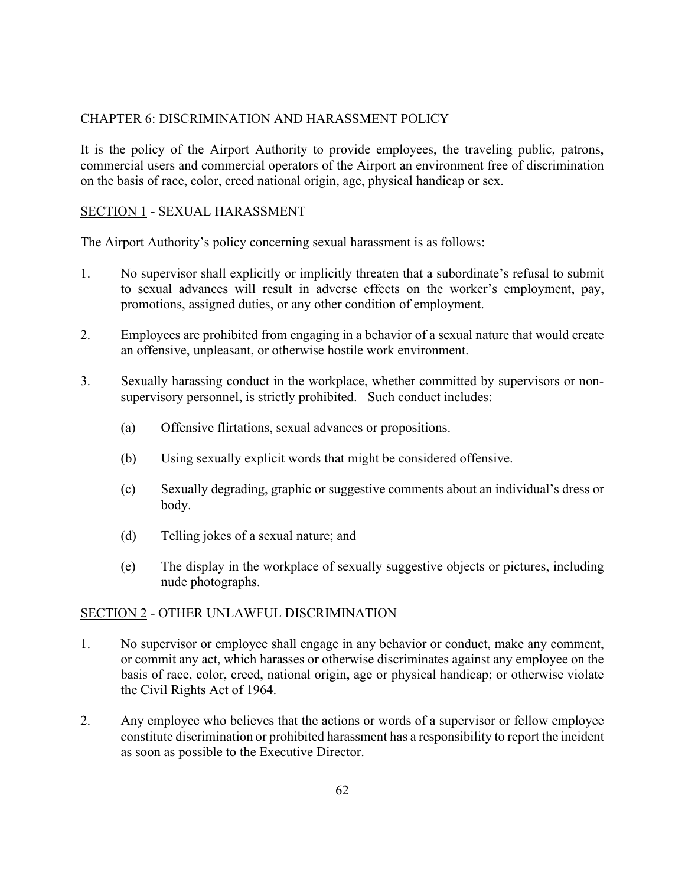## CHAPTER 6: DISCRIMINATION AND HARASSMENT POLICY

It is the policy of the Airport Authority to provide employees, the traveling public, patrons, commercial users and commercial operators of the Airport an environment free of discrimination on the basis of race, color, creed national origin, age, physical handicap or sex.

### SECTION 1 - SEXUAL HARASSMENT

The Airport Authority's policy concerning sexual harassment is as follows:

1. No supervisor shall explicitly or implicitly threaten that a subordinate's refusal to submit to sexual advances will result in adverse effects on the worker's employment, pay, promotions, assigned duties, or any other condition of employment.

2. Employees are prohibited from engaging in a behavior of a sexual nature that would create an offensive, unpleasant, or otherwise hostile work environment.

3. Sexually harassing conduct in the workplace, whether committed by supervisors or non-supervisory personnel, is strictly prohibited. Such conduct includes:

   (a) Offensive flirtations, sexual advances or propositions.

   (b) Using sexually explicit words that might be considered offensive.

   (c) Sexually degrading, graphic or suggestive comments about an individual's dress or body.

   (d) Telling jokes of a sexual nature; and

   (e) The display in the workplace of sexually suggestive objects or pictures, including nude photographs.

### SECTION 2 - OTHER UNLAWFUL DISCRIMINATION

1. No supervisor or employee shall engage in any behavior or conduct, make any comment, or commit any act, which harasses or otherwise discriminates against any employee on the basis of race, color, creed, national origin, age or physical handicap; or otherwise violate the Civil Rights Act of 1964.

2. Any employee who believes that the actions or words of a supervisor or fellow employee constitute discrimination or prohibited harassment has a responsibility to report the incident as soon as possible to the Executive Director.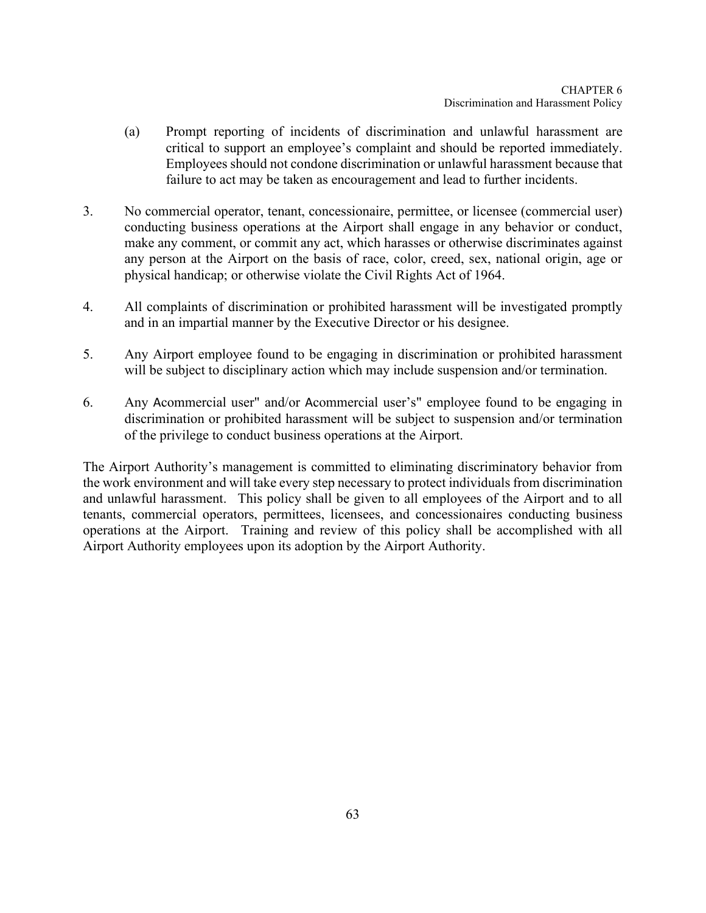(a) Prompt reporting of incidents of discrimination and unlawful harassment are critical to support an employee's complaint and should be reported immediately. Employees should not condone discrimination or unlawful harassment because that failure to act may be taken as encouragement and lead to further incidents.

3. No commercial operator, tenant, concessionaire, permittee, or licensee (commercial user) conducting business operations at the Airport shall engage in any behavior or conduct, make any comment, or commit any act, which harasses or otherwise discriminates against any person at the Airport on the basis of race, color, creed, sex, national origin, age or physical handicap; or otherwise violate the Civil Rights Act of 1964.

4. All complaints of discrimination or prohibited harassment will be investigated promptly and in an impartial manner by the Executive Director or his designee.

5. Any Airport employee found to be engaging in discrimination or prohibited harassment will be subject to disciplinary action which may include suspension and/or termination.

6. Any Acommercial user" and/or Acommercial user's" employee found to be engaging in discrimination or prohibited harassment will be subject to suspension and/or termination of the privilege to conduct business operations at the Airport.

The Airport Authority's management is committed to eliminating discriminatory behavior from the work environment and will take every step necessary to protect individuals from discrimination and unlawful harassment. This policy shall be given to all employees of the Airport and to all tenants, commercial operators, permittees, licensees, and concessionaires conducting business operations at the Airport. Training and review of this policy shall be accomplished with all Airport Authority employees upon its adoption by the Airport Authority.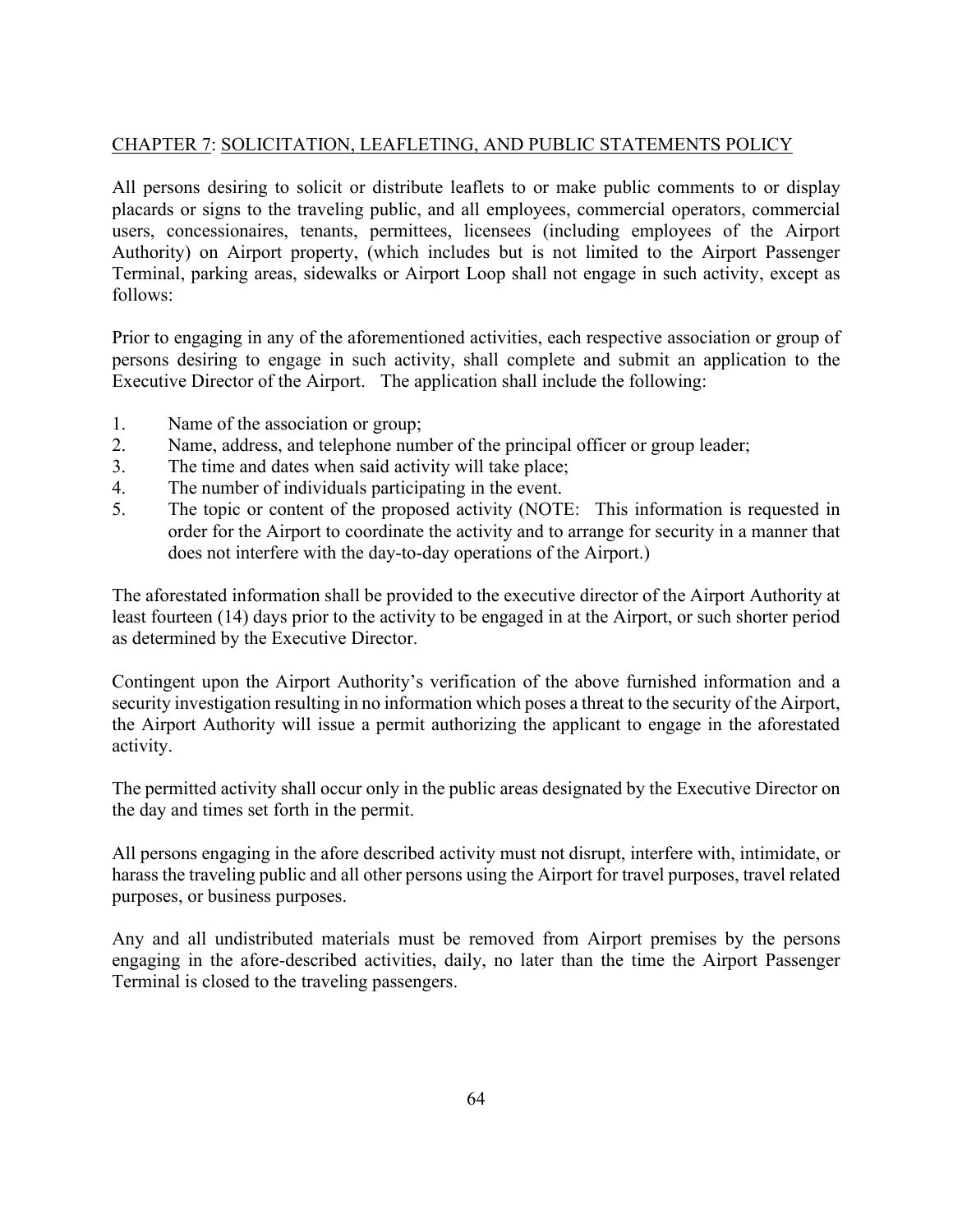## CHAPTER 7: SOLICITATION, LEAFLETING, AND PUBLIC STATEMENTS POLICY

All persons desiring to solicit or distribute leaflets to or make public comments to or display placards or signs to the traveling public, and all employees, commercial operators, commercial users, concessionaires, tenants, permittees, licensees (including employees of the Airport Authority) on Airport property, (which includes but is not limited to the Airport Passenger Terminal, parking areas, sidewalks or Airport Loop shall not engage in such activity, except as follows:

Prior to engaging in any of the aforementioned activities, each respective association or group of persons desiring to engage in such activity, shall complete and submit an application to the Executive Director of the Airport. The application shall include the following:

1. Name of the association or group;
2. Name, address, and telephone number of the principal officer or group leader;
3. The time and dates when said activity will take place;
4. The number of individuals participating in the event.
5. The topic or content of the proposed activity (NOTE: This information is requested in order for the Airport to coordinate the activity and to arrange for security in a manner that does not interfere with the day-to-day operations of the Airport.)

The aforestated information shall be provided to the executive director of the Airport Authority at least fourteen (14) days prior to the activity to be engaged in at the Airport, or such shorter period as determined by the Executive Director.

Contingent upon the Airport Authority's verification of the above furnished information and a security investigation resulting in no information which poses a threat to the security of the Airport, the Airport Authority will issue a permit authorizing the applicant to engage in the aforestated activity.

The permitted activity shall occur only in the public areas designated by the Executive Director on the day and times set forth in the permit.

All persons engaging in the afore described activity must not disrupt, interfere with, intimidate, or harass the traveling public and all other persons using the Airport for travel purposes, travel related purposes, or business purposes.

Any and all undistributed materials must be removed from Airport premises by the persons engaging in the afore-described activities, daily, no later than the time the Airport Passenger Terminal is closed to the traveling passengers.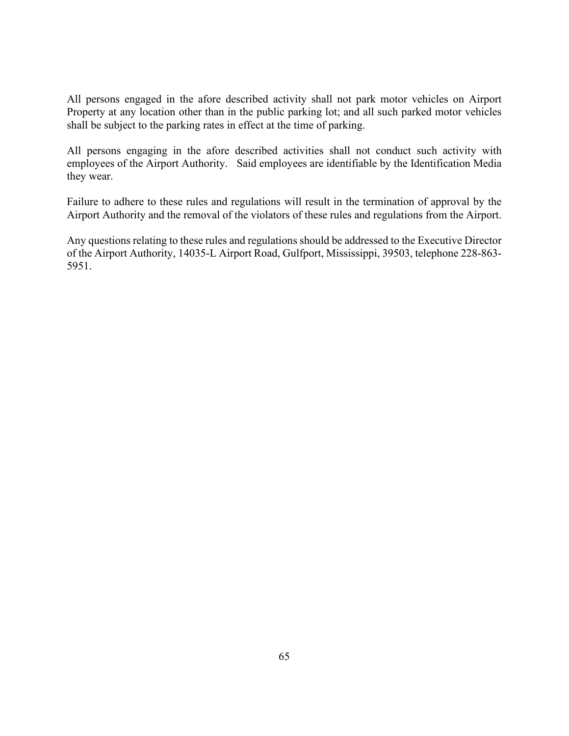All persons engaged in the afore described activity shall not park motor vehicles on Airport Property at any location other than in the public parking lot; and all such parked motor vehicles shall be subject to the parking rates in effect at the time of parking.

All persons engaging in the afore described activities shall not conduct such activity with employees of the Airport Authority. Said employees are identifiable by the Identification Media they wear.

Failure to adhere to these rules and regulations will result in the termination of approval by the Airport Authority and the removal of the violators of these rules and regulations from the Airport.

Any questions relating to these rules and regulations should be addressed to the Executive Director of the Airport Authority, 14035-L Airport Road, Gulfport, Mississippi, 39503, telephone 228-863-5951.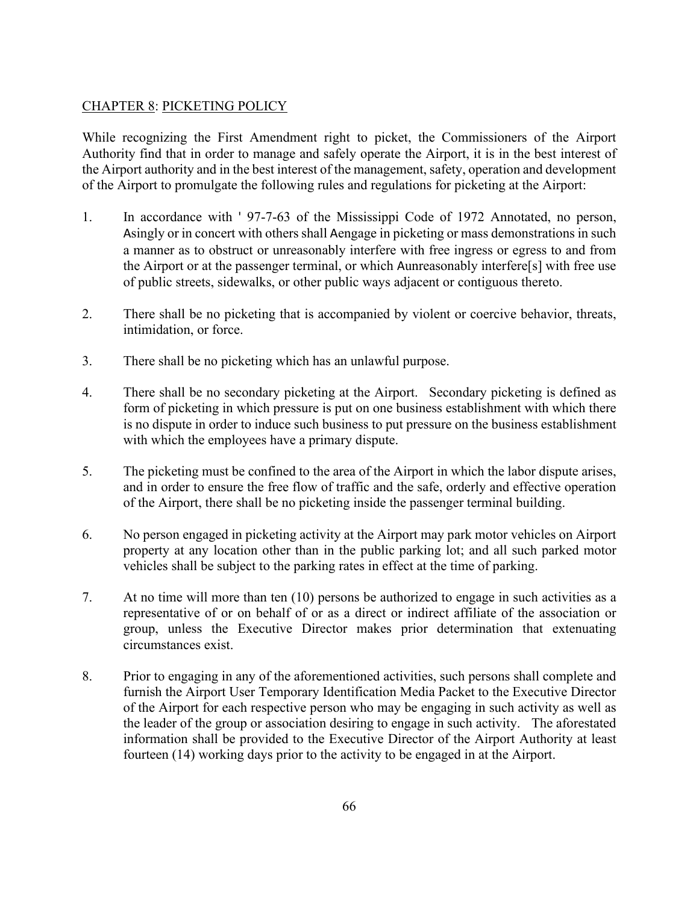CHAPTER 8: PICKETING POLICY

While recognizing the First Amendment right to picket, the Commissioners of the Airport Authority find that in order to manage and safely operate the Airport, it is in the best interest of the Airport authority and in the best interest of the management, safety, operation and development of the Airport to promulgate the following rules and regulations for picketing at the Airport:

1. In accordance with ' 97-7-63 of the Mississippi Code of 1972 Annotated, no person, Asingly or in concert with others shall Aengage in picketing or mass demonstrations in such a manner as to obstruct or unreasonably interfere with free ingress or egress to and from the Airport or at the passenger terminal, or which Aunreasonably interfere[s] with free use of public streets, sidewalks, or other public ways adjacent or contiguous thereto.

2. There shall be no picketing that is accompanied by violent or coercive behavior, threats, intimidation, or force.

3. There shall be no picketing which has an unlawful purpose.

4. There shall be no secondary picketing at the Airport. Secondary picketing is defined as form of picketing in which pressure is put on one business establishment with which there is no dispute in order to induce such business to put pressure on the business establishment with which the employees have a primary dispute.

5. The picketing must be confined to the area of the Airport in which the labor dispute arises, and in order to ensure the free flow of traffic and the safe, orderly and effective operation of the Airport, there shall be no picketing inside the passenger terminal building.

6. No person engaged in picketing activity at the Airport may park motor vehicles on Airport property at any location other than in the public parking lot; and all such parked motor vehicles shall be subject to the parking rates in effect at the time of parking.

7. At no time will more than ten (10) persons be authorized to engage in such activities as a representative of or on behalf of or as a direct or indirect affiliate of the association or group, unless the Executive Director makes prior determination that extenuating circumstances exist.

8. Prior to engaging in any of the aforementioned activities, such persons shall complete and furnish the Airport User Temporary Identification Media Packet to the Executive Director of the Airport for each respective person who may be engaging in such activity as well as the leader of the group or association desiring to engage in such activity. The aforestated information shall be provided to the Executive Director of the Airport Authority at least fourteen (14) working days prior to the activity to be engaged in at the Airport.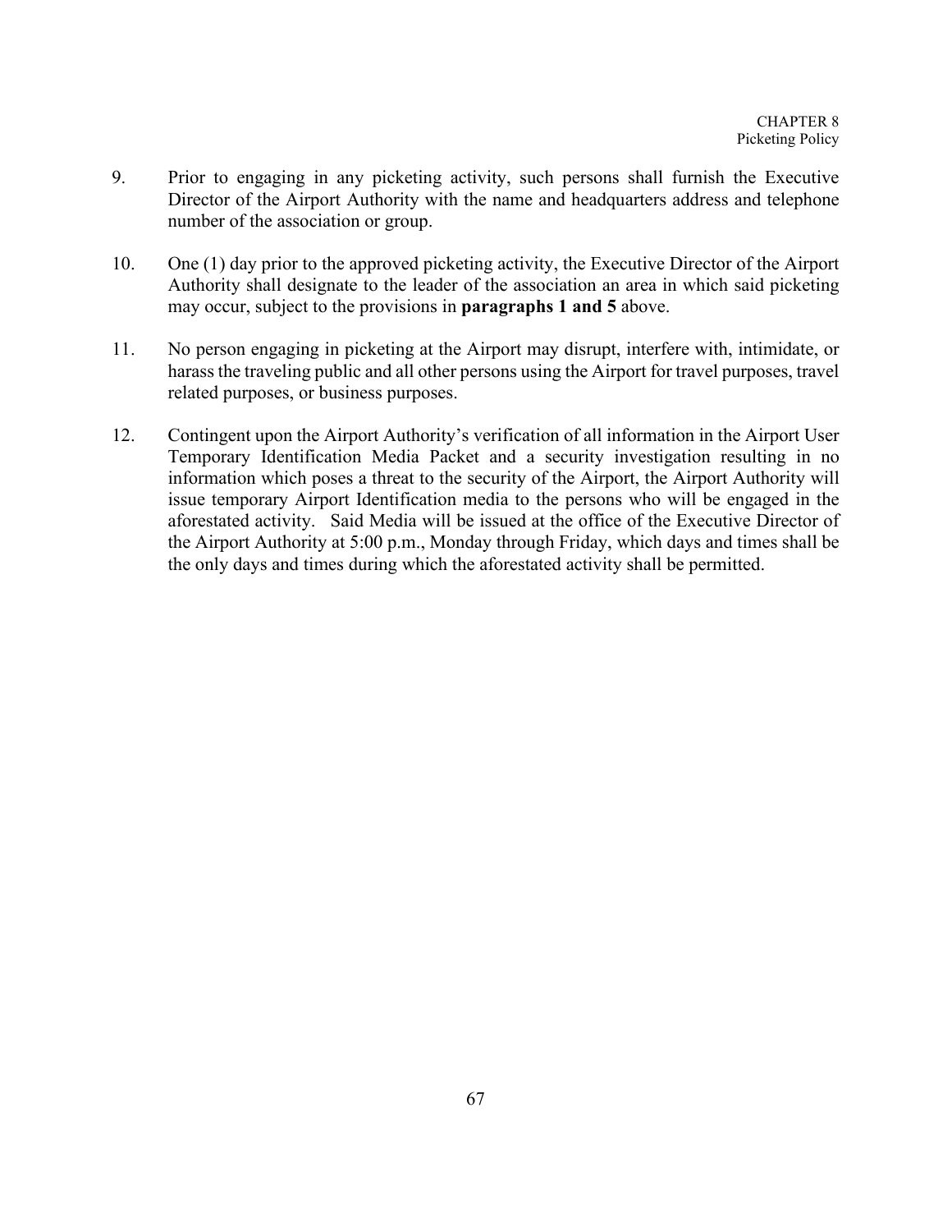9. Prior to engaging in any picketing activity, such persons shall furnish the Executive Director of the Airport Authority with the name and headquarters address and telephone number of the association or group.

10. One (1) day prior to the approved picketing activity, the Executive Director of the Airport Authority shall designate to the leader of the association an area in which said picketing may occur, subject to the provisions in **paragraphs 1 and 5** above.

11. No person engaging in picketing at the Airport may disrupt, interfere with, intimidate, or harass the traveling public and all other persons using the Airport for travel purposes, travel related purposes, or business purposes.

12. Contingent upon the Airport Authority's verification of all information in the Airport User Temporary Identification Media Packet and a security investigation resulting in no information which poses a threat to the security of the Airport, the Airport Authority will issue temporary Airport Identification media to the persons who will be engaged in the aforestated activity. Said Media will be issued at the office of the Executive Director of the Airport Authority at 5:00 p.m., Monday through Friday, which days and times shall be the only days and times during which the aforestated activity shall be permitted.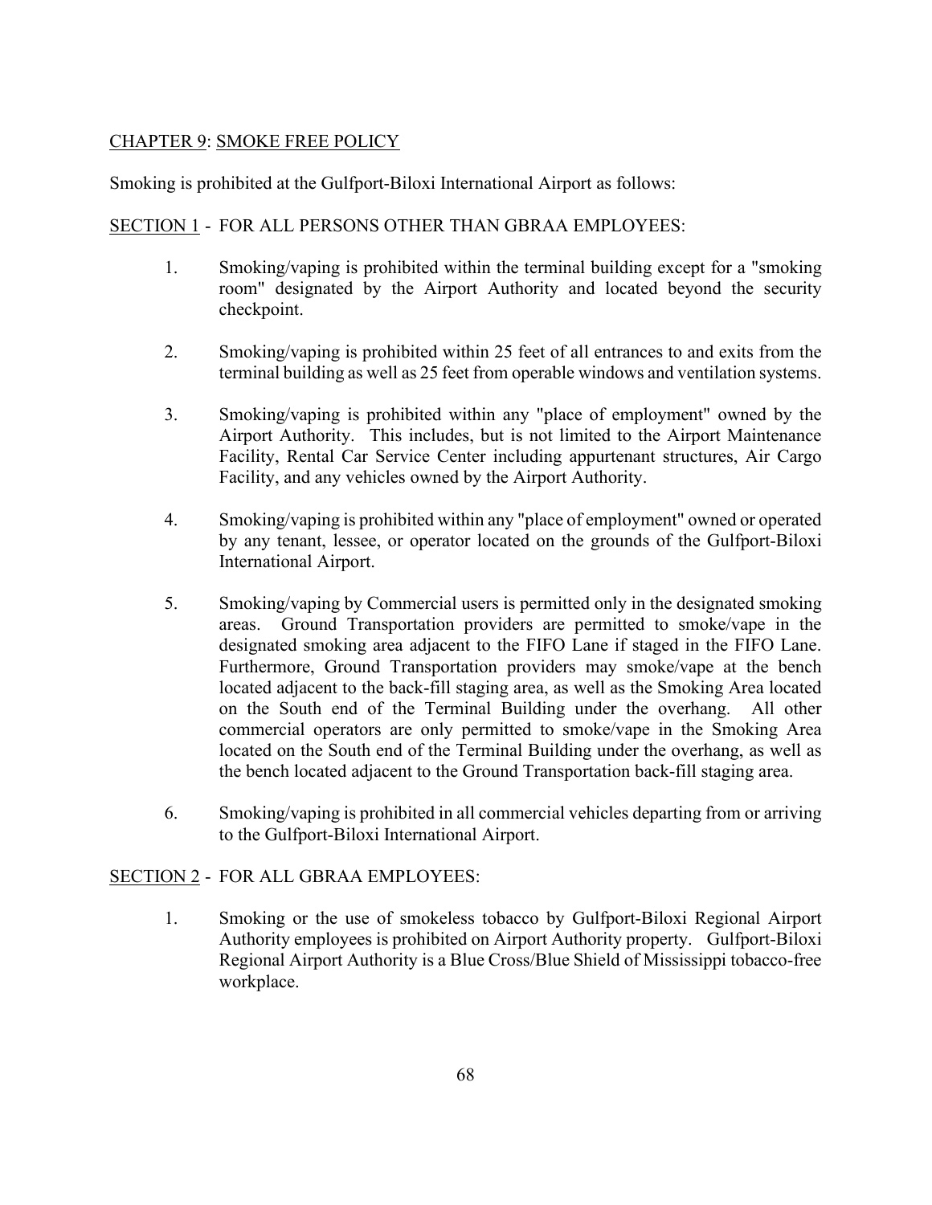## CHAPTER 9: SMOKE FREE POLICY

Smoking is prohibited at the Gulfport-Biloxi International Airport as follows:

### SECTION 1 - FOR ALL PERSONS OTHER THAN GBRAA EMPLOYEES:

1. Smoking/vaping is prohibited within the terminal building except for a "smoking room" designated by the Airport Authority and located beyond the security checkpoint.

2. Smoking/vaping is prohibited within 25 feet of all entrances to and exits from the terminal building as well as 25 feet from operable windows and ventilation systems.

3. Smoking/vaping is prohibited within any "place of employment" owned by the Airport Authority. This includes, but is not limited to the Airport Maintenance Facility, Rental Car Service Center including appurtenant structures, Air Cargo Facility, and any vehicles owned by the Airport Authority.

4. Smoking/vaping is prohibited within any "place of employment" owned or operated by any tenant, lessee, or operator located on the grounds of the Gulfport-Biloxi International Airport.

5. Smoking/vaping by Commercial users is permitted only in the designated smoking areas. Ground Transportation providers are permitted to smoke/vape in the designated smoking area adjacent to the FIFO Lane if staged in the FIFO Lane. Furthermore, Ground Transportation providers may smoke/vape at the bench located adjacent to the back-fill staging area, as well as the Smoking Area located on the South end of the Terminal Building under the overhang. All other commercial operators are only permitted to smoke/vape in the Smoking Area located on the South end of the Terminal Building under the overhang, as well as the bench located adjacent to the Ground Transportation back-fill staging area.

6. Smoking/vaping is prohibited in all commercial vehicles departing from or arriving to the Gulfport-Biloxi International Airport.

### SECTION 2 - FOR ALL GBRAA EMPLOYEES:

1. Smoking or the use of smokeless tobacco by Gulfport-Biloxi Regional Airport Authority employees is prohibited on Airport Authority property. Gulfport-Biloxi Regional Airport Authority is a Blue Cross/Blue Shield of Mississippi tobacco-free workplace.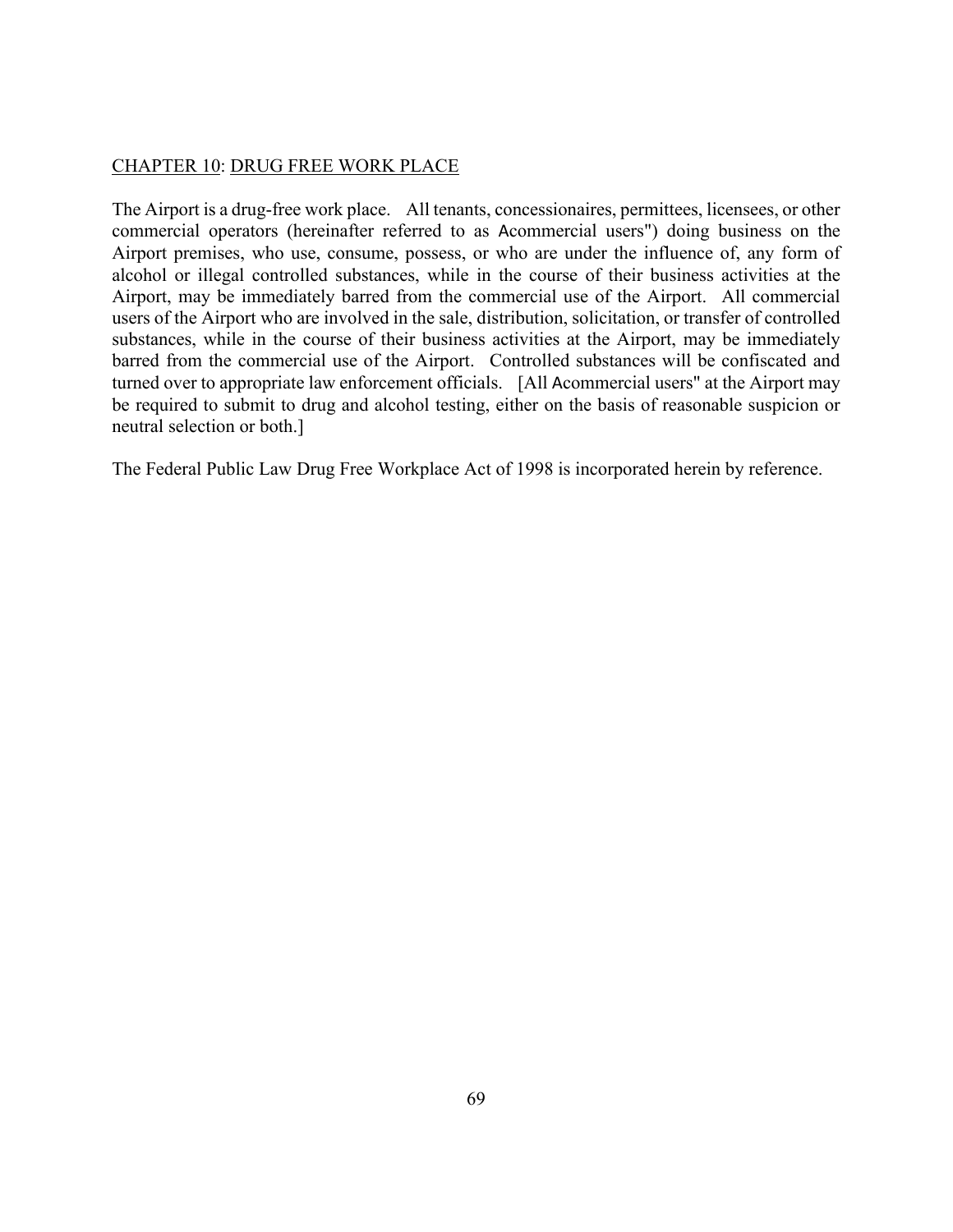## CHAPTER 10: DRUG FREE WORK PLACE

The Airport is a drug-free work place. All tenants, concessionaires, permittees, licensees, or other commercial operators (hereinafter referred to as Acommercial users") doing business on the Airport premises, who use, consume, possess, or who are under the influence of, any form of alcohol or illegal controlled substances, while in the course of their business activities at the Airport, may be immediately barred from the commercial use of the Airport. All commercial users of the Airport who are involved in the sale, distribution, solicitation, or transfer of controlled substances, while in the course of their business activities at the Airport, may be immediately barred from the commercial use of the Airport. Controlled substances will be confiscated and turned over to appropriate law enforcement officials. [All Acommercial users" at the Airport may be required to submit to drug and alcohol testing, either on the basis of reasonable suspicion or neutral selection or both.]

The Federal Public Law Drug Free Workplace Act of 1998 is incorporated herein by reference.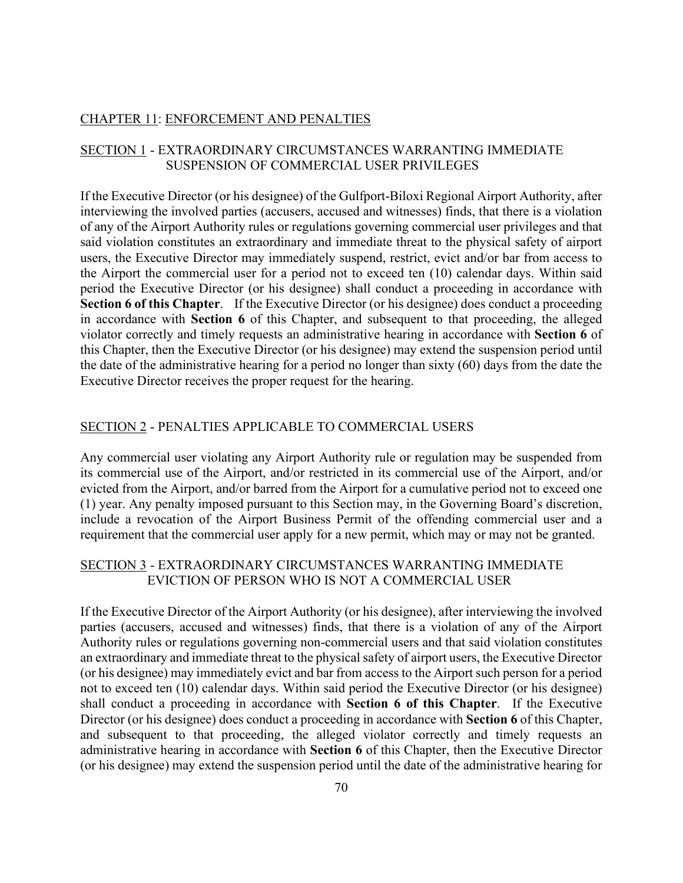## CHAPTER 11: ENFORCEMENT AND PENALTIES

### SECTION 1 - EXTRAORDINARY CIRCUMSTANCES WARRANTING IMMEDIATE SUSPENSION OF COMMERCIAL USER PRIVILEGES

If the Executive Director (or his designee) of the Gulfport-Biloxi Regional Airport Authority, after interviewing the involved parties (accusers, accused and witnesses) finds, that there is a violation of any of the Airport Authority rules or regulations governing commercial user privileges and that said violation constitutes an extraordinary and immediate threat to the physical safety of airport users, the Executive Director may immediately suspend, restrict, evict and/or bar from access to the Airport the commercial user for a period not to exceed ten (10) calendar days. Within said period the Executive Director (or his designee) shall conduct a proceeding in accordance with **Section 6 of this Chapter**. If the Executive Director (or his designee) does conduct a proceeding in accordance with **Section 6** of this Chapter, and subsequent to that proceeding, the alleged violator correctly and timely requests an administrative hearing in accordance with **Section 6** of this Chapter, then the Executive Director (or his designee) may extend the suspension period until the date of the administrative hearing for a period no longer than sixty (60) days from the date the Executive Director receives the proper request for the hearing.

### SECTION 2 - PENALTIES APPLICABLE TO COMMERCIAL USERS

Any commercial user violating any Airport Authority rule or regulation may be suspended from its commercial use of the Airport, and/or restricted in its commercial use of the Airport, and/or evicted from the Airport, and/or barred from the Airport for a cumulative period not to exceed one (1) year. Any penalty imposed pursuant to this Section may, in the Governing Board's discretion, include a revocation of the Airport Business Permit of the offending commercial user and a requirement that the commercial user apply for a new permit, which may or may not be granted.

### SECTION 3 - EXTRAORDINARY CIRCUMSTANCES WARRANTING IMMEDIATE EVICTION OF PERSON WHO IS NOT A COMMERCIAL USER

If the Executive Director of the Airport Authority (or his designee), after interviewing the involved parties (accusers, accused and witnesses) finds, that there is a violation of any of the Airport Authority rules or regulations governing non-commercial users and that said violation constitutes an extraordinary and immediate threat to the physical safety of airport users, the Executive Director (or his designee) may immediately evict and bar from access to the Airport such person for a period not to exceed ten (10) calendar days. Within said period the Executive Director (or his designee) shall conduct a proceeding in accordance with **Section 6 of this Chapter**. If the Executive Director (or his designee) does conduct a proceeding in accordance with **Section 6** of this Chapter, and subsequent to that proceeding, the alleged violator correctly and timely requests an administrative hearing in accordance with **Section 6** of this Chapter, then the Executive Director (or his designee) may extend the suspension period until the date of the administrative hearing for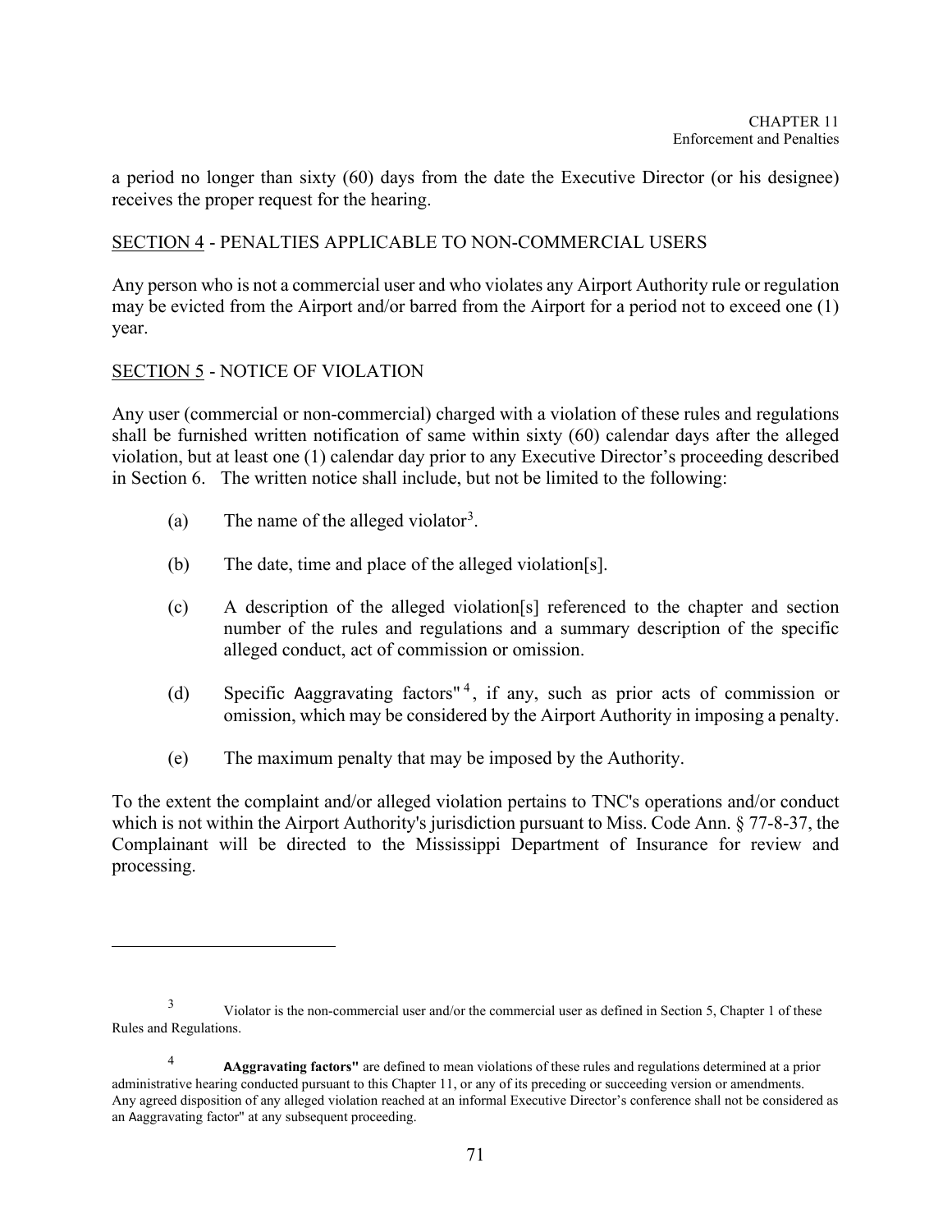a period no longer than sixty (60) days from the date the Executive Director (or his designee) receives the proper request for the hearing.

SECTION 4 - PENALTIES APPLICABLE TO NON-COMMERCIAL USERS

Any person who is not a commercial user and who violates any Airport Authority rule or regulation may be evicted from the Airport and/or barred from the Airport for a period not to exceed one (1) year.

SECTION 5 - NOTICE OF VIOLATION

Any user (commercial or non-commercial) charged with a violation of these rules and regulations shall be furnished written notification of same within sixty (60) calendar days after the alleged violation, but at least one (1) calendar day prior to any Executive Director's proceeding described in Section 6. The written notice shall include, but not be limited to the following:

(a) The name of the alleged violator[3].

(b) The date, time and place of the alleged violation[s].

(c) A description of the alleged violation[s] referenced to the chapter and section number of the rules and regulations and a summary description of the specific alleged conduct, act of commission or omission.

(d) Specific Aaggravating factors"[4], if any, such as prior acts of commission or omission, which may be considered by the Airport Authority in imposing a penalty.

(e) The maximum penalty that may be imposed by the Authority.

To the extent the complaint and/or alleged violation pertains to TNC's operations and/or conduct which is not within the Airport Authority's jurisdiction pursuant to Miss. Code Ann. § 77-8-37, the Complainant will be directed to the Mississippi Department of Insurance for review and processing.

---

[3] Violator is the non-commercial user and/or the commercial user as defined in Section 5, Chapter 1 of these Rules and Regulations.

[4] **AAggravating factors"** are defined to mean violations of these rules and regulations determined at a prior administrative hearing conducted pursuant to this Chapter 11, or any of its preceding or succeeding version or amendments. Any agreed disposition of any alleged violation reached at an informal Executive Director's conference shall not be considered as an Aaggravating factor" at any subsequent proceeding.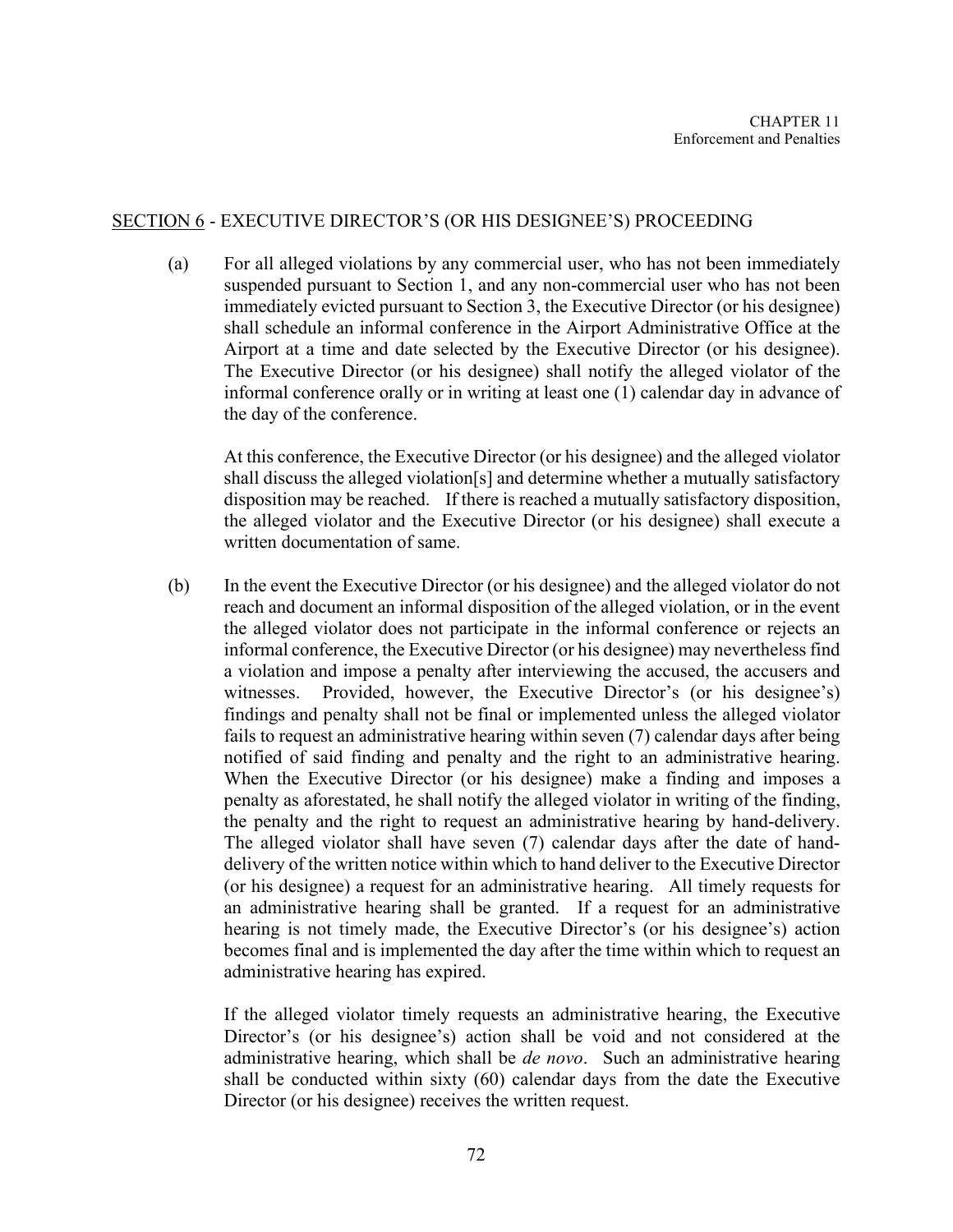## SECTION 6 - EXECUTIVE DIRECTOR'S (OR HIS DESIGNEE'S) PROCEEDING

(a) For all alleged violations by any commercial user, who has not been immediately suspended pursuant to Section 1, and any non-commercial user who has not been immediately evicted pursuant to Section 3, the Executive Director (or his designee) shall schedule an informal conference in the Airport Administrative Office at the Airport at a time and date selected by the Executive Director (or his designee). The Executive Director (or his designee) shall notify the alleged violator of the informal conference orally or in writing at least one (1) calendar day in advance of the day of the conference.

At this conference, the Executive Director (or his designee) and the alleged violator shall discuss the alleged violation[s] and determine whether a mutually satisfactory disposition may be reached. If there is reached a mutually satisfactory disposition, the alleged violator and the Executive Director (or his designee) shall execute a written documentation of same.

(b) In the event the Executive Director (or his designee) and the alleged violator do not reach and document an informal disposition of the alleged violation, or in the event the alleged violator does not participate in the informal conference or rejects an informal conference, the Executive Director (or his designee) may nevertheless find a violation and impose a penalty after interviewing the accused, the accusers and witnesses. Provided, however, the Executive Director's (or his designee's) findings and penalty shall not be final or implemented unless the alleged violator fails to request an administrative hearing within seven (7) calendar days after being notified of said finding and penalty and the right to an administrative hearing. When the Executive Director (or his designee) make a finding and imposes a penalty as aforestated, he shall notify the alleged violator in writing of the finding, the penalty and the right to request an administrative hearing by hand-delivery. The alleged violator shall have seven (7) calendar days after the date of hand-delivery of the written notice within which to hand deliver to the Executive Director (or his designee) a request for an administrative hearing. All timely requests for an administrative hearing shall be granted. If a request for an administrative hearing is not timely made, the Executive Director's (or his designee's) action becomes final and is implemented the day after the time within which to request an administrative hearing has expired.

If the alleged violator timely requests an administrative hearing, the Executive Director's (or his designee's) action shall be void and not considered at the administrative hearing, which shall be *de novo*. Such an administrative hearing shall be conducted within sixty (60) calendar days from the date the Executive Director (or his designee) receives the written request.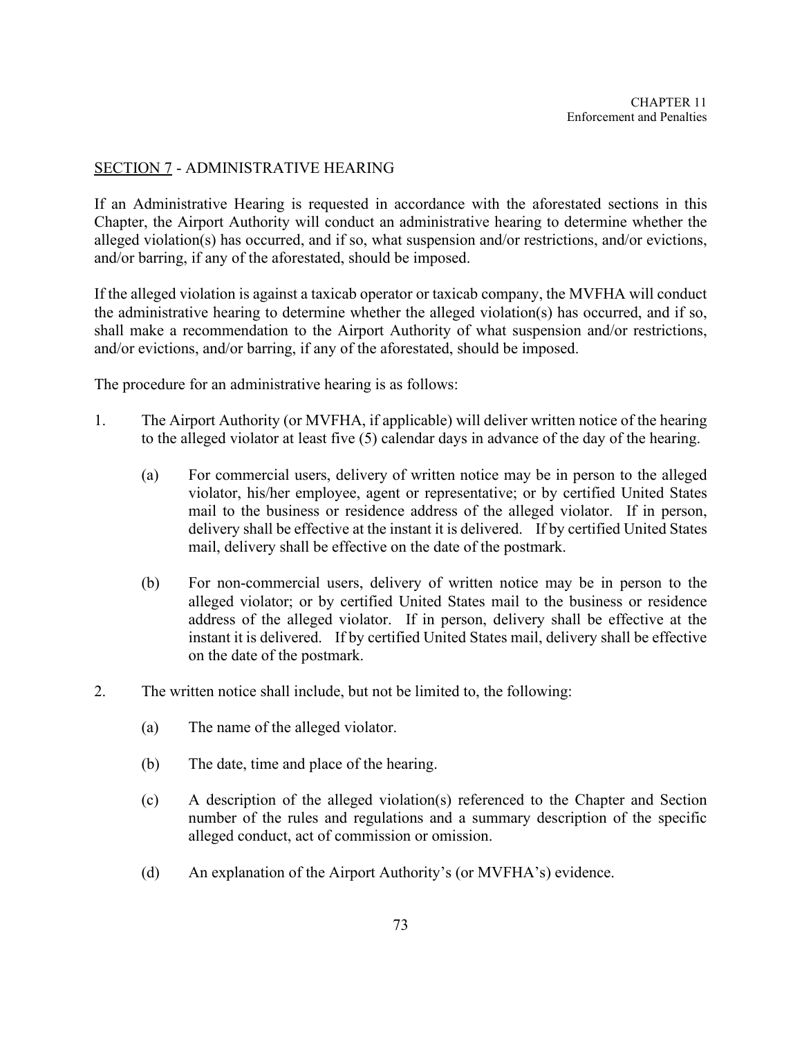## SECTION 7 - ADMINISTRATIVE HEARING

If an Administrative Hearing is requested in accordance with the aforestated sections in this Chapter, the Airport Authority will conduct an administrative hearing to determine whether the alleged violation(s) has occurred, and if so, what suspension and/or restrictions, and/or evictions, and/or barring, if any of the aforestated, should be imposed.

If the alleged violation is against a taxicab operator or taxicab company, the MVFHA will conduct the administrative hearing to determine whether the alleged violation(s) has occurred, and if so, shall make a recommendation to the Airport Authority of what suspension and/or restrictions, and/or evictions, and/or barring, if any of the aforestated, should be imposed.

The procedure for an administrative hearing is as follows:

1. The Airport Authority (or MVFHA, if applicable) will deliver written notice of the hearing to the alleged violator at least five (5) calendar days in advance of the day of the hearing.

   (a) For commercial users, delivery of written notice may be in person to the alleged violator, his/her employee, agent or representative; or by certified United States mail to the business or residence address of the alleged violator. If in person, delivery shall be effective at the instant it is delivered. If by certified United States mail, delivery shall be effective on the date of the postmark.

   (b) For non-commercial users, delivery of written notice may be in person to the alleged violator; or by certified United States mail to the business or residence address of the alleged violator. If in person, delivery shall be effective at the instant it is delivered. If by certified United States mail, delivery shall be effective on the date of the postmark.

2. The written notice shall include, but not be limited to, the following:

   (a) The name of the alleged violator.

   (b) The date, time and place of the hearing.

   (c) A description of the alleged violation(s) referenced to the Chapter and Section number of the rules and regulations and a summary description of the specific alleged conduct, act of commission or omission.

   (d) An explanation of the Airport Authority's (or MVFHA's) evidence.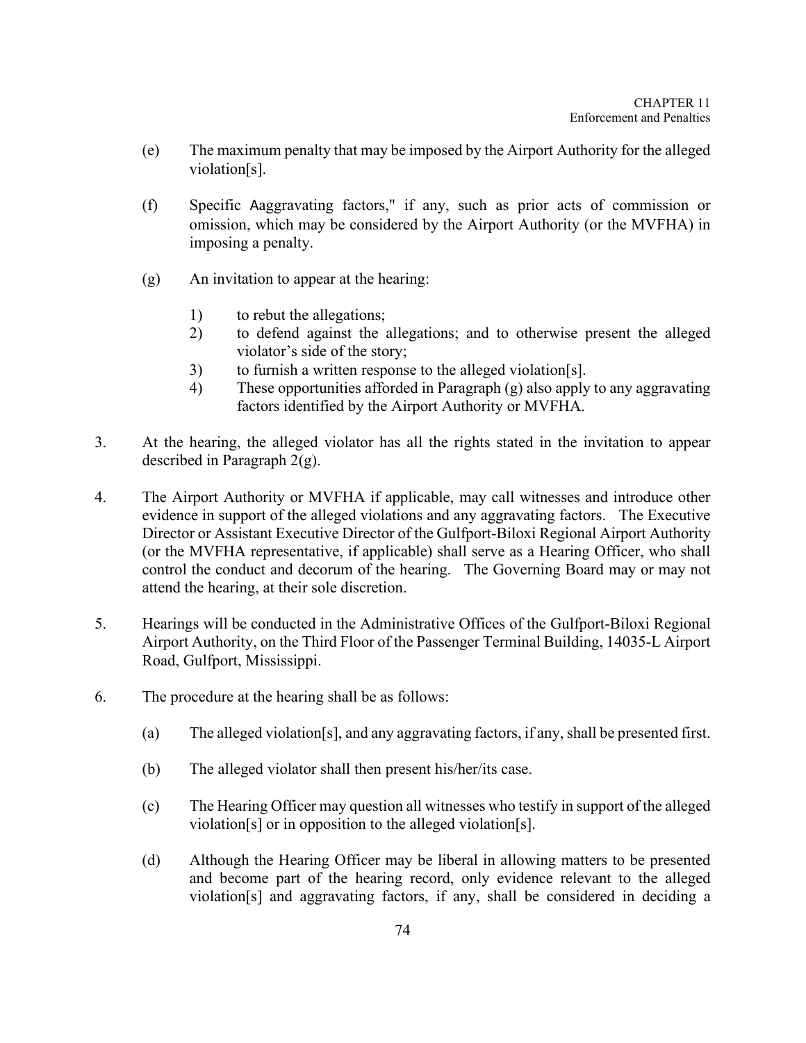(e) The maximum penalty that may be imposed by the Airport Authority for the alleged violation[s].

(f) Specific Aaggravating factors," if any, such as prior acts of commission or omission, which may be considered by the Airport Authority (or the MVFHA) in imposing a penalty.

(g) An invitation to appear at the hearing:

  1) to rebut the allegations;
  2) to defend against the allegations; and to otherwise present the alleged violator's side of the story;
  3) to furnish a written response to the alleged violation[s].
  4) These opportunities afforded in Paragraph (g) also apply to any aggravating factors identified by the Airport Authority or MVFHA.

3. At the hearing, the alleged violator has all the rights stated in the invitation to appear described in Paragraph 2(g).

4. The Airport Authority or MVFHA if applicable, may call witnesses and introduce other evidence in support of the alleged violations and any aggravating factors. The Executive Director or Assistant Executive Director of the Gulfport-Biloxi Regional Airport Authority (or the MVFHA representative, if applicable) shall serve as a Hearing Officer, who shall control the conduct and decorum of the hearing. The Governing Board may or may not attend the hearing, at their sole discretion.

5. Hearings will be conducted in the Administrative Offices of the Gulfport-Biloxi Regional Airport Authority, on the Third Floor of the Passenger Terminal Building, 14035-L Airport Road, Gulfport, Mississippi.

6. The procedure at the hearing shall be as follows:

  (a) The alleged violation[s], and any aggravating factors, if any, shall be presented first.

  (b) The alleged violator shall then present his/her/its case.

  (c) The Hearing Officer may question all witnesses who testify in support of the alleged violation[s] or in opposition to the alleged violation[s].

  (d) Although the Hearing Officer may be liberal in allowing matters to be presented and become part of the hearing record, only evidence relevant to the alleged violation[s] and aggravating factors, if any, shall be considered in deciding a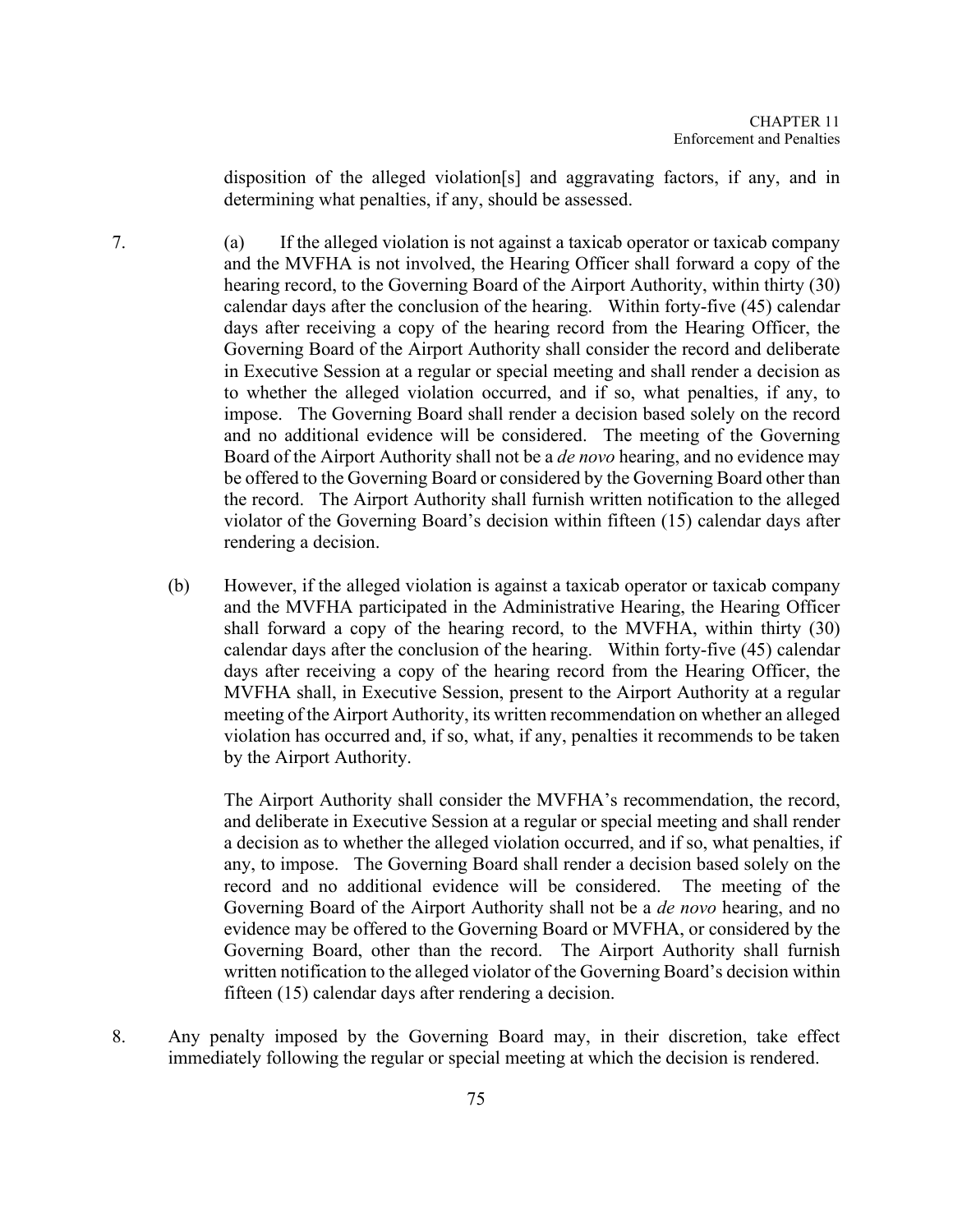disposition of the alleged violation[s] and aggravating factors, if any, and in determining what penalties, if any, should be assessed.

7. (a) If the alleged violation is not against a taxicab operator or taxicab company and the MVFHA is not involved, the Hearing Officer shall forward a copy of the hearing record, to the Governing Board of the Airport Authority, within thirty (30) calendar days after the conclusion of the hearing. Within forty-five (45) calendar days after receiving a copy of the hearing record from the Hearing Officer, the Governing Board of the Airport Authority shall consider the record and deliberate in Executive Session at a regular or special meeting and shall render a decision as to whether the alleged violation occurred, and if so, what penalties, if any, to impose. The Governing Board shall render a decision based solely on the record and no additional evidence will be considered. The meeting of the Governing Board of the Airport Authority shall not be a *de novo* hearing, and no evidence may be offered to the Governing Board or considered by the Governing Board other than the record. The Airport Authority shall furnish written notification to the alleged violator of the Governing Board's decision within fifteen (15) calendar days after rendering a decision.

   (b) However, if the alleged violation is against a taxicab operator or taxicab company and the MVFHA participated in the Administrative Hearing, the Hearing Officer shall forward a copy of the hearing record, to the MVFHA, within thirty (30) calendar days after the conclusion of the hearing. Within forty-five (45) calendar days after receiving a copy of the hearing record from the Hearing Officer, the MVFHA shall, in Executive Session, present to the Airport Authority at a regular meeting of the Airport Authority, its written recommendation on whether an alleged violation has occurred and, if so, what, if any, penalties it recommends to be taken by the Airport Authority.

   The Airport Authority shall consider the MVFHA's recommendation, the record, and deliberate in Executive Session at a regular or special meeting and shall render a decision as to whether the alleged violation occurred, and if so, what penalties, if any, to impose. The Governing Board shall render a decision based solely on the record and no additional evidence will be considered. The meeting of the Governing Board of the Airport Authority shall not be a *de novo* hearing, and no evidence may be offered to the Governing Board or MVFHA, or considered by the Governing Board, other than the record. The Airport Authority shall furnish written notification to the alleged violator of the Governing Board's decision within fifteen (15) calendar days after rendering a decision.

8. Any penalty imposed by the Governing Board may, in their discretion, take effect immediately following the regular or special meeting at which the decision is rendered.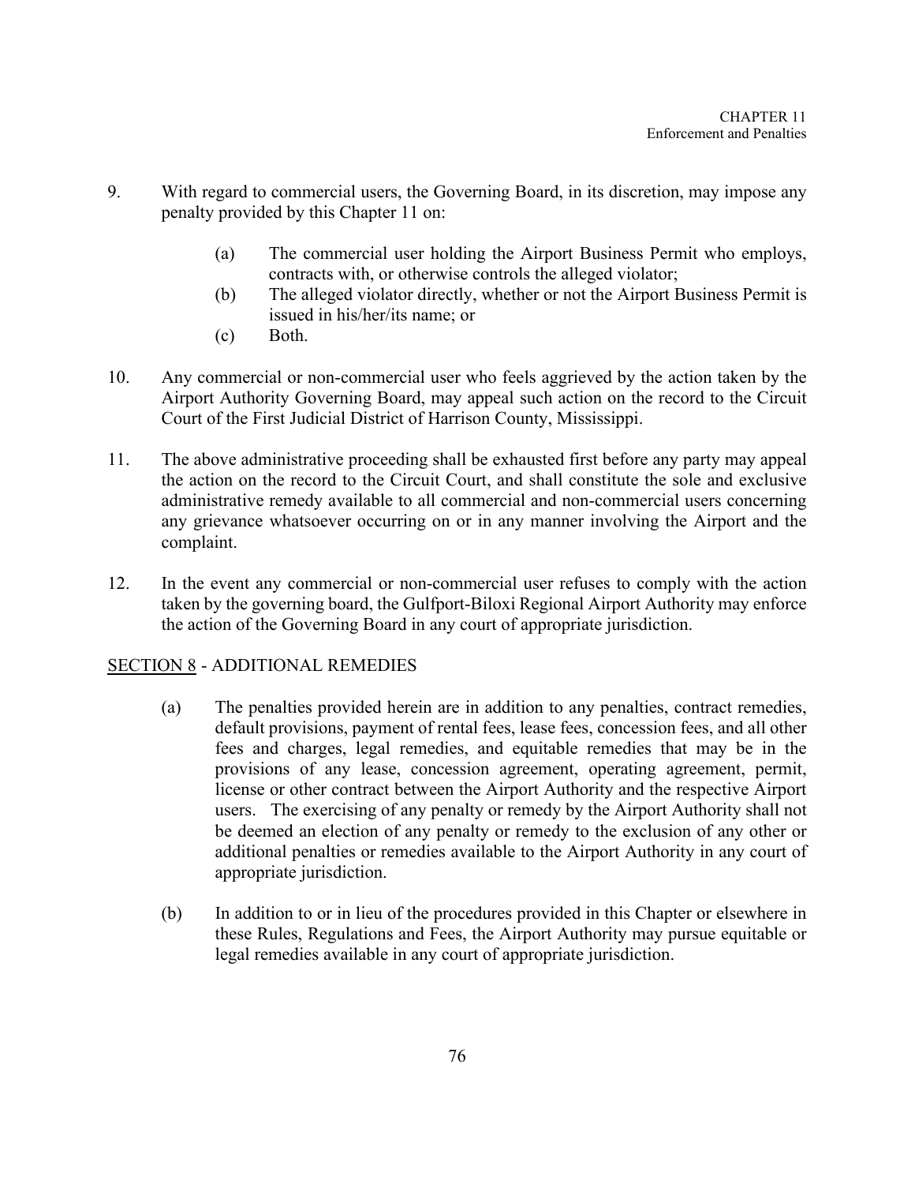9. With regard to commercial users, the Governing Board, in its discretion, may impose any penalty provided by this Chapter 11 on:

   (a) The commercial user holding the Airport Business Permit who employs, contracts with, or otherwise controls the alleged violator;
   (b) The alleged violator directly, whether or not the Airport Business Permit is issued in his/her/its name; or
   (c) Both.

10. Any commercial or non-commercial user who feels aggrieved by the action taken by the Airport Authority Governing Board, may appeal such action on the record to the Circuit Court of the First Judicial District of Harrison County, Mississippi.

11. The above administrative proceeding shall be exhausted first before any party may appeal the action on the record to the Circuit Court, and shall constitute the sole and exclusive administrative remedy available to all commercial and non-commercial users concerning any grievance whatsoever occurring on or in any manner involving the Airport and the complaint.

12. In the event any commercial or non-commercial user refuses to comply with the action taken by the governing board, the Gulfport-Biloxi Regional Airport Authority may enforce the action of the Governing Board in any court of appropriate jurisdiction.

## SECTION 8 - ADDITIONAL REMEDIES

(a) The penalties provided herein are in addition to any penalties, contract remedies, default provisions, payment of rental fees, lease fees, concession fees, and all other fees and charges, legal remedies, and equitable remedies that may be in the provisions of any lease, concession agreement, operating agreement, permit, license or other contract between the Airport Authority and the respective Airport users. The exercising of any penalty or remedy by the Airport Authority shall not be deemed an election of any penalty or remedy to the exclusion of any other or additional penalties or remedies available to the Airport Authority in any court of appropriate jurisdiction.

(b) In addition to or in lieu of the procedures provided in this Chapter or elsewhere in these Rules, Regulations and Fees, the Airport Authority may pursue equitable or legal remedies available in any court of appropriate jurisdiction.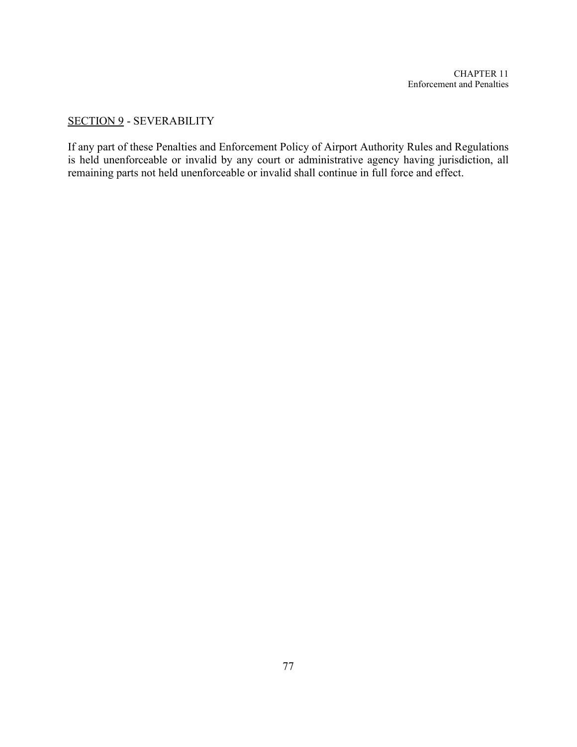## SECTION 9 - SEVERABILITY

If any part of these Penalties and Enforcement Policy of Airport Authority Rules and Regulations is held unenforceable or invalid by any court or administrative agency having jurisdiction, all remaining parts not held unenforceable or invalid shall continue in full force and effect.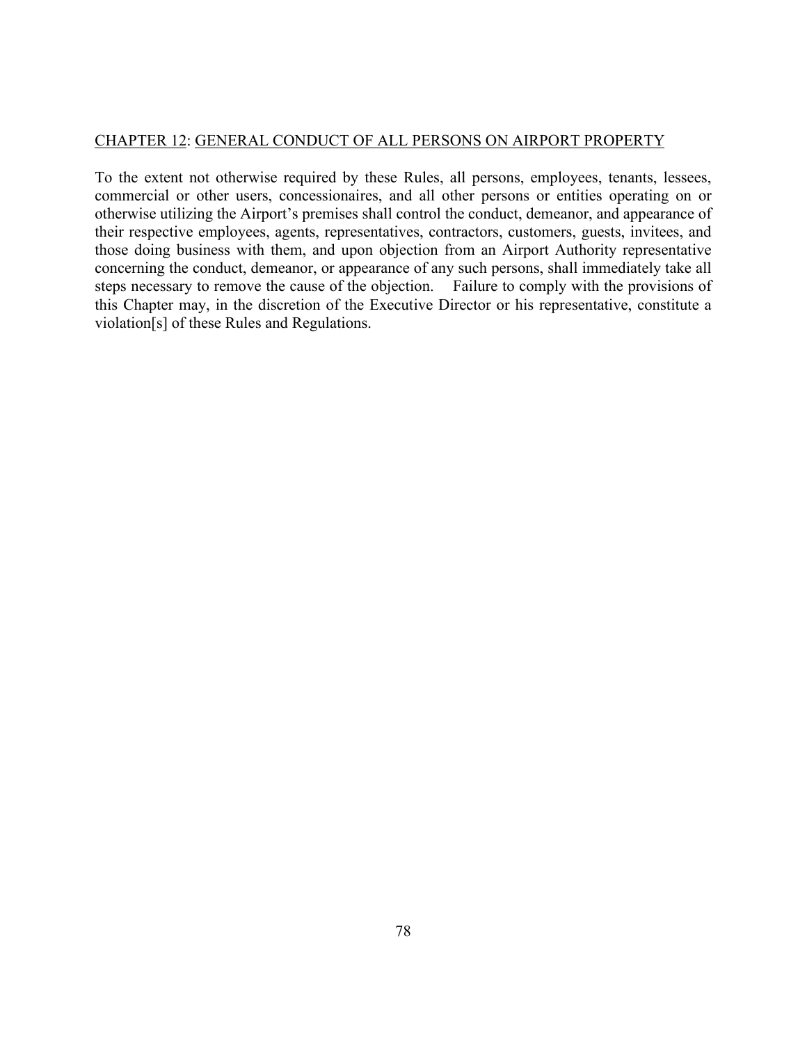## CHAPTER 12: GENERAL CONDUCT OF ALL PERSONS ON AIRPORT PROPERTY

To the extent not otherwise required by these Rules, all persons, employees, tenants, lessees, commercial or other users, concessionaires, and all other persons or entities operating on or otherwise utilizing the Airport's premises shall control the conduct, demeanor, and appearance of their respective employees, agents, representatives, contractors, customers, guests, invitees, and those doing business with them, and upon objection from an Airport Authority representative concerning the conduct, demeanor, or appearance of any such persons, shall immediately take all steps necessary to remove the cause of the objection. Failure to comply with the provisions of this Chapter may, in the discretion of the Executive Director or his representative, constitute a violation[s] of these Rules and Regulations.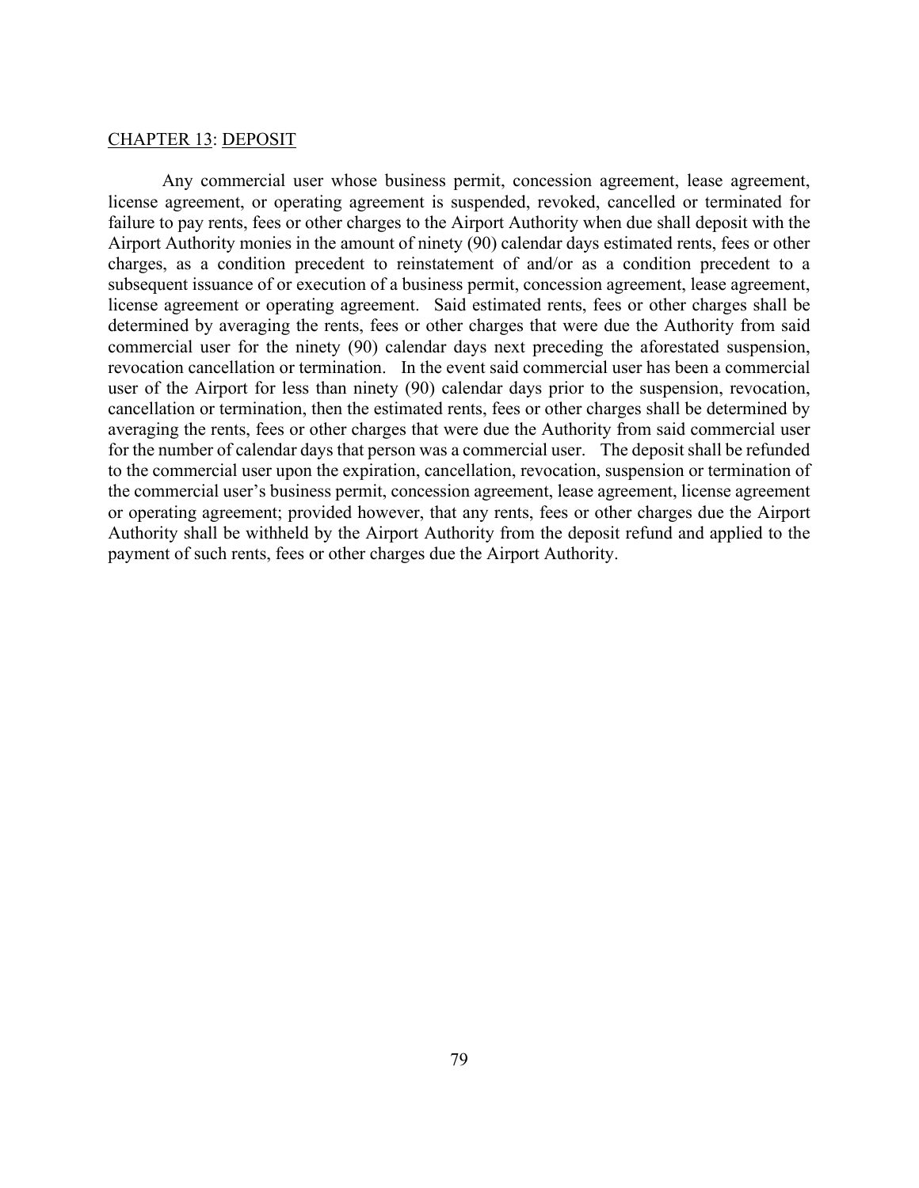## CHAPTER 13: DEPOSIT

Any commercial user whose business permit, concession agreement, lease agreement, license agreement, or operating agreement is suspended, revoked, cancelled or terminated for failure to pay rents, fees or other charges to the Airport Authority when due shall deposit with the Airport Authority monies in the amount of ninety (90) calendar days estimated rents, fees or other charges, as a condition precedent to reinstatement of and/or as a condition precedent to a subsequent issuance of or execution of a business permit, concession agreement, lease agreement, license agreement or operating agreement. Said estimated rents, fees or other charges shall be determined by averaging the rents, fees or other charges that were due the Authority from said commercial user for the ninety (90) calendar days next preceding the aforestated suspension, revocation cancellation or termination. In the event said commercial user has been a commercial user of the Airport for less than ninety (90) calendar days prior to the suspension, revocation, cancellation or termination, then the estimated rents, fees or other charges shall be determined by averaging the rents, fees or other charges that were due the Authority from said commercial user for the number of calendar days that person was a commercial user. The deposit shall be refunded to the commercial user upon the expiration, cancellation, revocation, suspension or termination of the commercial user's business permit, concession agreement, lease agreement, license agreement or operating agreement; provided however, that any rents, fees or other charges due the Airport Authority shall be withheld by the Airport Authority from the deposit refund and applied to the payment of such rents, fees or other charges due the Airport Authority.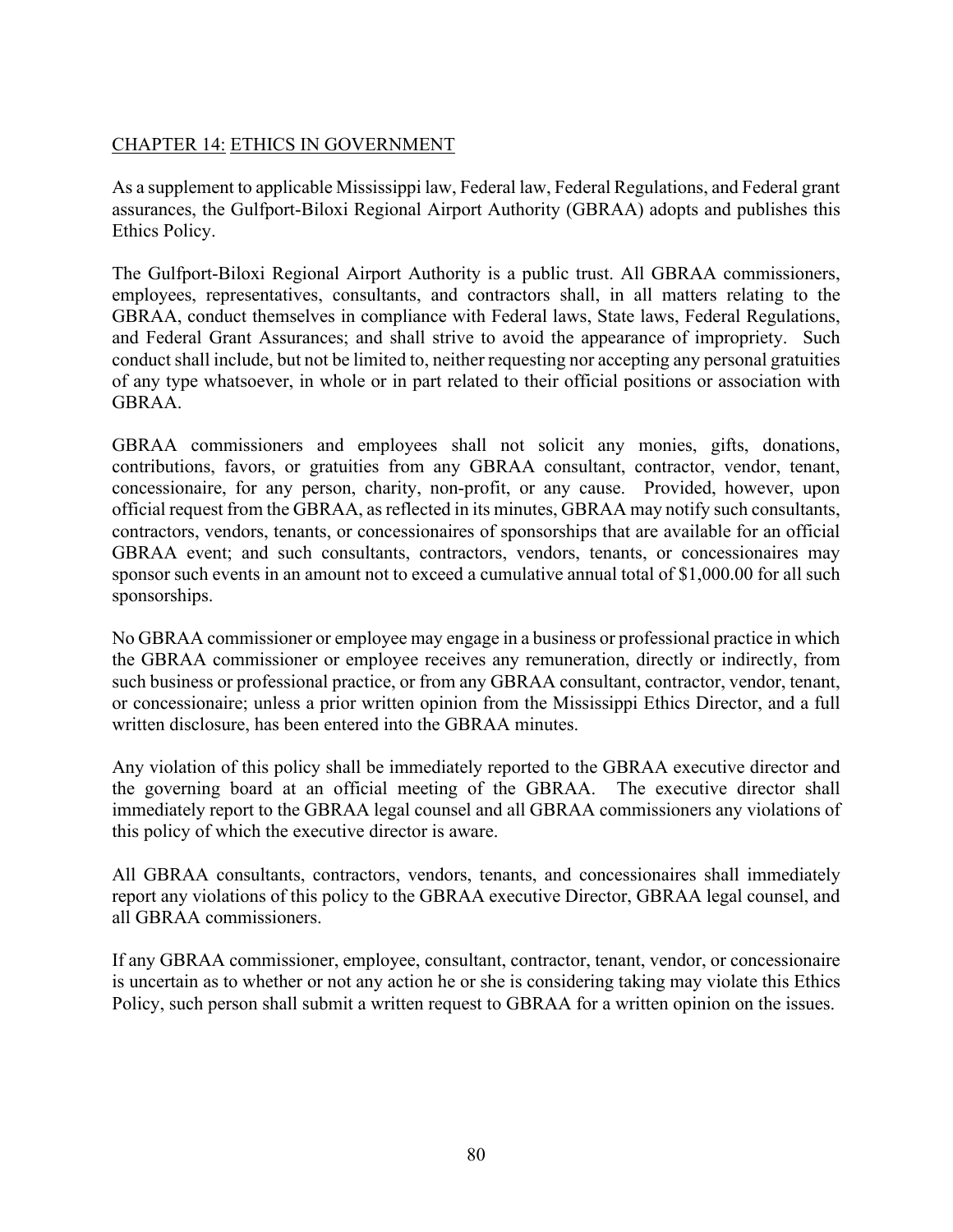## CHAPTER 14: ETHICS IN GOVERNMENT

As a supplement to applicable Mississippi law, Federal law, Federal Regulations, and Federal grant assurances, the Gulfport-Biloxi Regional Airport Authority (GBRAA) adopts and publishes this Ethics Policy.

The Gulfport-Biloxi Regional Airport Authority is a public trust. All GBRAA commissioners, employees, representatives, consultants, and contractors shall, in all matters relating to the GBRAA, conduct themselves in compliance with Federal laws, State laws, Federal Regulations, and Federal Grant Assurances; and shall strive to avoid the appearance of impropriety. Such conduct shall include, but not be limited to, neither requesting nor accepting any personal gratuities of any type whatsoever, in whole or in part related to their official positions or association with GBRAA.

GBRAA commissioners and employees shall not solicit any monies, gifts, donations, contributions, favors, or gratuities from any GBRAA consultant, contractor, vendor, tenant, concessionaire, for any person, charity, non-profit, or any cause. Provided, however, upon official request from the GBRAA, as reflected in its minutes, GBRAA may notify such consultants, contractors, vendors, tenants, or concessionaires of sponsorships that are available for an official GBRAA event; and such consultants, contractors, vendors, tenants, or concessionaires may sponsor such events in an amount not to exceed a cumulative annual total of $1,000.00 for all such sponsorships.

No GBRAA commissioner or employee may engage in a business or professional practice in which the GBRAA commissioner or employee receives any remuneration, directly or indirectly, from such business or professional practice, or from any GBRAA consultant, contractor, vendor, tenant, or concessionaire; unless a prior written opinion from the Mississippi Ethics Director, and a full written disclosure, has been entered into the GBRAA minutes.

Any violation of this policy shall be immediately reported to the GBRAA executive director and the governing board at an official meeting of the GBRAA. The executive director shall immediately report to the GBRAA legal counsel and all GBRAA commissioners any violations of this policy of which the executive director is aware.

All GBRAA consultants, contractors, vendors, tenants, and concessionaires shall immediately report any violations of this policy to the GBRAA executive Director, GBRAA legal counsel, and all GBRAA commissioners.

If any GBRAA commissioner, employee, consultant, contractor, tenant, vendor, or concessionaire is uncertain as to whether or not any action he or she is considering taking may violate this Ethics Policy, such person shall submit a written request to GBRAA for a written opinion on the issues.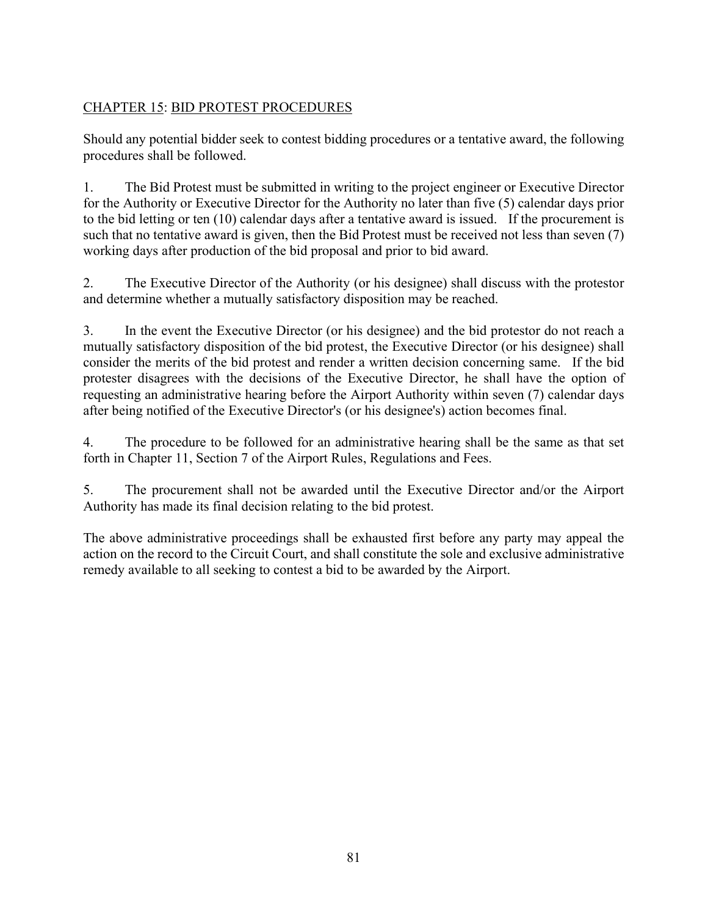## CHAPTER 15: BID PROTEST PROCEDURES

Should any potential bidder seek to contest bidding procedures or a tentative award, the following procedures shall be followed.

1. The Bid Protest must be submitted in writing to the project engineer or Executive Director for the Authority or Executive Director for the Authority no later than five (5) calendar days prior to the bid letting or ten (10) calendar days after a tentative award is issued. If the procurement is such that no tentative award is given, then the Bid Protest must be received not less than seven (7) working days after production of the bid proposal and prior to bid award.

2. The Executive Director of the Authority (or his designee) shall discuss with the protestor and determine whether a mutually satisfactory disposition may be reached.

3. In the event the Executive Director (or his designee) and the bid protestor do not reach a mutually satisfactory disposition of the bid protest, the Executive Director (or his designee) shall consider the merits of the bid protest and render a written decision concerning same. If the bid protester disagrees with the decisions of the Executive Director, he shall have the option of requesting an administrative hearing before the Airport Authority within seven (7) calendar days after being notified of the Executive Director's (or his designee's) action becomes final.

4. The procedure to be followed for an administrative hearing shall be the same as that set forth in Chapter 11, Section 7 of the Airport Rules, Regulations and Fees.

5. The procurement shall not be awarded until the Executive Director and/or the Airport Authority has made its final decision relating to the bid protest.

The above administrative proceedings shall be exhausted first before any party may appeal the action on the record to the Circuit Court, and shall constitute the sole and exclusive administrative remedy available to all seeking to contest a bid to be awarded by the Airport.